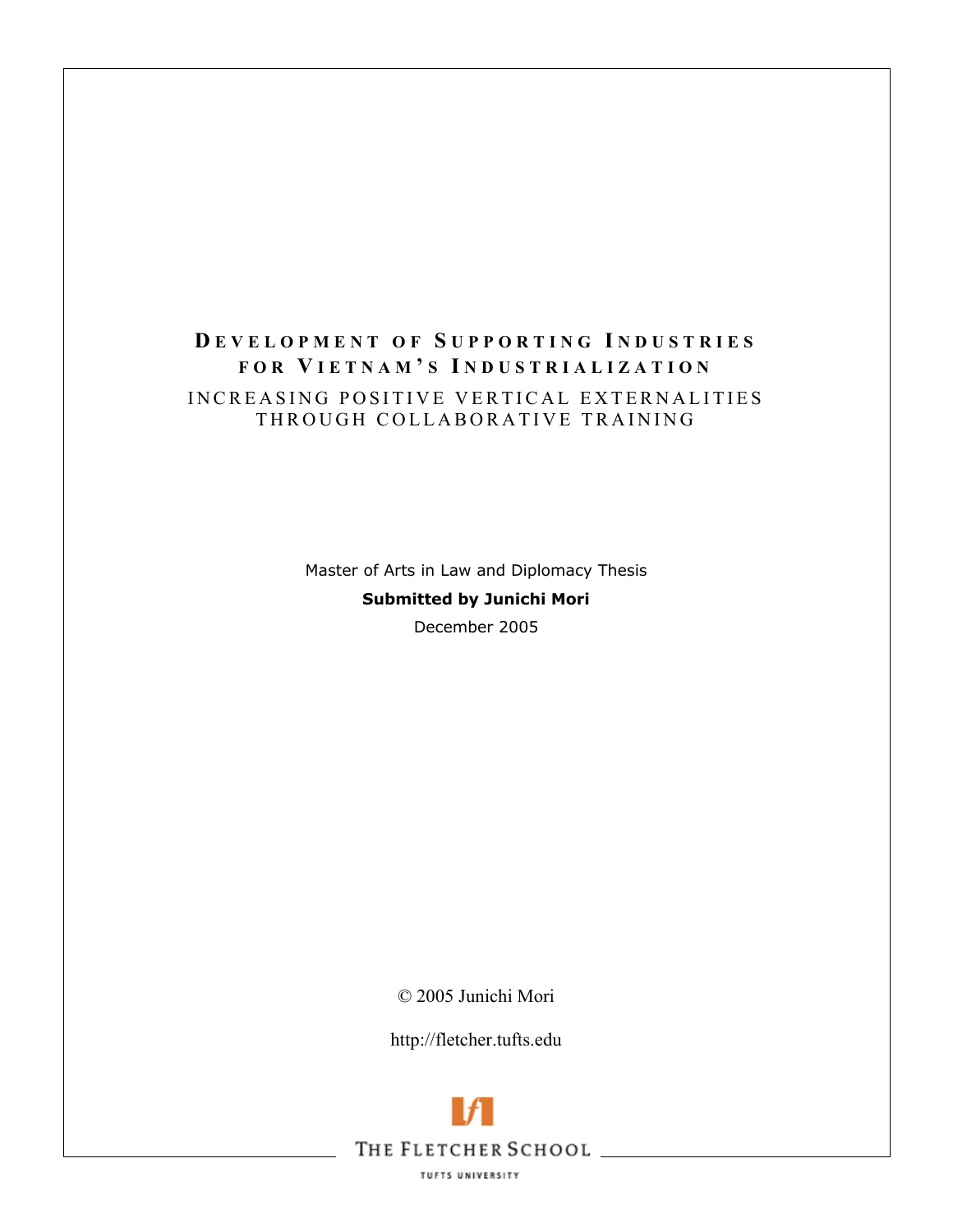# Development of Supporting Industries for Vietnam's Industrialization

## Increasing Positive Vertical Externalities Through Collaborative Training

Master of Arts in Law and Diplomacy Thesis

**Submitted by Junichi Mori**

December 2005

© 2005 Junichi Mori

http://fletcher.tufts.edu

THE FLETCHER SCHOOL

TUFTS UNIVERSITY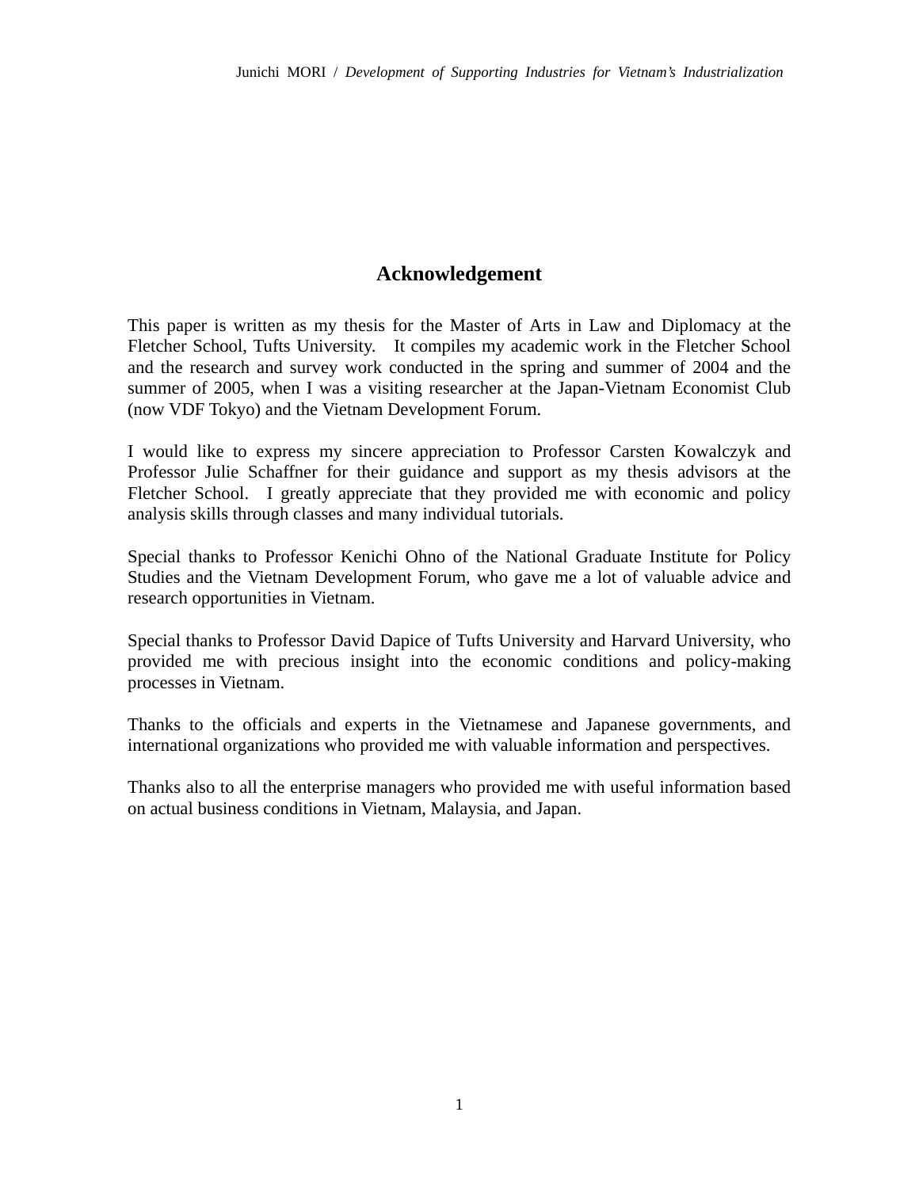# Acknowledgement

This paper is written as my thesis for the Master of Arts in Law and Diplomacy at the Fletcher School, Tufts University. It compiles my academic work in the Fletcher School and the research and survey work conducted in the spring and summer of 2004 and the summer of 2005, when I was a visiting researcher at the Japan-Vietnam Economist Club (now VDF Tokyo) and the Vietnam Development Forum.

I would like to express my sincere appreciation to Professor Carsten Kowalczyk and Professor Julie Schaffner for their guidance and support as my thesis advisors at the Fletcher School. I greatly appreciate that they provided me with economic and policy analysis skills through classes and many individual tutorials.

Special thanks to Professor Kenichi Ohno of the National Graduate Institute for Policy Studies and the Vietnam Development Forum, who gave me a lot of valuable advice and research opportunities in Vietnam.

Special thanks to Professor David Dapice of Tufts University and Harvard University, who provided me with precious insight into the economic conditions and policy-making processes in Vietnam.

Thanks to the officials and experts in the Vietnamese and Japanese governments, and international organizations who provided me with valuable information and perspectives.

Thanks also to all the enterprise managers who provided me with useful information based on actual business conditions in Vietnam, Malaysia, and Japan.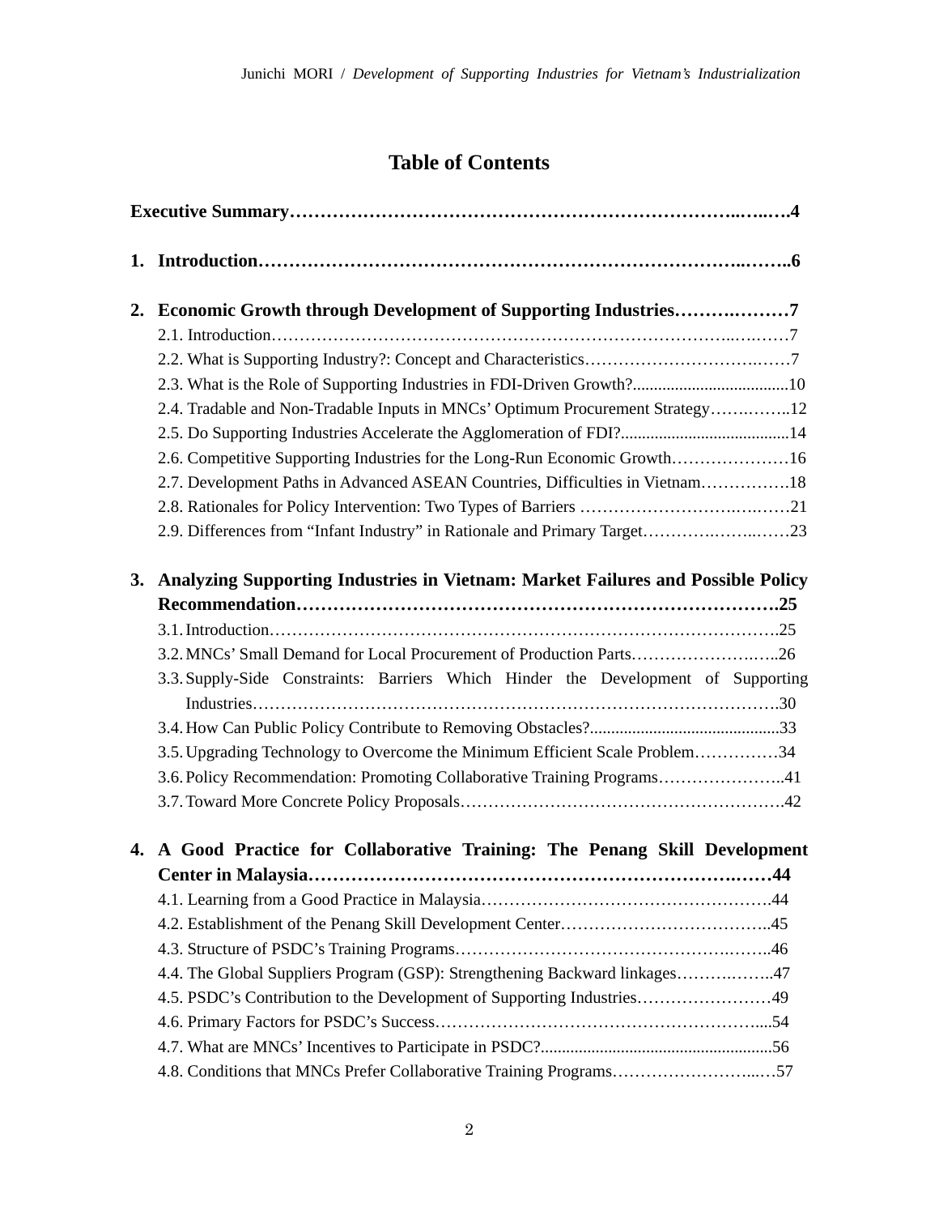# Table of Contents

**Executive Summary……………………………………………………………..…..….4**

**1. Introduction……………………………………………………………………..……..6**

**2. Economic Growth through Development of Supporting Industries…….………7**

2.1. Introduction………………………………………………………………………..….……7
2.2. What is Supporting Industry?: Concept and Characteristics…………………………….……7
2.3. What is the Role of Supporting Industries in FDI-Driven Growth?.....................................10
2.4. Tradable and Non-Tradable Inputs in MNCs' Optimum Procurement Strategy…….……..12
2.5. Do Supporting Industries Accelerate the Agglomeration of FDI?........................................14
2.6. Competitive Supporting Industries for the Long-Run Economic Growth…………………16
2.7. Development Paths in Advanced ASEAN Countries, Difficulties in Vietnam…………….18
2.8. Rationales for Policy Intervention: Two Types of Barriers ………………………….….……21
2.9. Differences from "Infant Industry" in Rationale and Primary Target……….……..……23

**3. Analyzing Supporting Industries in Vietnam: Market Failures and Possible Policy Recommendation………………………………………………………………….25**

3.1. Introduction……………………………………………………………………………….25
3.2. MNCs' Small Demand for Local Procurement of Production Parts…………………….…..26
3.3. Supply-Side Constraints: Barriers Which Hinder the Development of Supporting Industries……………………………………………………………………………….30
3.4. How Can Public Policy Contribute to Removing Obstacles?............................................33
3.5. Upgrading Technology to Overcome the Minimum Efficient Scale Problem……………34
3.6. Policy Recommendation: Promoting Collaborative Training Programs…………………..41
3.7. Toward More Concrete Policy Proposals………………………………………………….42

**4. A Good Practice for Collaborative Training: The Penang Skill Development Center in Malaysia…………………………………………………………….……44**

4.1. Learning from a Good Practice in Malaysia…………………………………………….44
4.2. Establishment of the Penang Skill Development Center………………………………..45
4.3. Structure of PSDC's Training Programs…………………………………………….……..46
4.4. The Global Suppliers Program (GSP): Strengthening Backward linkages……….……..47
4.5. PSDC's Contribution to the Development of Supporting Industries……………………49
4.6. Primary Factors for PSDC's Success…………………………………………………...54
4.7. What are MNCs' Incentives to Participate in PSDC?.......................................................56
4.8. Conditions that MNCs Prefer Collaborative Training Programs……………………..…57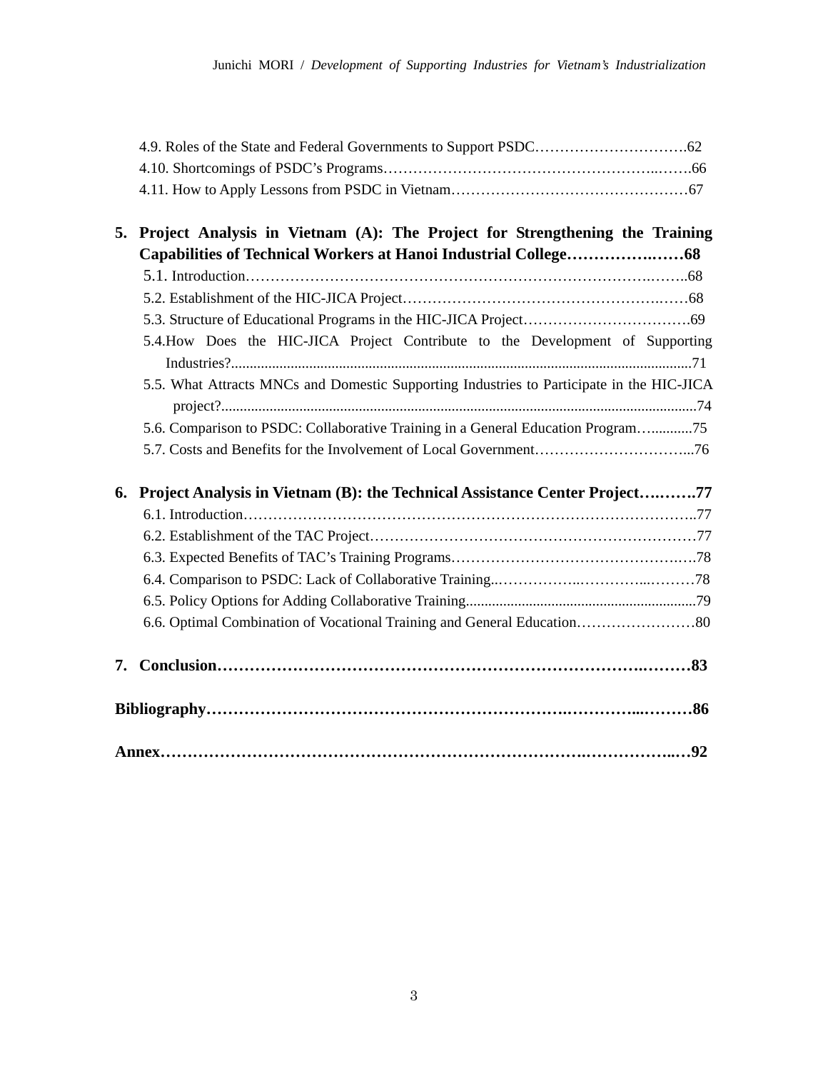4.9. Roles of the State and Federal Governments to Support PSDC…………………………62
4.10. Shortcomings of PSDC's Programs…………………………………………………66
4.11. How to Apply Lessons from PSDC in Vietnam…………………………………………67

**5. Project Analysis in Vietnam (A): The Project for Strengthening the Training Capabilities of Technical Workers at Hanoi Industrial College………………68**

5.1. Introduction…………………………………………………………………………68
5.2. Establishment of the HIC-JICA Project………………………………………………68
5.3. Structure of Educational Programs in the HIC-JICA Project……………………………69
5.4. How Does the HIC-JICA Project Contribute to the Development of Supporting Industries?..........................................................................................................................71
5.5. What Attracts MNCs and Domestic Supporting Industries to Participate in the HIC-JICA project?.................................................................................................................................74
5.6. Comparison to PSDC: Collaborative Training in a General Education Program…...........75
5.7. Costs and Benefits for the Involvement of Local Government…………………………...76

**6. Project Analysis in Vietnam (B): the Technical Assistance Center Project……….77**

6.1. Introduction…………………………………………………………………………..77
6.2. Establishment of the TAC Project………………………………………………………77
6.3. Expected Benefits of TAC's Training Programs…………………………………………78
6.4. Comparison to PSDC: Lack of Collaborative Training..……………..…………...………78
6.5. Policy Options for Adding Collaborative Training..............................................................79
6.6. Optimal Combination of Vocational Training and General Education……………………80

**7. Conclusion………………………………………………………………………………83**

**Bibliography……………………………………………………………………………86**

**Annex……………………………………………………………………………………92**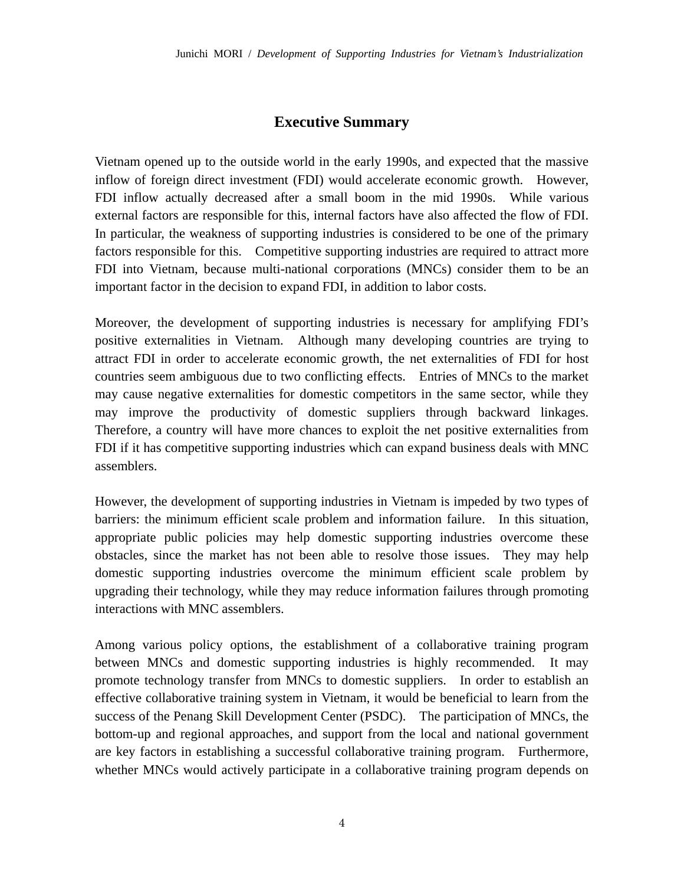# Executive Summary

Vietnam opened up to the outside world in the early 1990s, and expected that the massive inflow of foreign direct investment (FDI) would accelerate economic growth. However, FDI inflow actually decreased after a small boom in the mid 1990s. While various external factors are responsible for this, internal factors have also affected the flow of FDI. In particular, the weakness of supporting industries is considered to be one of the primary factors responsible for this. Competitive supporting industries are required to attract more FDI into Vietnam, because multi-national corporations (MNCs) consider them to be an important factor in the decision to expand FDI, in addition to labor costs.

Moreover, the development of supporting industries is necessary for amplifying FDI's positive externalities in Vietnam. Although many developing countries are trying to attract FDI in order to accelerate economic growth, the net externalities of FDI for host countries seem ambiguous due to two conflicting effects. Entries of MNCs to the market may cause negative externalities for domestic competitors in the same sector, while they may improve the productivity of domestic suppliers through backward linkages. Therefore, a country will have more chances to exploit the net positive externalities from FDI if it has competitive supporting industries which can expand business deals with MNC assemblers.

However, the development of supporting industries in Vietnam is impeded by two types of barriers: the minimum efficient scale problem and information failure. In this situation, appropriate public policies may help domestic supporting industries overcome these obstacles, since the market has not been able to resolve those issues. They may help domestic supporting industries overcome the minimum efficient scale problem by upgrading their technology, while they may reduce information failures through promoting interactions with MNC assemblers.

Among various policy options, the establishment of a collaborative training program between MNCs and domestic supporting industries is highly recommended. It may promote technology transfer from MNCs to domestic suppliers. In order to establish an effective collaborative training system in Vietnam, it would be beneficial to learn from the success of the Penang Skill Development Center (PSDC). The participation of MNCs, the bottom-up and regional approaches, and support from the local and national government are key factors in establishing a successful collaborative training program. Furthermore, whether MNCs would actively participate in a collaborative training program depends on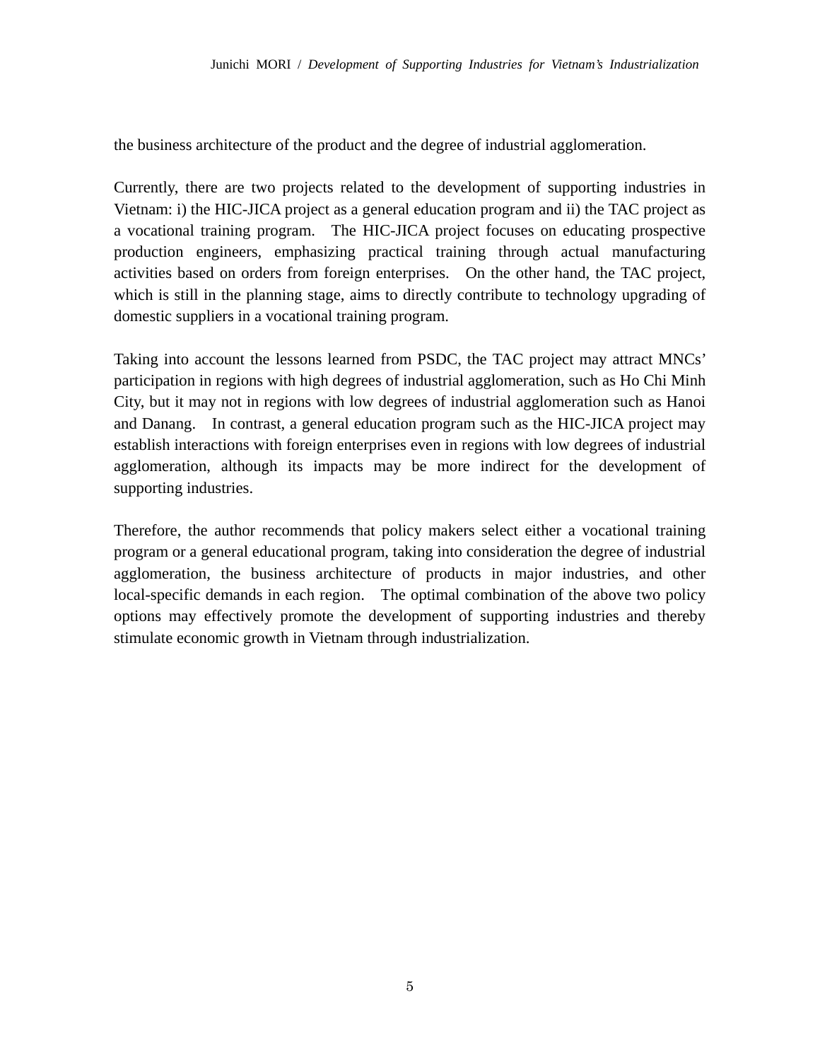the business architecture of the product and the degree of industrial agglomeration.

Currently, there are two projects related to the development of supporting industries in Vietnam: i) the HIC-JICA project as a general education program and ii) the TAC project as a vocational training program. The HIC-JICA project focuses on educating prospective production engineers, emphasizing practical training through actual manufacturing activities based on orders from foreign enterprises. On the other hand, the TAC project, which is still in the planning stage, aims to directly contribute to technology upgrading of domestic suppliers in a vocational training program.

Taking into account the lessons learned from PSDC, the TAC project may attract MNCs' participation in regions with high degrees of industrial agglomeration, such as Ho Chi Minh City, but it may not in regions with low degrees of industrial agglomeration such as Hanoi and Danang. In contrast, a general education program such as the HIC-JICA project may establish interactions with foreign enterprises even in regions with low degrees of industrial agglomeration, although its impacts may be more indirect for the development of supporting industries.

Therefore, the author recommends that policy makers select either a vocational training program or a general educational program, taking into consideration the degree of industrial agglomeration, the business architecture of products in major industries, and other local-specific demands in each region. The optimal combination of the above two policy options may effectively promote the development of supporting industries and thereby stimulate economic growth in Vietnam through industrialization.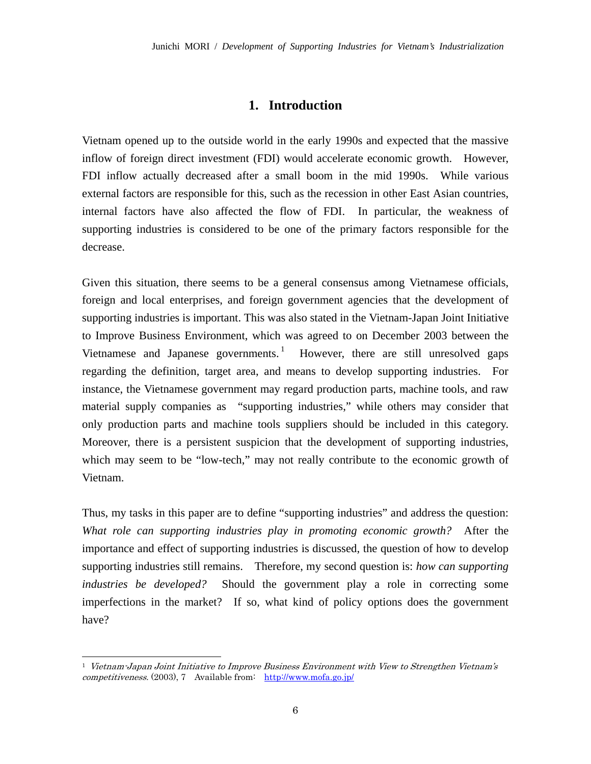# 1. Introduction

Vietnam opened up to the outside world in the early 1990s and expected that the massive inflow of foreign direct investment (FDI) would accelerate economic growth. However, FDI inflow actually decreased after a small boom in the mid 1990s. While various external factors are responsible for this, such as the recession in other East Asian countries, internal factors have also affected the flow of FDI. In particular, the weakness of supporting industries is considered to be one of the primary factors responsible for the decrease.

Given this situation, there seems to be a general consensus among Vietnamese officials, foreign and local enterprises, and foreign government agencies that the development of supporting industries is important. This was also stated in the Vietnam-Japan Joint Initiative to Improve Business Environment, which was agreed to on December 2003 between the Vietnamese and Japanese governments.[1] However, there are still unresolved gaps regarding the definition, target area, and means to develop supporting industries. For instance, the Vietnamese government may regard production parts, machine tools, and raw material supply companies as "supporting industries," while others may consider that only production parts and machine tools suppliers should be included in this category. Moreover, there is a persistent suspicion that the development of supporting industries, which may seem to be "low-tech," may not really contribute to the economic growth of Vietnam.

Thus, my tasks in this paper are to define "supporting industries" and address the question: *What role can supporting industries play in promoting economic growth?* After the importance and effect of supporting industries is discussed, the question of how to develop supporting industries still remains. Therefore, my second question is: *how can supporting industries be developed?* Should the government play a role in correcting some imperfections in the market? If so, what kind of policy options does the government have?

---

[1] *Vietnam-Japan Joint Initiative to Improve Business Environment with View to Strengthen Vietnam's competitiveness.* (2003), 7 Available from: http://www.mofa.go.jp/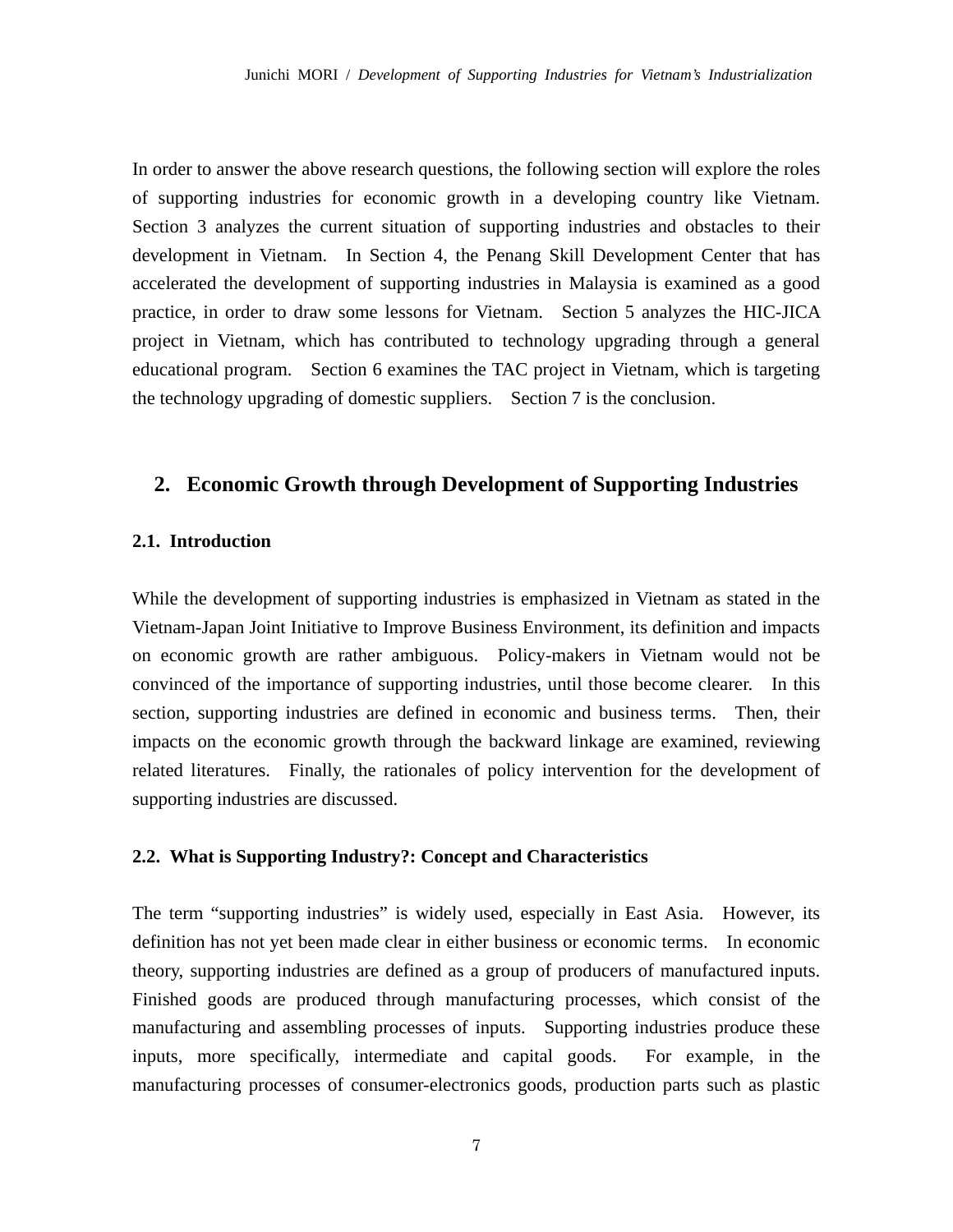In order to answer the above research questions, the following section will explore the roles of supporting industries for economic growth in a developing country like Vietnam. Section 3 analyzes the current situation of supporting industries and obstacles to their development in Vietnam. In Section 4, the Penang Skill Development Center that has accelerated the development of supporting industries in Malaysia is examined as a good practice, in order to draw some lessons for Vietnam. Section 5 analyzes the HIC-JICA project in Vietnam, which has contributed to technology upgrading through a general educational program. Section 6 examines the TAC project in Vietnam, which is targeting the technology upgrading of domestic suppliers. Section 7 is the conclusion.

## 2. Economic Growth through Development of Supporting Industries

### 2.1. Introduction

While the development of supporting industries is emphasized in Vietnam as stated in the Vietnam-Japan Joint Initiative to Improve Business Environment, its definition and impacts on economic growth are rather ambiguous. Policy-makers in Vietnam would not be convinced of the importance of supporting industries, until those become clearer. In this section, supporting industries are defined in economic and business terms. Then, their impacts on the economic growth through the backward linkage are examined, reviewing related literatures. Finally, the rationales of policy intervention for the development of supporting industries are discussed.

### 2.2. What is Supporting Industry?: Concept and Characteristics

The term "supporting industries" is widely used, especially in East Asia. However, its definition has not yet been made clear in either business or economic terms. In economic theory, supporting industries are defined as a group of producers of manufactured inputs. Finished goods are produced through manufacturing processes, which consist of the manufacturing and assembling processes of inputs. Supporting industries produce these inputs, more specifically, intermediate and capital goods. For example, in the manufacturing processes of consumer-electronics goods, production parts such as plastic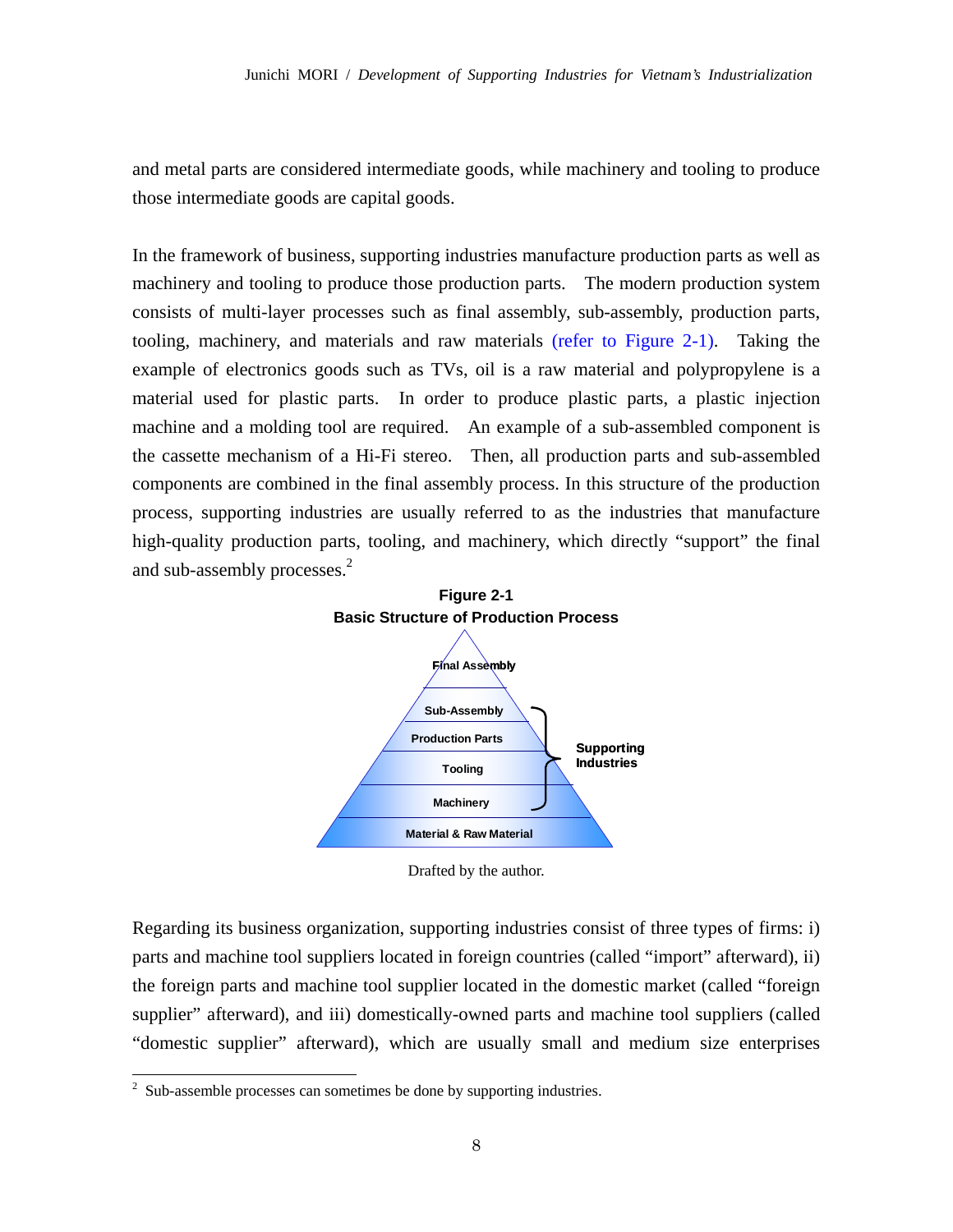and metal parts are considered intermediate goods, while machinery and tooling to produce those intermediate goods are capital goods.

In the framework of business, supporting industries manufacture production parts as well as machinery and tooling to produce those production parts. The modern production system consists of multi-layer processes such as final assembly, sub-assembly, production parts, tooling, machinery, and materials and raw materials (refer to Figure 2-1). Taking the example of electronics goods such as TVs, oil is a raw material and polypropylene is a material used for plastic parts. In order to produce plastic parts, a plastic injection machine and a molding tool are required. An example of a sub-assembled component is the cassette mechanism of a Hi-Fi stereo. Then, all production parts and sub-assembled components are combined in the final assembly process. In this structure of the production process, supporting industries are usually referred to as the industries that manufacture high-quality production parts, tooling, and machinery, which directly "support" the final and sub-assembly processes.[2]

**Figure 2-1**
**Basic Structure of Production Process**

Final Assembly
Sub-Assembly
Production Parts
Tooling
Machinery
Material & Raw Material

Supporting Industries

Drafted by the author.

Regarding its business organization, supporting industries consist of three types of firms: i) parts and machine tool suppliers located in foreign countries (called "import" afterward), ii) the foreign parts and machine tool supplier located in the domestic market (called "foreign supplier" afterward), and iii) domestically-owned parts and machine tool suppliers (called "domestic supplier" afterward), which are usually small and medium size enterprises

[2] Sub-assemble processes can sometimes be done by supporting industries.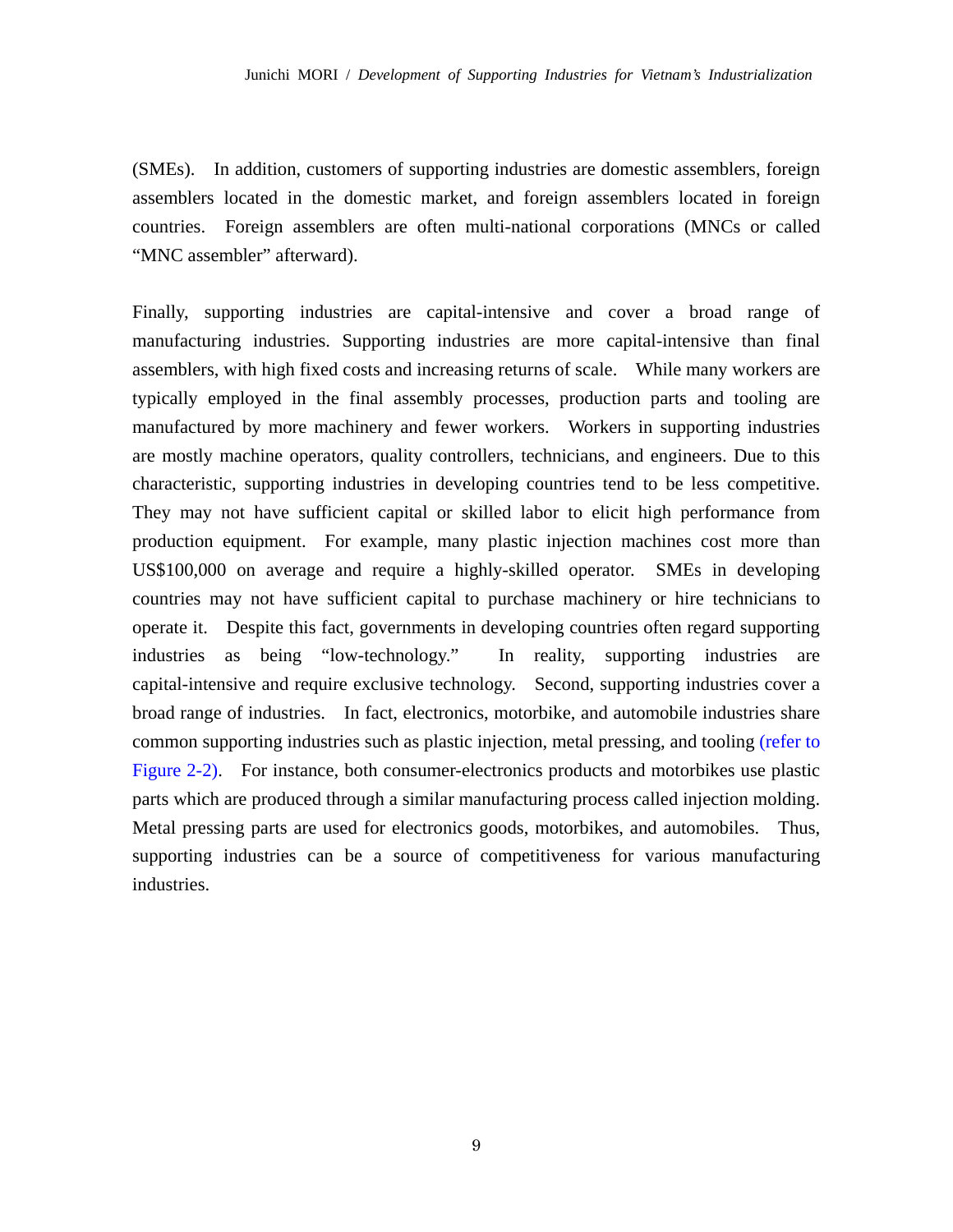(SMEs). In addition, customers of supporting industries are domestic assemblers, foreign assemblers located in the domestic market, and foreign assemblers located in foreign countries. Foreign assemblers are often multi-national corporations (MNCs or called "MNC assembler" afterward).

Finally, supporting industries are capital-intensive and cover a broad range of manufacturing industries. Supporting industries are more capital-intensive than final assemblers, with high fixed costs and increasing returns of scale. While many workers are typically employed in the final assembly processes, production parts and tooling are manufactured by more machinery and fewer workers. Workers in supporting industries are mostly machine operators, quality controllers, technicians, and engineers. Due to this characteristic, supporting industries in developing countries tend to be less competitive. They may not have sufficient capital or skilled labor to elicit high performance from production equipment. For example, many plastic injection machines cost more than US$100,000 on average and require a highly-skilled operator. SMEs in developing countries may not have sufficient capital to purchase machinery or hire technicians to operate it. Despite this fact, governments in developing countries often regard supporting industries as being "low-technology." In reality, supporting industries are capital-intensive and require exclusive technology. Second, supporting industries cover a broad range of industries. In fact, electronics, motorbike, and automobile industries share common supporting industries such as plastic injection, metal pressing, and tooling (refer to Figure 2-2). For instance, both consumer-electronics products and motorbikes use plastic parts which are produced through a similar manufacturing process called injection molding. Metal pressing parts are used for electronics goods, motorbikes, and automobiles. Thus, supporting industries can be a source of competitiveness for various manufacturing industries.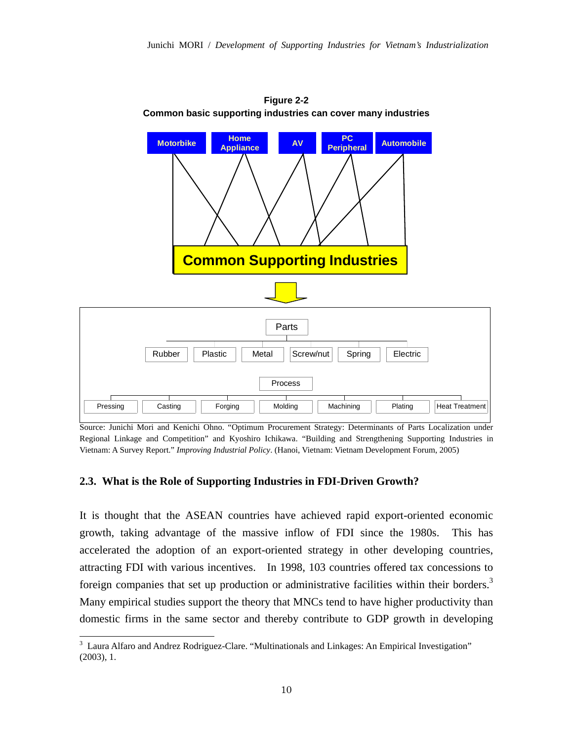**Figure 2-2**
**Common basic supporting industries can cover many industries**

Motorbike | Home Appliance | AV | PC Peripheral | Automobile

**Common Supporting Industries**

Parts: Rubber | Plastic | Metal | Screw/nut | Spring | Electric

Process: Pressing | Casting | Forging | Molding | Machining | Plating | Heat Treatment

Source: Junichi Mori and Kenichi Ohno. "Optimum Procurement Strategy: Determinants of Parts Localization under Regional Linkage and Competition" and Kyoshiro Ichikawa. "Building and Strengthening Supporting Industries in Vietnam: A Survey Report." *Improving Industrial Policy*. (Hanoi, Vietnam: Vietnam Development Forum, 2005)

### 2.3. What is the Role of Supporting Industries in FDI-Driven Growth?

It is thought that the ASEAN countries have achieved rapid export-oriented economic growth, taking advantage of the massive inflow of FDI since the 1980s. This has accelerated the adoption of an export-oriented strategy in other developing countries, attracting FDI with various incentives. In 1998, 103 countries offered tax concessions to foreign companies that set up production or administrative facilities within their borders.[3] Many empirical studies support the theory that MNCs tend to have higher productivity than domestic firms in the same sector and thereby contribute to GDP growth in developing

---

[3] Laura Alfaro and Andrez Rodriguez-Clare. "Multinationals and Linkages: An Empirical Investigation" (2003), 1.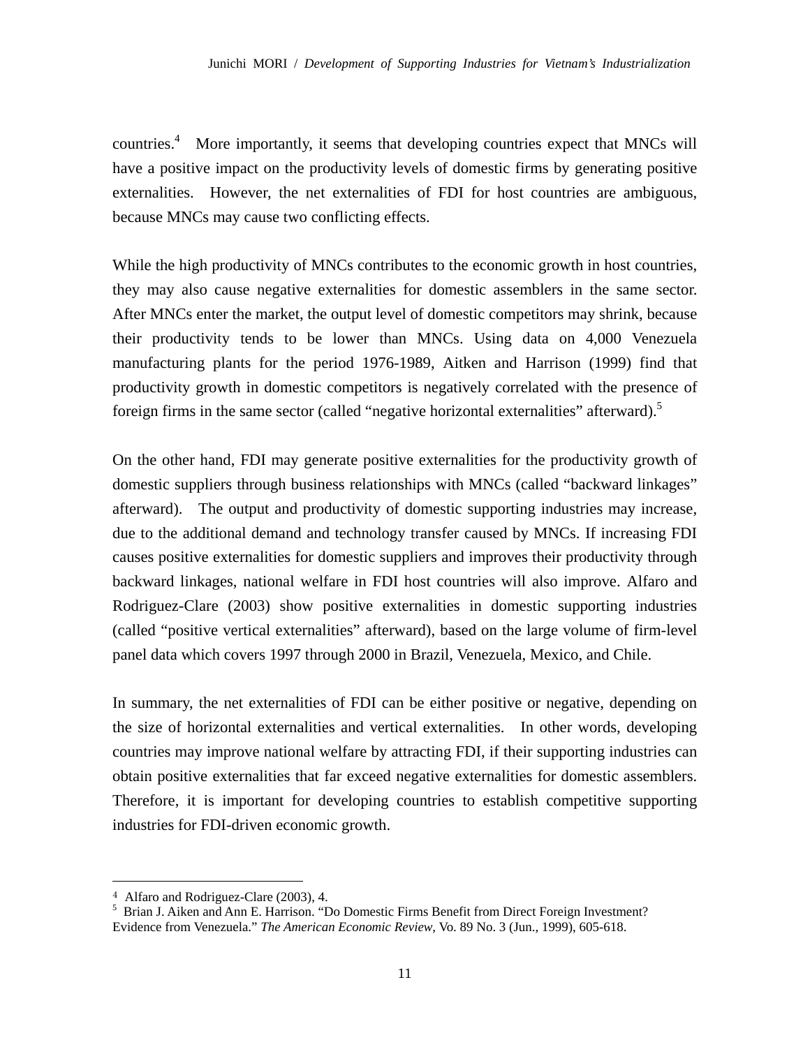countries.[4] More importantly, it seems that developing countries expect that MNCs will have a positive impact on the productivity levels of domestic firms by generating positive externalities. However, the net externalities of FDI for host countries are ambiguous, because MNCs may cause two conflicting effects.

While the high productivity of MNCs contributes to the economic growth in host countries, they may also cause negative externalities for domestic assemblers in the same sector. After MNCs enter the market, the output level of domestic competitors may shrink, because their productivity tends to be lower than MNCs. Using data on 4,000 Venezuela manufacturing plants for the period 1976-1989, Aitken and Harrison (1999) find that productivity growth in domestic competitors is negatively correlated with the presence of foreign firms in the same sector (called "negative horizontal externalities" afterward).[5]

On the other hand, FDI may generate positive externalities for the productivity growth of domestic suppliers through business relationships with MNCs (called "backward linkages" afterward). The output and productivity of domestic supporting industries may increase, due to the additional demand and technology transfer caused by MNCs. If increasing FDI causes positive externalities for domestic suppliers and improves their productivity through backward linkages, national welfare in FDI host countries will also improve. Alfaro and Rodriguez-Clare (2003) show positive externalities in domestic supporting industries (called "positive vertical externalities" afterward), based on the large volume of firm-level panel data which covers 1997 through 2000 in Brazil, Venezuela, Mexico, and Chile.

In summary, the net externalities of FDI can be either positive or negative, depending on the size of horizontal externalities and vertical externalities. In other words, developing countries may improve national welfare by attracting FDI, if their supporting industries can obtain positive externalities that far exceed negative externalities for domestic assemblers. Therefore, it is important for developing countries to establish competitive supporting industries for FDI-driven economic growth.

---

[4] Alfaro and Rodriguez-Clare (2003), 4.

[5] Brian J. Aiken and Ann E. Harrison. "Do Domestic Firms Benefit from Direct Foreign Investment? Evidence from Venezuela." *The American Economic Review*, Vo. 89 No. 3 (Jun., 1999), 605-618.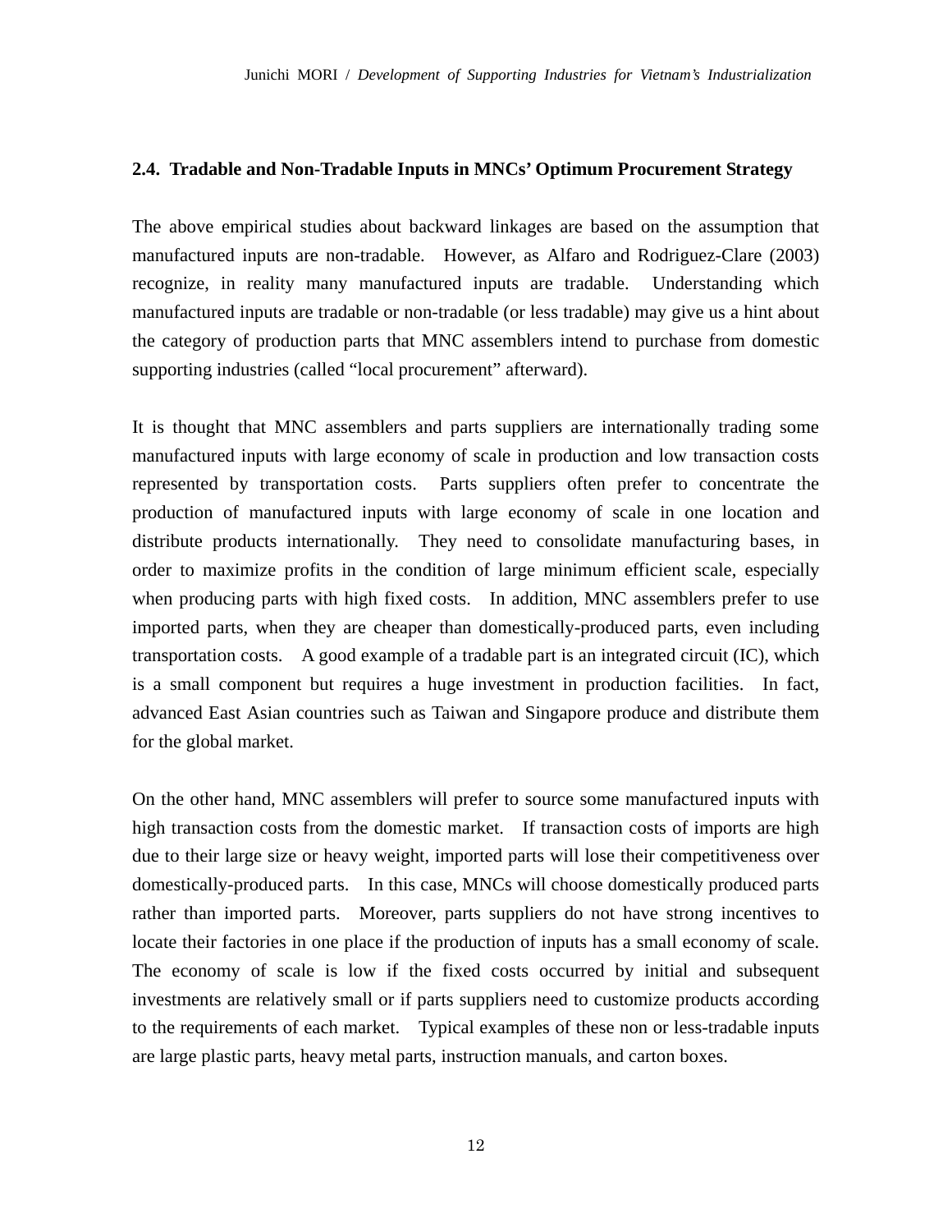### 2.4. Tradable and Non-Tradable Inputs in MNCs' Optimum Procurement Strategy

The above empirical studies about backward linkages are based on the assumption that manufactured inputs are non-tradable. However, as Alfaro and Rodriguez-Clare (2003) recognize, in reality many manufactured inputs are tradable. Understanding which manufactured inputs are tradable or non-tradable (or less tradable) may give us a hint about the category of production parts that MNC assemblers intend to purchase from domestic supporting industries (called "local procurement" afterward).

It is thought that MNC assemblers and parts suppliers are internationally trading some manufactured inputs with large economy of scale in production and low transaction costs represented by transportation costs. Parts suppliers often prefer to concentrate the production of manufactured inputs with large economy of scale in one location and distribute products internationally. They need to consolidate manufacturing bases, in order to maximize profits in the condition of large minimum efficient scale, especially when producing parts with high fixed costs. In addition, MNC assemblers prefer to use imported parts, when they are cheaper than domestically-produced parts, even including transportation costs. A good example of a tradable part is an integrated circuit (IC), which is a small component but requires a huge investment in production facilities. In fact, advanced East Asian countries such as Taiwan and Singapore produce and distribute them for the global market.

On the other hand, MNC assemblers will prefer to source some manufactured inputs with high transaction costs from the domestic market. If transaction costs of imports are high due to their large size or heavy weight, imported parts will lose their competitiveness over domestically-produced parts. In this case, MNCs will choose domestically produced parts rather than imported parts. Moreover, parts suppliers do not have strong incentives to locate their factories in one place if the production of inputs has a small economy of scale. The economy of scale is low if the fixed costs occurred by initial and subsequent investments are relatively small or if parts suppliers need to customize products according to the requirements of each market. Typical examples of these non or less-tradable inputs are large plastic parts, heavy metal parts, instruction manuals, and carton boxes.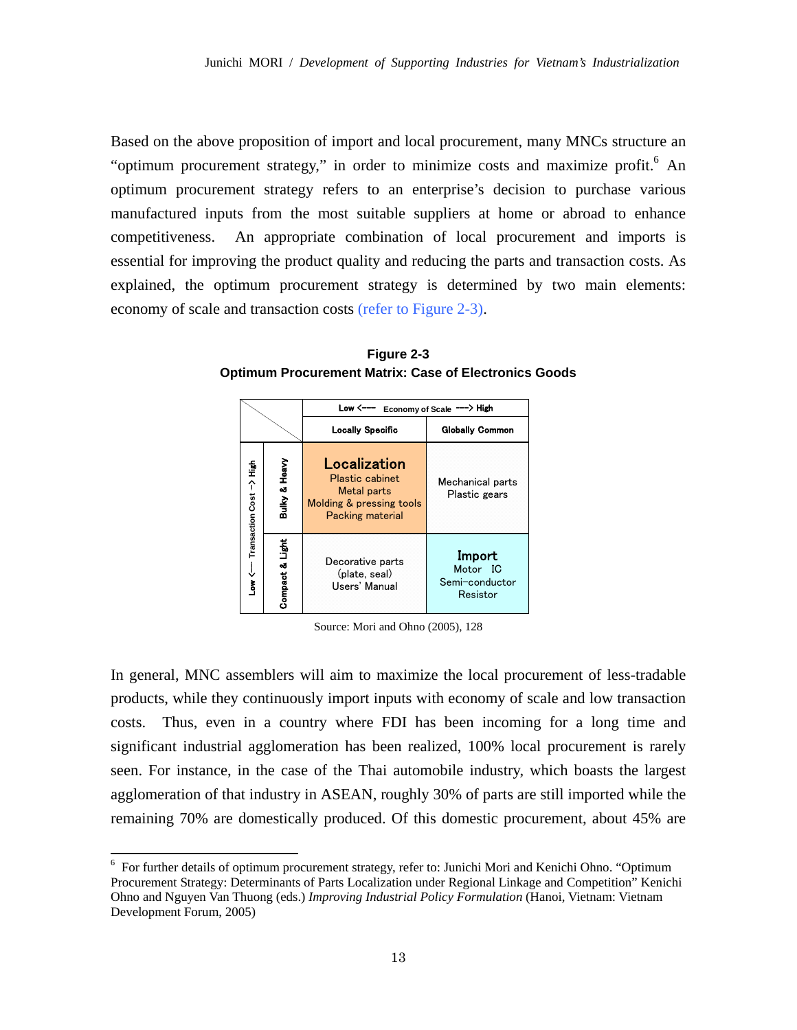Based on the above proposition of import and local procurement, many MNCs structure an "optimum procurement strategy," in order to minimize costs and maximize profit.[6] An optimum procurement strategy refers to an enterprise's decision to purchase various manufactured inputs from the most suitable suppliers at home or abroad to enhance competitiveness. An appropriate combination of local procurement and imports is essential for improving the product quality and reducing the parts and transaction costs. As explained, the optimum procurement strategy is determined by two main elements: economy of scale and transaction costs (refer to Figure 2-3).

**Figure 2-3**
**Optimum Procurement Matrix: Case of Electronics Goods**

| Low <--- Transaction Cost ---> High | | Low <--- Economy of Scale ---> High | |
|---|---|---|---|
| | | Locally Specific | Globally Common |
| High | Bulky & Heavy | **Localization** Plastic cabinet, Metal parts, Molding & pressing tools, Packing material | Mechanical parts, Plastic gears |
| Low | Compact & Light | Decorative parts (plate, seal), Users' Manual | **Import** Motor IC, Semi-conductor, Resistor |

Source: Mori and Ohno (2005), 128

In general, MNC assemblers will aim to maximize the local procurement of less-tradable products, while they continuously import inputs with economy of scale and low transaction costs. Thus, even in a country where FDI has been incoming for a long time and significant industrial agglomeration has been realized, 100% local procurement is rarely seen. For instance, in the case of the Thai automobile industry, which boasts the largest agglomeration of that industry in ASEAN, roughly 30% of parts are still imported while the remaining 70% are domestically produced. Of this domestic procurement, about 45% are

[6] For further details of optimum procurement strategy, refer to: Junichi Mori and Kenichi Ohno. "Optimum Procurement Strategy: Determinants of Parts Localization under Regional Linkage and Competition" Kenichi Ohno and Nguyen Van Thuong (eds.) *Improving Industrial Policy Formulation* (Hanoi, Vietnam: Vietnam Development Forum, 2005)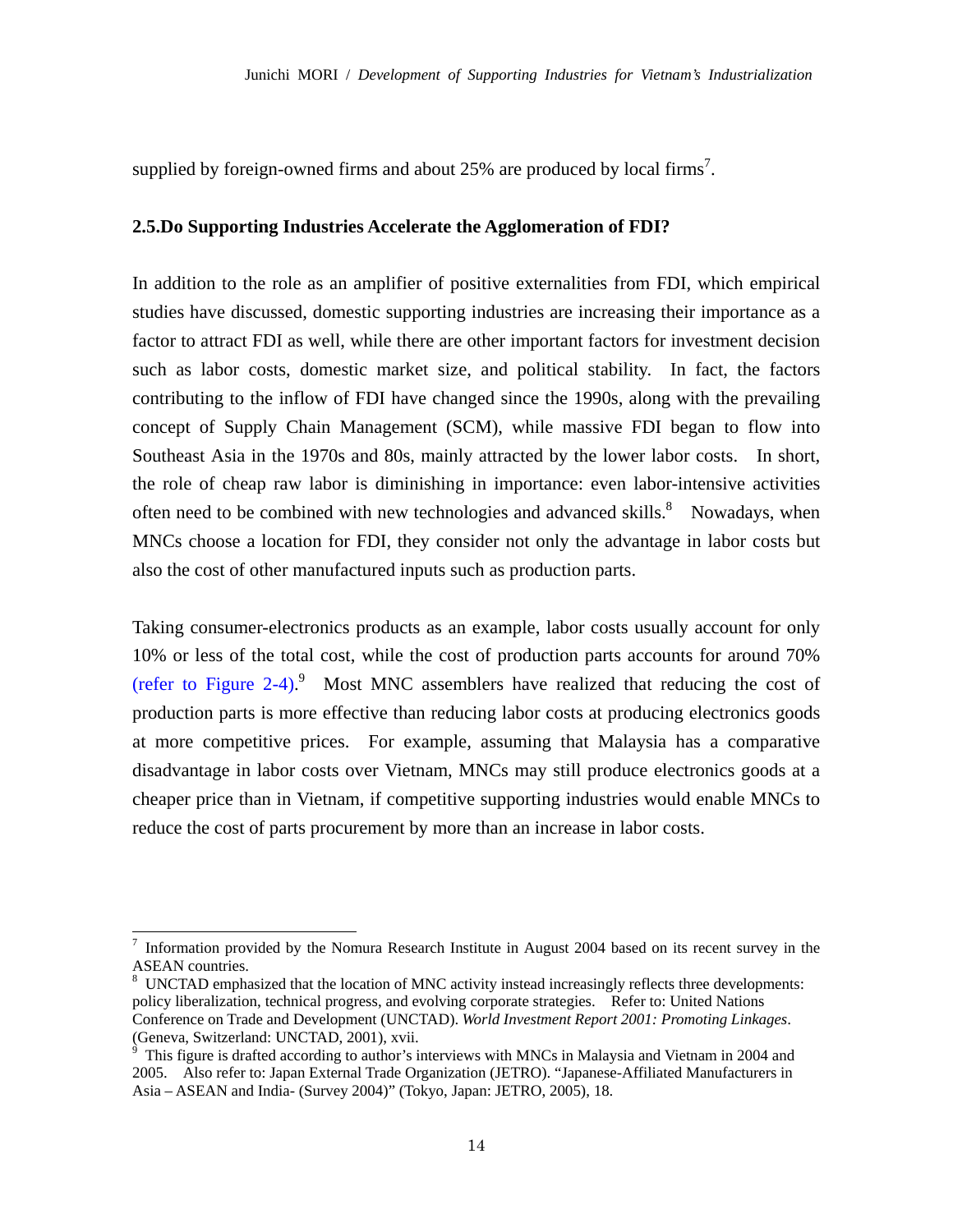supplied by foreign-owned firms and about 25% are produced by local firms[7].

### 2.5. Do Supporting Industries Accelerate the Agglomeration of FDI?

In addition to the role as an amplifier of positive externalities from FDI, which empirical studies have discussed, domestic supporting industries are increasing their importance as a factor to attract FDI as well, while there are other important factors for investment decision such as labor costs, domestic market size, and political stability. In fact, the factors contributing to the inflow of FDI have changed since the 1990s, along with the prevailing concept of Supply Chain Management (SCM), while massive FDI began to flow into Southeast Asia in the 1970s and 80s, mainly attracted by the lower labor costs. In short, the role of cheap raw labor is diminishing in importance: even labor-intensive activities often need to be combined with new technologies and advanced skills.[8] Nowadays, when MNCs choose a location for FDI, they consider not only the advantage in labor costs but also the cost of other manufactured inputs such as production parts.

Taking consumer-electronics products as an example, labor costs usually account for only 10% or less of the total cost, while the cost of production parts accounts for around 70% (refer to Figure 2-4).[9] Most MNC assemblers have realized that reducing the cost of production parts is more effective than reducing labor costs at producing electronics goods at more competitive prices. For example, assuming that Malaysia has a comparative disadvantage in labor costs over Vietnam, MNCs may still produce electronics goods at a cheaper price than in Vietnam, if competitive supporting industries would enable MNCs to reduce the cost of parts procurement by more than an increase in labor costs.

---

[7] Information provided by the Nomura Research Institute in August 2004 based on its recent survey in the ASEAN countries.

[8] UNCTAD emphasized that the location of MNC activity instead increasingly reflects three developments: policy liberalization, technical progress, and evolving corporate strategies. Refer to: United Nations Conference on Trade and Development (UNCTAD). *World Investment Report 2001: Promoting Linkages*. (Geneva, Switzerland: UNCTAD, 2001), xvii.

[9] This figure is drafted according to author's interviews with MNCs in Malaysia and Vietnam in 2004 and 2005. Also refer to: Japan External Trade Organization (JETRO). "Japanese-Affiliated Manufacturers in Asia – ASEAN and India- (Survey 2004)" (Tokyo, Japan: JETRO, 2005), 18.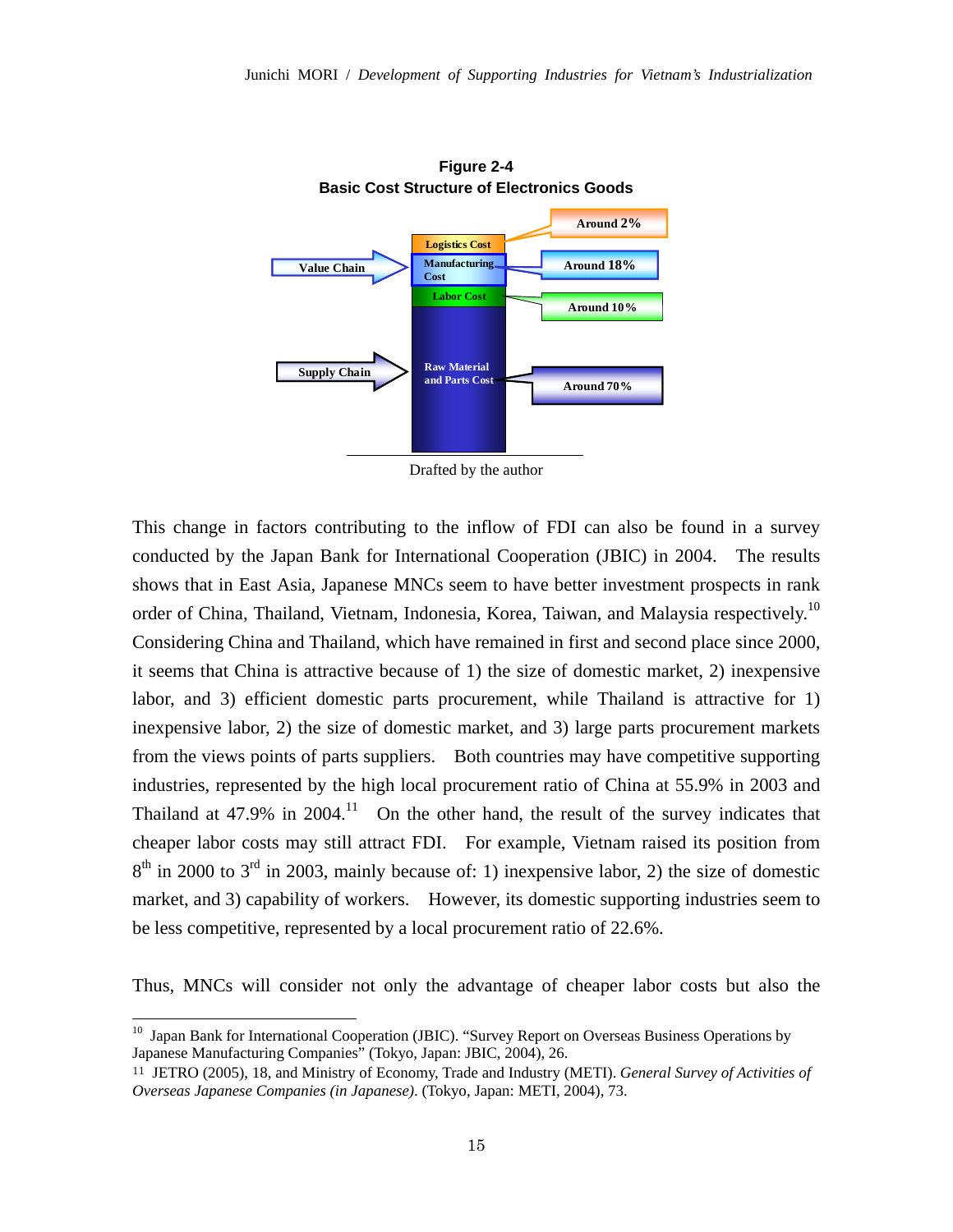**Figure 2-4**
**Basic Cost Structure of Electronics Goods**

| Cost component | Share |
| --- | --- |
| Logistics Cost | Around 2% |
| Manufacturing Cost | Around 18% |
| Labor Cost | Around 10% |
| Raw Material and Parts Cost | Around 70% |

Value Chain → Manufacturing Cost
Supply Chain → Raw Material and Parts Cost

Drafted by the author

This change in factors contributing to the inflow of FDI can also be found in a survey conducted by the Japan Bank for International Cooperation (JBIC) in 2004. The results shows that in East Asia, Japanese MNCs seem to have better investment prospects in rank order of China, Thailand, Vietnam, Indonesia, Korea, Taiwan, and Malaysia respectively.[10] Considering China and Thailand, which have remained in first and second place since 2000, it seems that China is attractive because of 1) the size of domestic market, 2) inexpensive labor, and 3) efficient domestic parts procurement, while Thailand is attractive for 1) inexpensive labor, 2) the size of domestic market, and 3) large parts procurement markets from the views points of parts suppliers. Both countries may have competitive supporting industries, represented by the high local procurement ratio of China at 55.9% in 2003 and Thailand at 47.9% in 2004.[11] On the other hand, the result of the survey indicates that cheaper labor costs may still attract FDI. For example, Vietnam raised its position from 8th in 2000 to 3rd in 2003, mainly because of: 1) inexpensive labor, 2) the size of domestic market, and 3) capability of workers. However, its domestic supporting industries seem to be less competitive, represented by a local procurement ratio of 22.6%.

Thus, MNCs will consider not only the advantage of cheaper labor costs but also the

---

[10] Japan Bank for International Cooperation (JBIC). "Survey Report on Overseas Business Operations by Japanese Manufacturing Companies" (Tokyo, Japan: JBIC, 2004), 26.

[11] JETRO (2005), 18, and Ministry of Economy, Trade and Industry (METI). *General Survey of Activities of Overseas Japanese Companies (in Japanese)*. (Tokyo, Japan: METI, 2004), 73.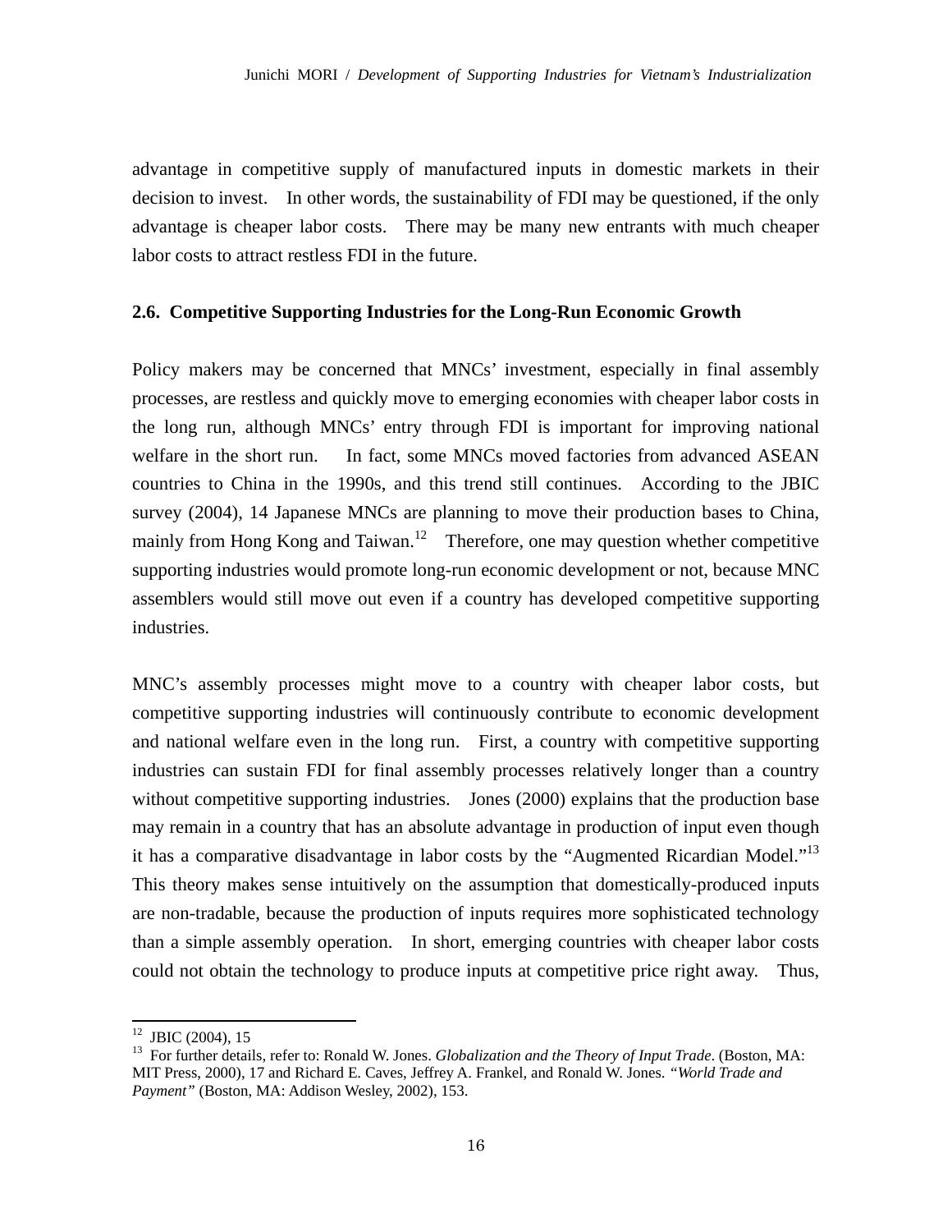advantage in competitive supply of manufactured inputs in domestic markets in their decision to invest. In other words, the sustainability of FDI may be questioned, if the only advantage is cheaper labor costs. There may be many new entrants with much cheaper labor costs to attract restless FDI in the future.

### 2.6. Competitive Supporting Industries for the Long-Run Economic Growth

Policy makers may be concerned that MNCs' investment, especially in final assembly processes, are restless and quickly move to emerging economies with cheaper labor costs in the long run, although MNCs' entry through FDI is important for improving national welfare in the short run. In fact, some MNCs moved factories from advanced ASEAN countries to China in the 1990s, and this trend still continues. According to the JBIC survey (2004), 14 Japanese MNCs are planning to move their production bases to China, mainly from Hong Kong and Taiwan.[12] Therefore, one may question whether competitive supporting industries would promote long-run economic development or not, because MNC assemblers would still move out even if a country has developed competitive supporting industries.

MNC's assembly processes might move to a country with cheaper labor costs, but competitive supporting industries will continuously contribute to economic development and national welfare even in the long run. First, a country with competitive supporting industries can sustain FDI for final assembly processes relatively longer than a country without competitive supporting industries. Jones (2000) explains that the production base may remain in a country that has an absolute advantage in production of input even though it has a comparative disadvantage in labor costs by the "Augmented Ricardian Model."[13] This theory makes sense intuitively on the assumption that domestically-produced inputs are non-tradable, because the production of inputs requires more sophisticated technology than a simple assembly operation. In short, emerging countries with cheaper labor costs could not obtain the technology to produce inputs at competitive price right away. Thus,

---

[12] JBIC (2004), 15

[13] For further details, refer to: Ronald W. Jones. *Globalization and the Theory of Input Trade*. (Boston, MA: MIT Press, 2000), 17 and Richard E. Caves, Jeffrey A. Frankel, and Ronald W. Jones. *"World Trade and Payment"* (Boston, MA: Addison Wesley, 2002), 153.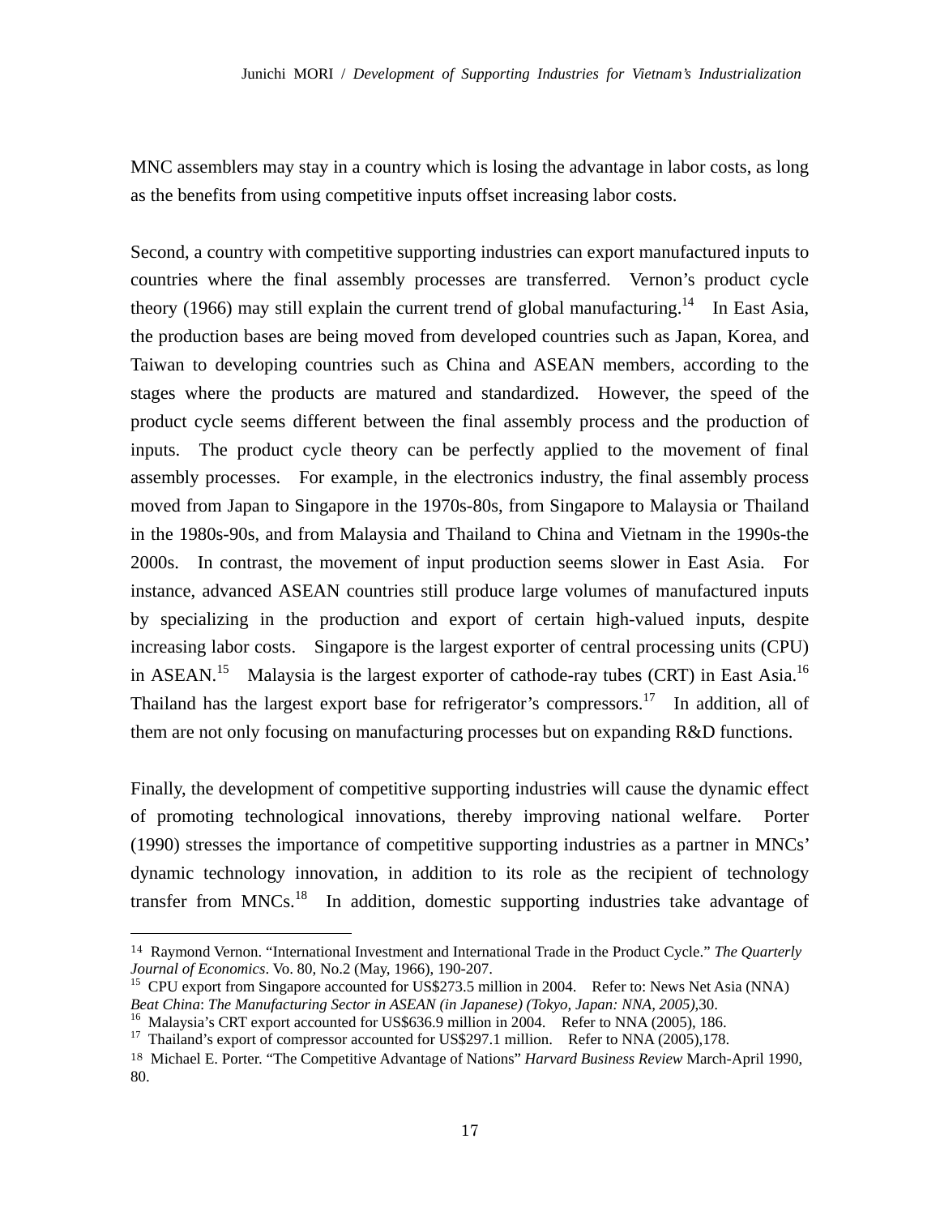MNC assemblers may stay in a country which is losing the advantage in labor costs, as long as the benefits from using competitive inputs offset increasing labor costs.

Second, a country with competitive supporting industries can export manufactured inputs to countries where the final assembly processes are transferred. Vernon's product cycle theory (1966) may still explain the current trend of global manufacturing.[14] In East Asia, the production bases are being moved from developed countries such as Japan, Korea, and Taiwan to developing countries such as China and ASEAN members, according to the stages where the products are matured and standardized. However, the speed of the product cycle seems different between the final assembly process and the production of inputs. The product cycle theory can be perfectly applied to the movement of final assembly processes. For example, in the electronics industry, the final assembly process moved from Japan to Singapore in the 1970s-80s, from Singapore to Malaysia or Thailand in the 1980s-90s, and from Malaysia and Thailand to China and Vietnam in the 1990s-the 2000s. In contrast, the movement of input production seems slower in East Asia. For instance, advanced ASEAN countries still produce large volumes of manufactured inputs by specializing in the production and export of certain high-valued inputs, despite increasing labor costs. Singapore is the largest exporter of central processing units (CPU) in ASEAN.[15] Malaysia is the largest exporter of cathode-ray tubes (CRT) in East Asia.[16] Thailand has the largest export base for refrigerator's compressors.[17] In addition, all of them are not only focusing on manufacturing processes but on expanding R&D functions.

Finally, the development of competitive supporting industries will cause the dynamic effect of promoting technological innovations, thereby improving national welfare. Porter (1990) stresses the importance of competitive supporting industries as a partner in MNCs' dynamic technology innovation, in addition to its role as the recipient of technology transfer from MNCs.[18] In addition, domestic supporting industries take advantage of

---

[14] Raymond Vernon. "International Investment and International Trade in the Product Cycle." *The Quarterly Journal of Economics*. Vo. 80, No.2 (May, 1966), 190-207.

[15] CPU export from Singapore accounted for US$273.5 million in 2004. Refer to: News Net Asia (NNA) *Beat China*: *The Manufacturing Sector in ASEAN (in Japanese) (Tokyo, Japan: NNA, 2005)*,30.

[16] Malaysia's CRT export accounted for US$636.9 million in 2004. Refer to NNA (2005), 186.

[17] Thailand's export of compressor accounted for US$297.1 million. Refer to NNA (2005),178.

[18] Michael E. Porter. "The Competitive Advantage of Nations" *Harvard Business Review* March-April 1990, 80.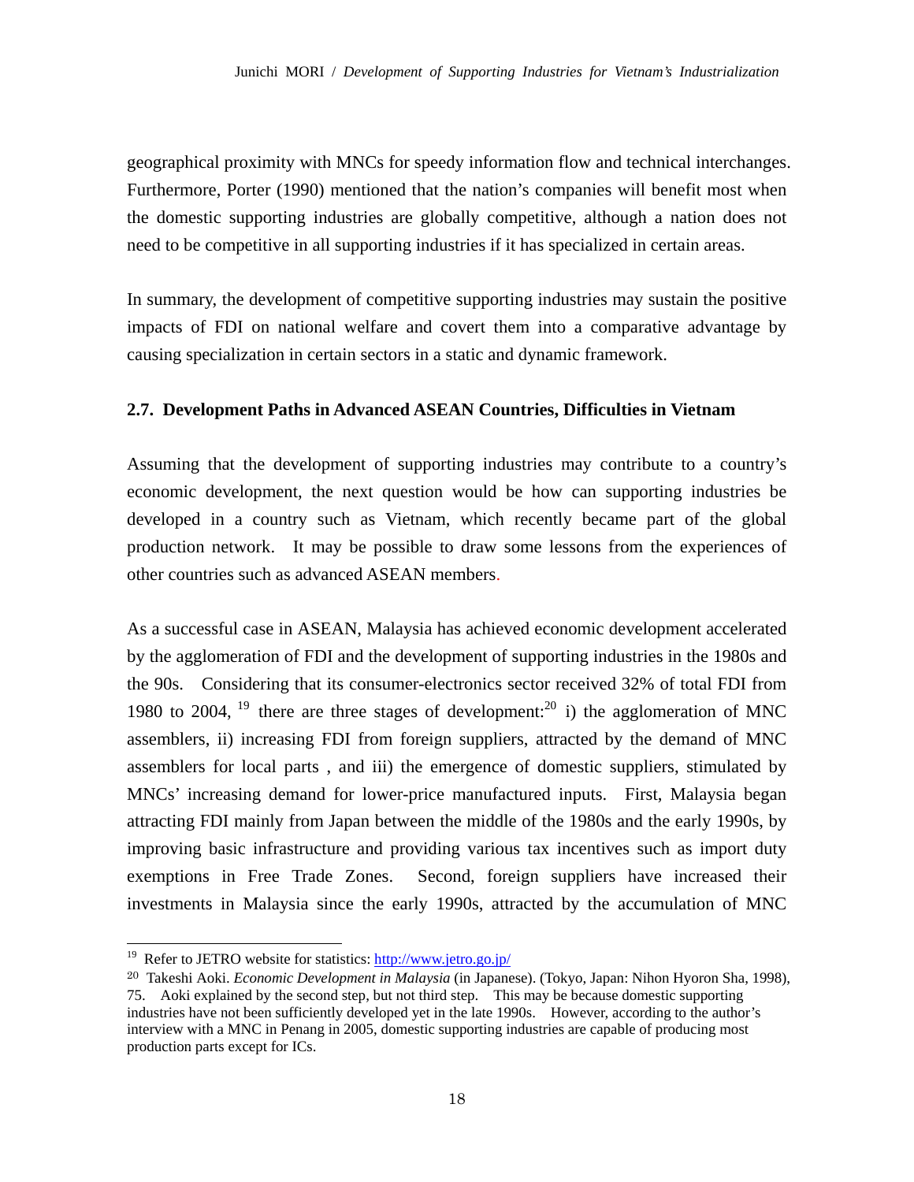geographical proximity with MNCs for speedy information flow and technical interchanges. Furthermore, Porter (1990) mentioned that the nation's companies will benefit most when the domestic supporting industries are globally competitive, although a nation does not need to be competitive in all supporting industries if it has specialized in certain areas.

In summary, the development of competitive supporting industries may sustain the positive impacts of FDI on national welfare and covert them into a comparative advantage by causing specialization in certain sectors in a static and dynamic framework.

### 2.7. Development Paths in Advanced ASEAN Countries, Difficulties in Vietnam

Assuming that the development of supporting industries may contribute to a country's economic development, the next question would be how can supporting industries be developed in a country such as Vietnam, which recently became part of the global production network. It may be possible to draw some lessons from the experiences of other countries such as advanced ASEAN members.

As a successful case in ASEAN, Malaysia has achieved economic development accelerated by the agglomeration of FDI and the development of supporting industries in the 1980s and the 90s. Considering that its consumer-electronics sector received 32% of total FDI from 1980 to 2004, [19] there are three stages of development:[20] i) the agglomeration of MNC assemblers, ii) increasing FDI from foreign suppliers, attracted by the demand of MNC assemblers for local parts , and iii) the emergence of domestic suppliers, stimulated by MNCs' increasing demand for lower-price manufactured inputs. First, Malaysia began attracting FDI mainly from Japan between the middle of the 1980s and the early 1990s, by improving basic infrastructure and providing various tax incentives such as import duty exemptions in Free Trade Zones. Second, foreign suppliers have increased their investments in Malaysia since the early 1990s, attracted by the accumulation of MNC

---

[19] Refer to JETRO website for statistics: http://www.jetro.go.jp/

[20] Takeshi Aoki. *Economic Development in Malaysia* (in Japanese). (Tokyo, Japan: Nihon Hyoron Sha, 1998), 75. Aoki explained by the second step, but not third step. This may be because domestic supporting industries have not been sufficiently developed yet in the late 1990s. However, according to the author's interview with a MNC in Penang in 2005, domestic supporting industries are capable of producing most production parts except for ICs.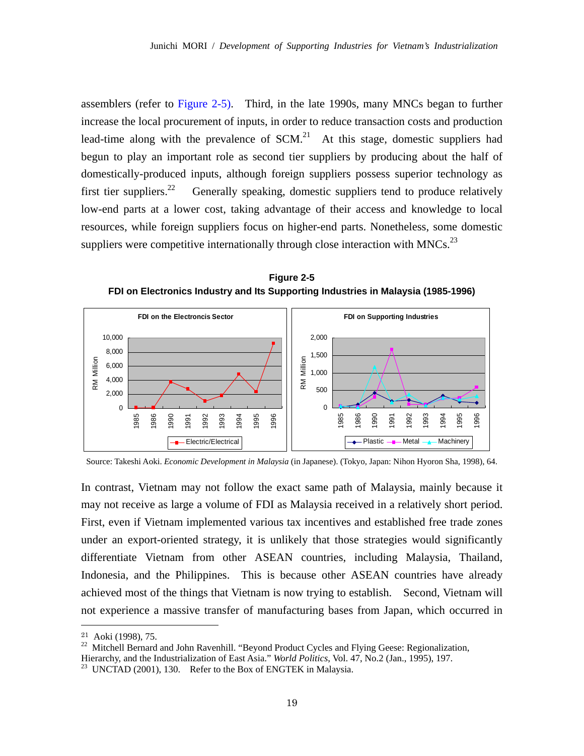assemblers (refer to Figure 2-5). Third, in the late 1990s, many MNCs began to further increase the local procurement of inputs, in order to reduce transaction costs and production lead-time along with the prevalence of SCM.[21] At this stage, domestic suppliers had begun to play an important role as second tier suppliers by producing about the half of domestically-produced inputs, although foreign suppliers possess superior technology as first tier suppliers.[22] Generally speaking, domestic suppliers tend to produce relatively low-end parts at a lower cost, taking advantage of their access and knowledge to local resources, while foreign suppliers focus on higher-end parts. Nonetheless, some domestic suppliers were competitive internationally through close interaction with MNCs.[23]

**Figure 2-5**
**FDI on Electronics Industry and Its Supporting Industries in Malaysia (1985-1996)**

Source: Takeshi Aoki. *Economic Development in Malaysia* (in Japanese). (Tokyo, Japan: Nihon Hyoron Sha, 1998), 64.

In contrast, Vietnam may not follow the exact same path of Malaysia, mainly because it may not receive as large a volume of FDI as Malaysia received in a relatively short period. First, even if Vietnam implemented various tax incentives and established free trade zones under an export-oriented strategy, it is unlikely that those strategies would significantly differentiate Vietnam from other ASEAN countries, including Malaysia, Thailand, Indonesia, and the Philippines. This is because other ASEAN countries have already achieved most of the things that Vietnam is now trying to establish. Second, Vietnam will not experience a massive transfer of manufacturing bases from Japan, which occurred in

[21] Aoki (1998), 75.

[22] Mitchell Bernard and John Ravenhill. "Beyond Product Cycles and Flying Geese: Regionalization, Hierarchy, and the Industrialization of East Asia." *World Politics*, Vol. 47, No.2 (Jan., 1995), 197.

[23] UNCTAD (2001), 130. Refer to the Box of ENGTEK in Malaysia.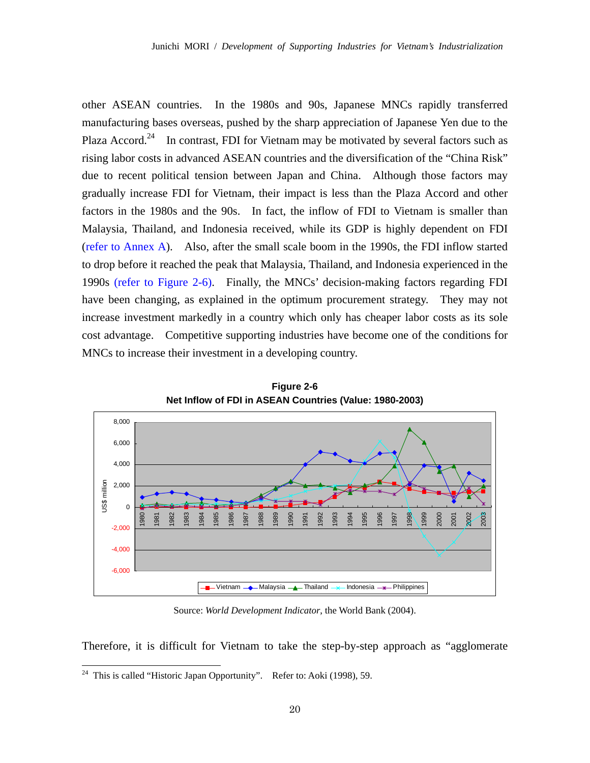other ASEAN countries. In the 1980s and 90s, Japanese MNCs rapidly transferred manufacturing bases overseas, pushed by the sharp appreciation of Japanese Yen due to the Plaza Accord.[24] In contrast, FDI for Vietnam may be motivated by several factors such as rising labor costs in advanced ASEAN countries and the diversification of the "China Risk" due to recent political tension between Japan and China. Although those factors may gradually increase FDI for Vietnam, their impact is less than the Plaza Accord and other factors in the 1980s and the 90s. In fact, the inflow of FDI to Vietnam is smaller than Malaysia, Thailand, and Indonesia received, while its GDP is highly dependent on FDI (refer to Annex A). Also, after the small scale boom in the 1990s, the FDI inflow started to drop before it reached the peak that Malaysia, Thailand, and Indonesia experienced in the 1990s (refer to Figure 2-6). Finally, the MNCs' decision-making factors regarding FDI have been changing, as explained in the optimum procurement strategy. They may not increase investment markedly in a country which only has cheaper labor costs as its sole cost advantage. Competitive supporting industries have become one of the conditions for MNCs to increase their investment in a developing country.

**Figure 2-6**
**Net Inflow of FDI in ASEAN Countries (Value: 1980-2003)**

Source: *World Development Indicator*, the World Bank (2004).

Therefore, it is difficult for Vietnam to take the step-by-step approach as "agglomerate

---

[24] This is called "Historic Japan Opportunity". Refer to: Aoki (1998), 59.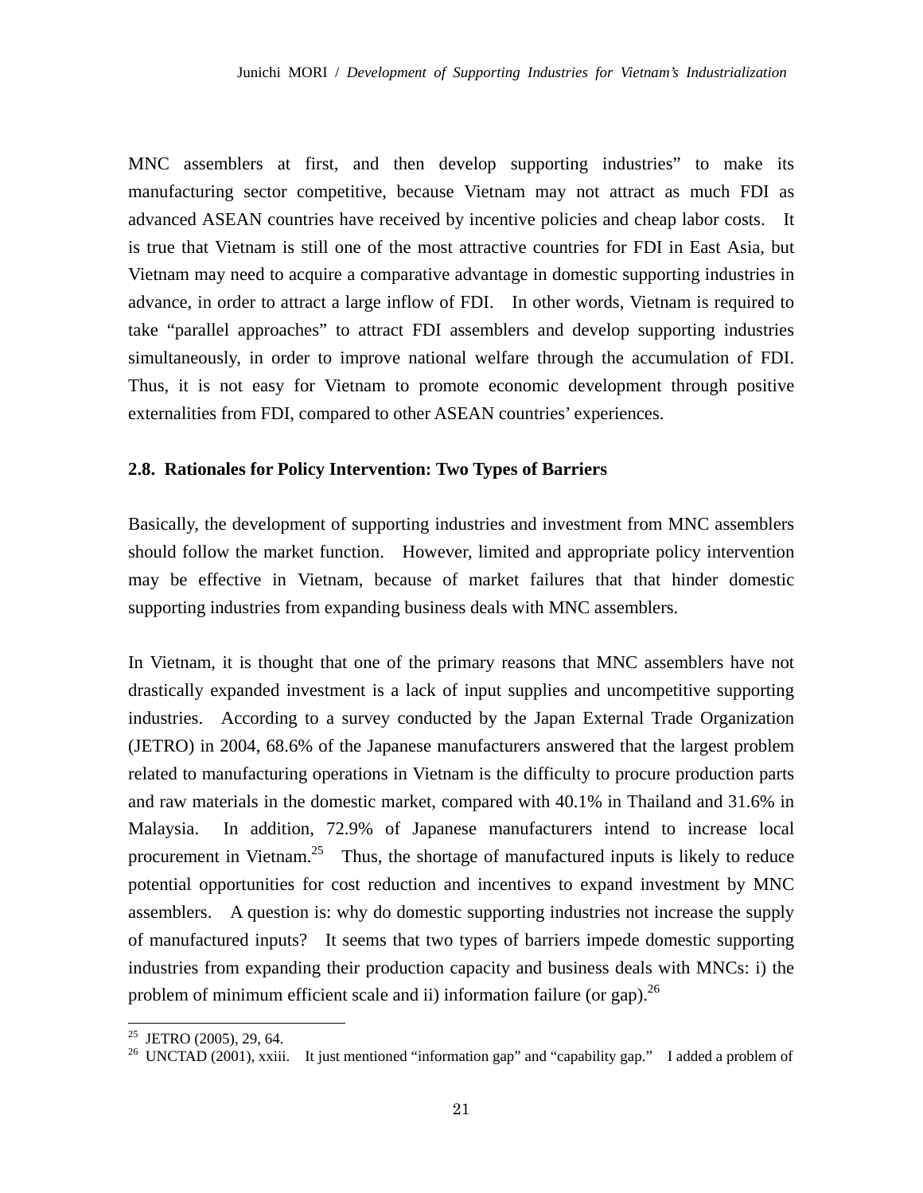MNC assemblers at first, and then develop supporting industries" to make its manufacturing sector competitive, because Vietnam may not attract as much FDI as advanced ASEAN countries have received by incentive policies and cheap labor costs. It is true that Vietnam is still one of the most attractive countries for FDI in East Asia, but Vietnam may need to acquire a comparative advantage in domestic supporting industries in advance, in order to attract a large inflow of FDI. In other words, Vietnam is required to take "parallel approaches" to attract FDI assemblers and develop supporting industries simultaneously, in order to improve national welfare through the accumulation of FDI. Thus, it is not easy for Vietnam to promote economic development through positive externalities from FDI, compared to other ASEAN countries' experiences.

### 2.8. Rationales for Policy Intervention: Two Types of Barriers

Basically, the development of supporting industries and investment from MNC assemblers should follow the market function. However, limited and appropriate policy intervention may be effective in Vietnam, because of market failures that that hinder domestic supporting industries from expanding business deals with MNC assemblers.

In Vietnam, it is thought that one of the primary reasons that MNC assemblers have not drastically expanded investment is a lack of input supplies and uncompetitive supporting industries. According to a survey conducted by the Japan External Trade Organization (JETRO) in 2004, 68.6% of the Japanese manufacturers answered that the largest problem related to manufacturing operations in Vietnam is the difficulty to procure production parts and raw materials in the domestic market, compared with 40.1% in Thailand and 31.6% in Malaysia. In addition, 72.9% of Japanese manufacturers intend to increase local procurement in Vietnam.[25] Thus, the shortage of manufactured inputs is likely to reduce potential opportunities for cost reduction and incentives to expand investment by MNC assemblers. A question is: why do domestic supporting industries not increase the supply of manufactured inputs? It seems that two types of barriers impede domestic supporting industries from expanding their production capacity and business deals with MNCs: i) the problem of minimum efficient scale and ii) information failure (or gap).[26]

---

[25] JETRO (2005), 29, 64.

[26] UNCTAD (2001), xxiii. It just mentioned "information gap" and "capability gap." I added a problem of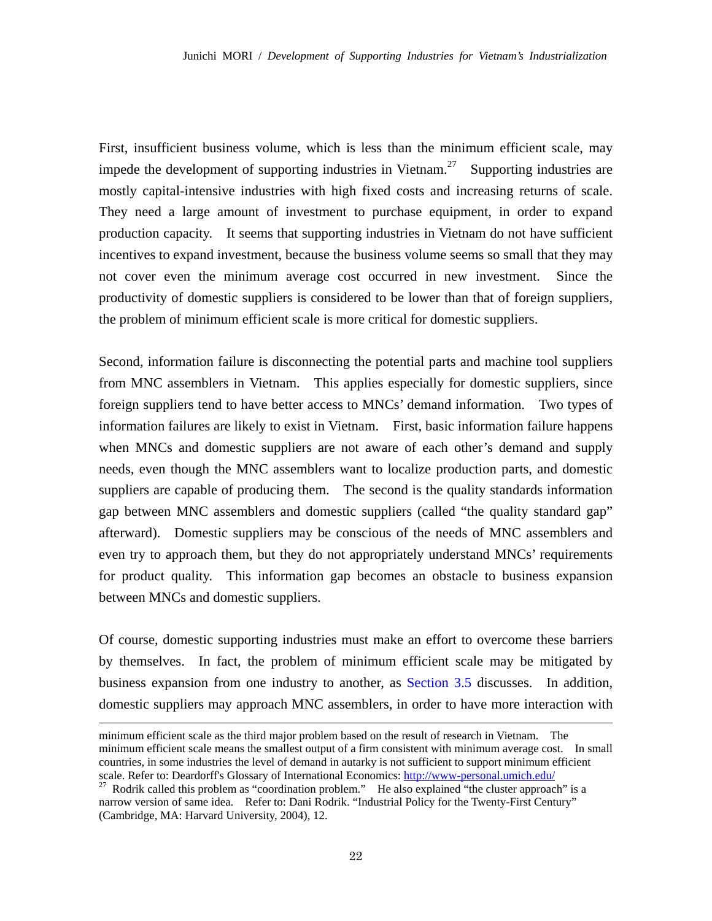First, insufficient business volume, which is less than the minimum efficient scale, may impede the development of supporting industries in Vietnam.[27] Supporting industries are mostly capital-intensive industries with high fixed costs and increasing returns of scale. They need a large amount of investment to purchase equipment, in order to expand production capacity. It seems that supporting industries in Vietnam do not have sufficient incentives to expand investment, because the business volume seems so small that they may not cover even the minimum average cost occurred in new investment. Since the productivity of domestic suppliers is considered to be lower than that of foreign suppliers, the problem of minimum efficient scale is more critical for domestic suppliers.

Second, information failure is disconnecting the potential parts and machine tool suppliers from MNC assemblers in Vietnam. This applies especially for domestic suppliers, since foreign suppliers tend to have better access to MNCs' demand information. Two types of information failures are likely to exist in Vietnam. First, basic information failure happens when MNCs and domestic suppliers are not aware of each other's demand and supply needs, even though the MNC assemblers want to localize production parts, and domestic suppliers are capable of producing them. The second is the quality standards information gap between MNC assemblers and domestic suppliers (called "the quality standard gap" afterward). Domestic suppliers may be conscious of the needs of MNC assemblers and even try to approach them, but they do not appropriately understand MNCs' requirements for product quality. This information gap becomes an obstacle to business expansion between MNCs and domestic suppliers.

Of course, domestic supporting industries must make an effort to overcome these barriers by themselves. In fact, the problem of minimum efficient scale may be mitigated by business expansion from one industry to another, as Section 3.5 discusses. In addition, domestic suppliers may approach MNC assemblers, in order to have more interaction with

---

minimum efficient scale as the third major problem based on the result of research in Vietnam. The minimum efficient scale means the smallest output of a firm consistent with minimum average cost. In small countries, in some industries the level of demand in autarky is not sufficient to support minimum efficient scale. Refer to: Deardorff's Glossary of International Economics: http://www-personal.umich.edu/

[27] Rodrik called this problem as "coordination problem." He also explained "the cluster approach" is a narrow version of same idea. Refer to: Dani Rodrik. "Industrial Policy for the Twenty-First Century" (Cambridge, MA: Harvard University, 2004), 12.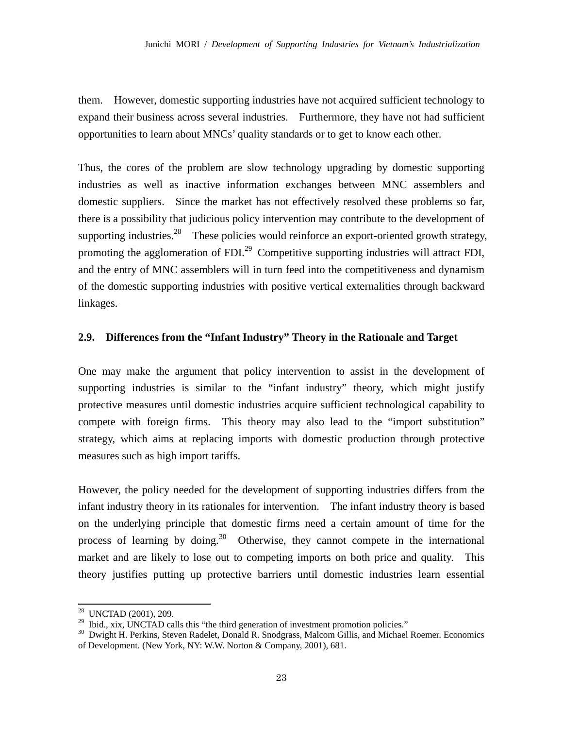them. However, domestic supporting industries have not acquired sufficient technology to expand their business across several industries. Furthermore, they have not had sufficient opportunities to learn about MNCs' quality standards or to get to know each other.

Thus, the cores of the problem are slow technology upgrading by domestic supporting industries as well as inactive information exchanges between MNC assemblers and domestic suppliers. Since the market has not effectively resolved these problems so far, there is a possibility that judicious policy intervention may contribute to the development of supporting industries.[28] These policies would reinforce an export-oriented growth strategy, promoting the agglomeration of FDI.[29] Competitive supporting industries will attract FDI, and the entry of MNC assemblers will in turn feed into the competitiveness and dynamism of the domestic supporting industries with positive vertical externalities through backward linkages.

### 2.9. Differences from the "Infant Industry" Theory in the Rationale and Target

One may make the argument that policy intervention to assist in the development of supporting industries is similar to the "infant industry" theory, which might justify protective measures until domestic industries acquire sufficient technological capability to compete with foreign firms. This theory may also lead to the "import substitution" strategy, which aims at replacing imports with domestic production through protective measures such as high import tariffs.

However, the policy needed for the development of supporting industries differs from the infant industry theory in its rationales for intervention. The infant industry theory is based on the underlying principle that domestic firms need a certain amount of time for the process of learning by doing.[30] Otherwise, they cannot compete in the international market and are likely to lose out to competing imports on both price and quality. This theory justifies putting up protective barriers until domestic industries learn essential

---

[28] UNCTAD (2001), 209.

[29] Ibid., xix, UNCTAD calls this "the third generation of investment promotion policies."

[30] Dwight H. Perkins, Steven Radelet, Donald R. Snodgrass, Malcom Gillis, and Michael Roemer. Economics of Development. (New York, NY: W.W. Norton & Company, 2001), 681.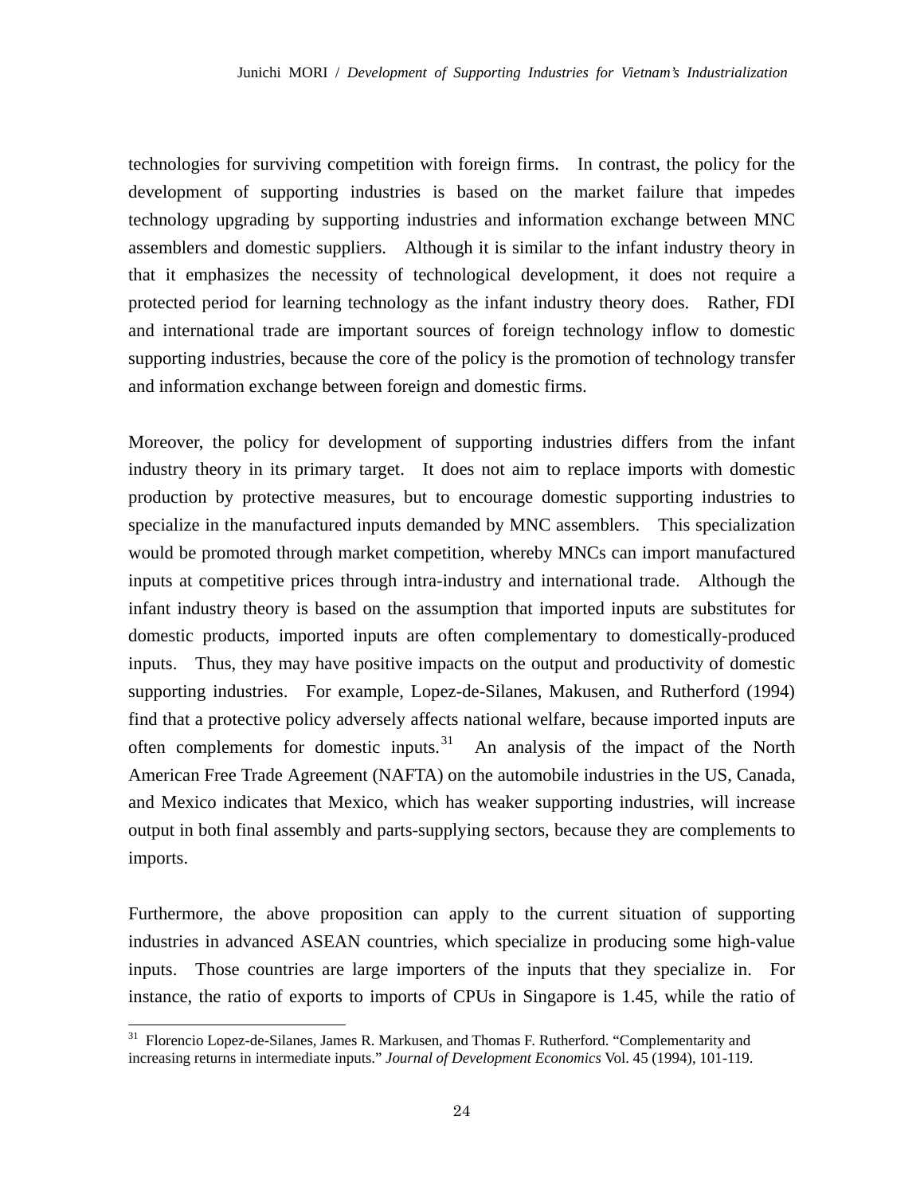technologies for surviving competition with foreign firms. In contrast, the policy for the development of supporting industries is based on the market failure that impedes technology upgrading by supporting industries and information exchange between MNC assemblers and domestic suppliers. Although it is similar to the infant industry theory in that it emphasizes the necessity of technological development, it does not require a protected period for learning technology as the infant industry theory does. Rather, FDI and international trade are important sources of foreign technology inflow to domestic supporting industries, because the core of the policy is the promotion of technology transfer and information exchange between foreign and domestic firms.

Moreover, the policy for development of supporting industries differs from the infant industry theory in its primary target. It does not aim to replace imports with domestic production by protective measures, but to encourage domestic supporting industries to specialize in the manufactured inputs demanded by MNC assemblers. This specialization would be promoted through market competition, whereby MNCs can import manufactured inputs at competitive prices through intra-industry and international trade. Although the infant industry theory is based on the assumption that imported inputs are substitutes for domestic products, imported inputs are often complementary to domestically-produced inputs. Thus, they may have positive impacts on the output and productivity of domestic supporting industries. For example, Lopez-de-Silanes, Makusen, and Rutherford (1994) find that a protective policy adversely affects national welfare, because imported inputs are often complements for domestic inputs.[31] An analysis of the impact of the North American Free Trade Agreement (NAFTA) on the automobile industries in the US, Canada, and Mexico indicates that Mexico, which has weaker supporting industries, will increase output in both final assembly and parts-supplying sectors, because they are complements to imports.

Furthermore, the above proposition can apply to the current situation of supporting industries in advanced ASEAN countries, which specialize in producing some high-value inputs. Those countries are large importers of the inputs that they specialize in. For instance, the ratio of exports to imports of CPUs in Singapore is 1.45, while the ratio of

---

[31] Florencio Lopez-de-Silanes, James R. Markusen, and Thomas F. Rutherford. "Complementarity and increasing returns in intermediate inputs." *Journal of Development Economics* Vol. 45 (1994), 101-119.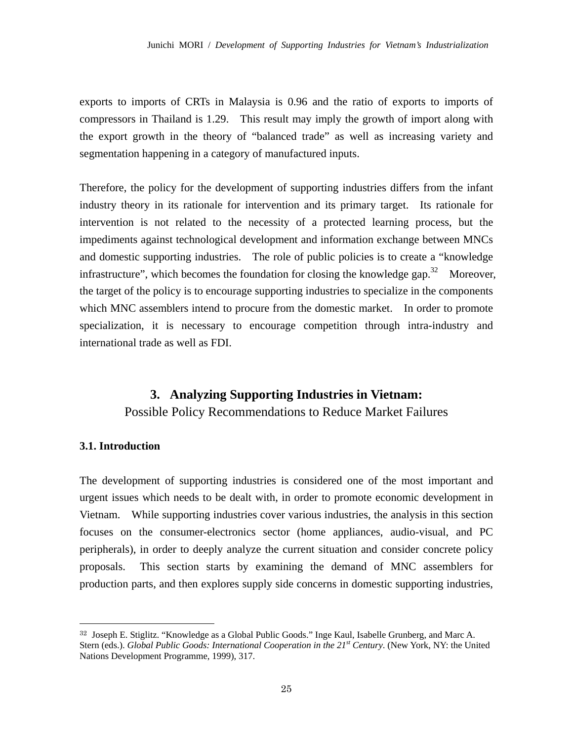exports to imports of CRTs in Malaysia is 0.96 and the ratio of exports to imports of compressors in Thailand is 1.29. This result may imply the growth of import along with the export growth in the theory of "balanced trade" as well as increasing variety and segmentation happening in a category of manufactured inputs.

Therefore, the policy for the development of supporting industries differs from the infant industry theory in its rationale for intervention and its primary target. Its rationale for intervention is not related to the necessity of a protected learning process, but the impediments against technological development and information exchange between MNCs and domestic supporting industries. The role of public policies is to create a "knowledge infrastructure", which becomes the foundation for closing the knowledge gap.[32] Moreover, the target of the policy is to encourage supporting industries to specialize in the components which MNC assemblers intend to procure from the domestic market. In order to promote specialization, it is necessary to encourage competition through intra-industry and international trade as well as FDI.

## 3. Analyzing Supporting Industries in Vietnam:
Possible Policy Recommendations to Reduce Market Failures

### 3.1. Introduction

The development of supporting industries is considered one of the most important and urgent issues which needs to be dealt with, in order to promote economic development in Vietnam. While supporting industries cover various industries, the analysis in this section focuses on the consumer-electronics sector (home appliances, audio-visual, and PC peripherals), in order to deeply analyze the current situation and consider concrete policy proposals. This section starts by examining the demand of MNC assemblers for production parts, and then explores supply side concerns in domestic supporting industries,

---

[32] Joseph E. Stiglitz. "Knowledge as a Global Public Goods." Inge Kaul, Isabelle Grunberg, and Marc A. Stern (eds.). *Global Public Goods: International Cooperation in the 21st Century*. (New York, NY: the United Nations Development Programme, 1999), 317.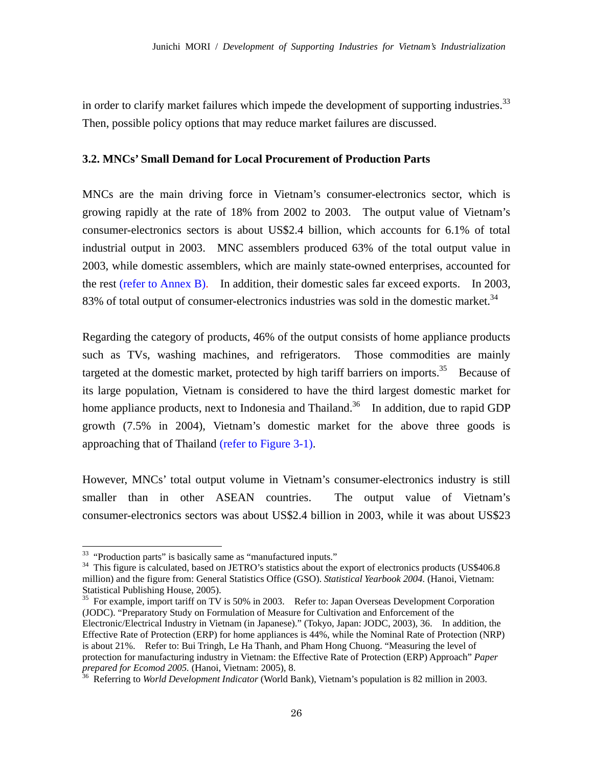in order to clarify market failures which impede the development of supporting industries.[33] Then, possible policy options that may reduce market failures are discussed.

### 3.2. MNCs' Small Demand for Local Procurement of Production Parts

MNCs are the main driving force in Vietnam's consumer-electronics sector, which is growing rapidly at the rate of 18% from 2002 to 2003. The output value of Vietnam's consumer-electronics sectors is about US$2.4 billion, which accounts for 6.1% of total industrial output in 2003. MNC assemblers produced 63% of the total output value in 2003, while domestic assemblers, which are mainly state-owned enterprises, accounted for the rest (refer to Annex B). In addition, their domestic sales far exceed exports. In 2003, 83% of total output of consumer-electronics industries was sold in the domestic market.[34]

Regarding the category of products, 46% of the output consists of home appliance products such as TVs, washing machines, and refrigerators. Those commodities are mainly targeted at the domestic market, protected by high tariff barriers on imports.[35] Because of its large population, Vietnam is considered to have the third largest domestic market for home appliance products, next to Indonesia and Thailand.[36] In addition, due to rapid GDP growth (7.5% in 2004), Vietnam's domestic market for the above three goods is approaching that of Thailand (refer to Figure 3-1).

However, MNCs' total output volume in Vietnam's consumer-electronics industry is still smaller than in other ASEAN countries. The output value of Vietnam's consumer-electronics sectors was about US$2.4 billion in 2003, while it was about US$23

---

[33] "Production parts" is basically same as "manufactured inputs."

[34] This figure is calculated, based on JETRO's statistics about the export of electronics products (US$406.8 million) and the figure from: General Statistics Office (GSO). *Statistical Yearbook 2004*. (Hanoi, Vietnam: Statistical Publishing House, 2005).

[35] For example, import tariff on TV is 50% in 2003. Refer to: Japan Overseas Development Corporation (JODC). "Preparatory Study on Formulation of Measure for Cultivation and Enforcement of the Electronic/Electrical Industry in Vietnam (in Japanese)." (Tokyo, Japan: JODC, 2003), 36. In addition, the Effective Rate of Protection (ERP) for home appliances is 44%, while the Nominal Rate of Protection (NRP) is about 21%. Refer to: Bui Tringh, Le Ha Thanh, and Pham Hong Chuong. "Measuring the level of protection for manufacturing industry in Vietnam: the Effective Rate of Protection (ERP) Approach" *Paper prepared for Ecomod 2005.* (Hanoi, Vietnam: 2005), 8.

[36] Referring to *World Development Indicator* (World Bank), Vietnam's population is 82 million in 2003.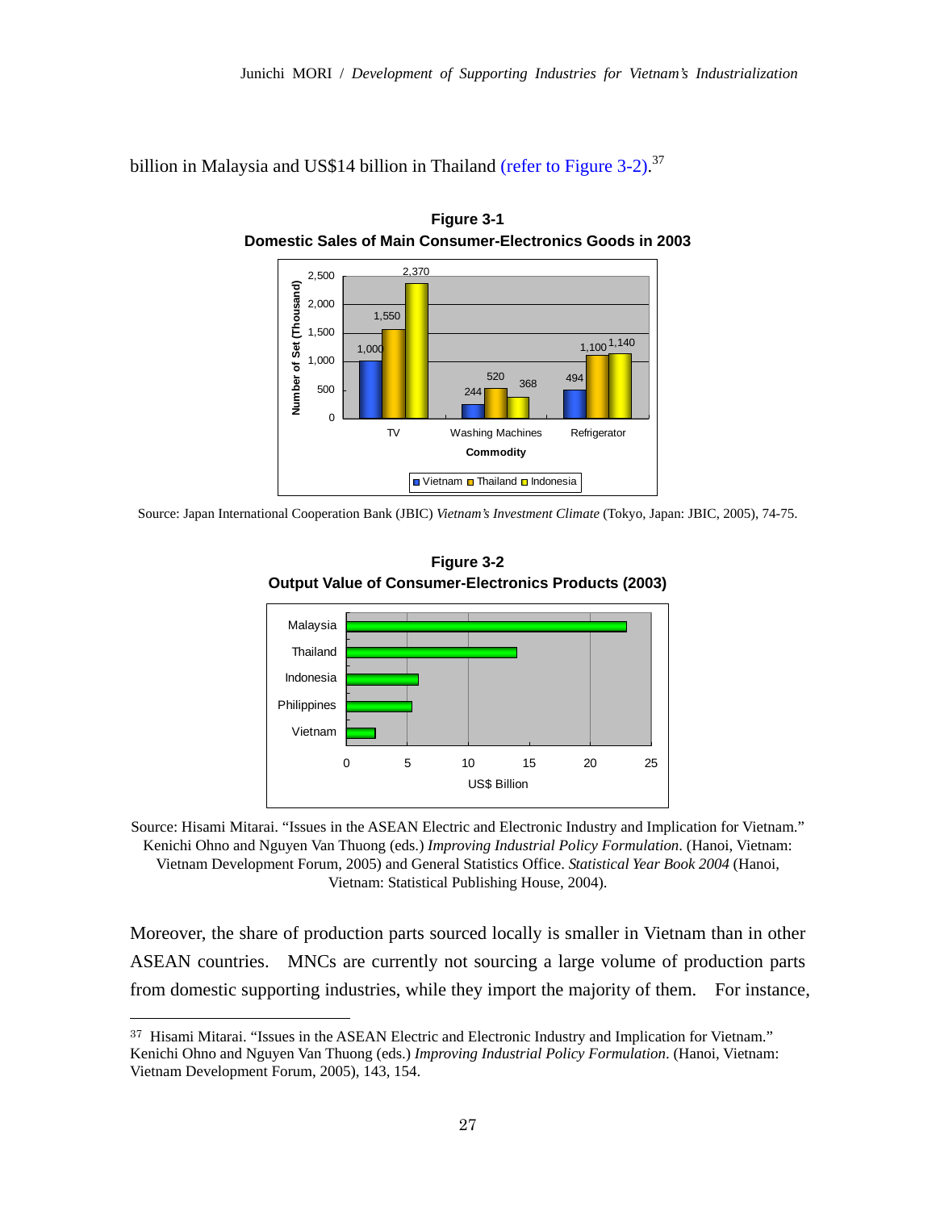billion in Malaysia and US$14 billion in Thailand (refer to Figure 3-2).[37]

**Figure 3-1**
**Domestic Sales of Main Consumer-Electronics Goods in 2003**

| Commodity | Vietnam | Thailand | Indonesia |
|---|---|---|---|
| TV | 1,000 | 1,550 | 2,370 |
| Washing Machines | 244 | 520 | 368 |
| Refrigerator | 494 | 1,100 | 1,140 |

(Number of Set (Thousand))

Source: Japan International Cooperation Bank (JBIC) *Vietnam's Investment Climate* (Tokyo, Japan: JBIC, 2005), 74-75.

**Figure 3-2**
**Output Value of Consumer-Electronics Products (2003)**

(Bar chart: Malaysia, Thailand, Indonesia, Philippines, Vietnam; x-axis: US$ Billion, 0–25)

Source: Hisami Mitarai. "Issues in the ASEAN Electric and Electronic Industry and Implication for Vietnam." Kenichi Ohno and Nguyen Van Thuong (eds.) *Improving Industrial Policy Formulation*. (Hanoi, Vietnam: Vietnam Development Forum, 2005) and General Statistics Office. *Statistical Year Book 2004* (Hanoi, Vietnam: Statistical Publishing House, 2004).

Moreover, the share of production parts sourced locally is smaller in Vietnam than in other ASEAN countries. MNCs are currently not sourcing a large volume of production parts from domestic supporting industries, while they import the majority of them. For instance,

---

[37] Hisami Mitarai. "Issues in the ASEAN Electric and Electronic Industry and Implication for Vietnam." Kenichi Ohno and Nguyen Van Thuong (eds.) *Improving Industrial Policy Formulation*. (Hanoi, Vietnam: Vietnam Development Forum, 2005), 143, 154.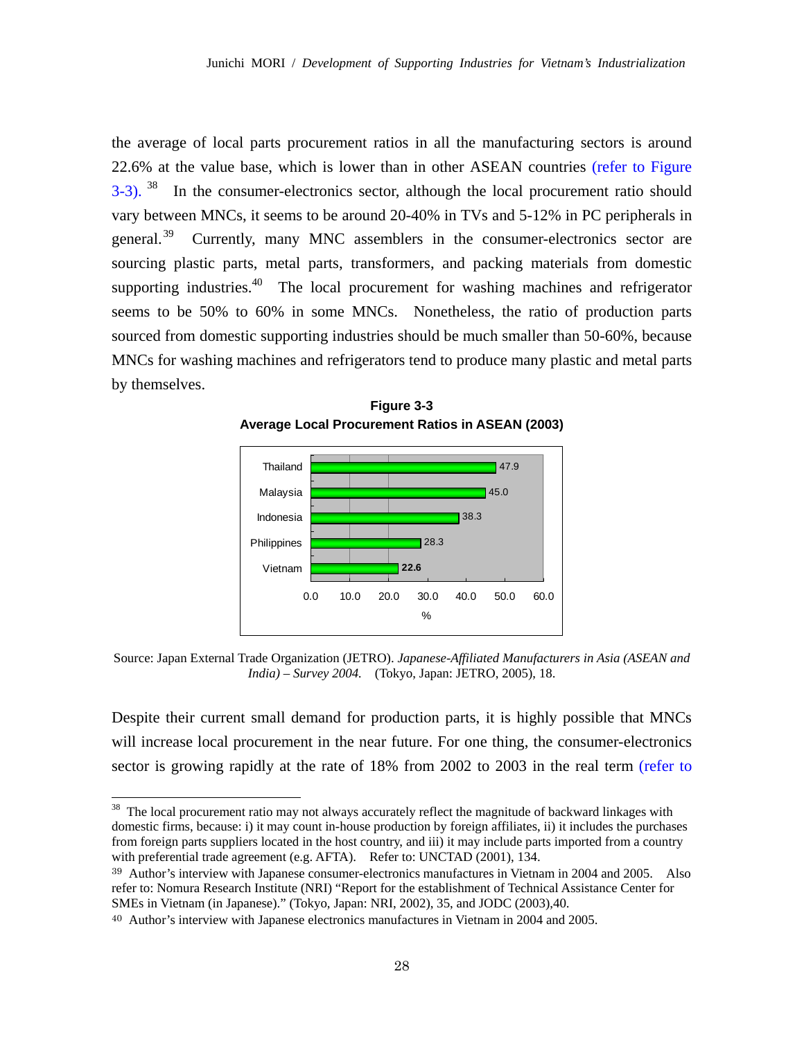the average of local parts procurement ratios in all the manufacturing sectors is around 22.6% at the value base, which is lower than in other ASEAN countries (refer to Figure 3-3).[38] In the consumer-electronics sector, although the local procurement ratio should vary between MNCs, it seems to be around 20-40% in TVs and 5-12% in PC peripherals in general.[39] Currently, many MNC assemblers in the consumer-electronics sector are sourcing plastic parts, metal parts, transformers, and packing materials from domestic supporting industries.[40] The local procurement for washing machines and refrigerator seems to be 50% to 60% in some MNCs. Nonetheless, the ratio of production parts sourced from domestic supporting industries should be much smaller than 50-60%, because MNCs for washing machines and refrigerators tend to produce many plastic and metal parts by themselves.

**Figure 3-3**
**Average Local Procurement Ratios in ASEAN (2003)**

| Country | % |
|---|---|
| Thailand | 47.9 |
| Malaysia | 45.0 |
| Indonesia | 38.3 |
| Philippines | 28.3 |
| Vietnam | 22.6 |

Source: Japan External Trade Organization (JETRO). *Japanese-Affiliated Manufacturers in Asia (ASEAN and India) – Survey 2004.* (Tokyo, Japan: JETRO, 2005), 18.

Despite their current small demand for production parts, it is highly possible that MNCs will increase local procurement in the near future. For one thing, the consumer-electronics sector is growing rapidly at the rate of 18% from 2002 to 2003 in the real term (refer to

---

[38] The local procurement ratio may not always accurately reflect the magnitude of backward linkages with domestic firms, because: i) it may count in-house production by foreign affiliates, ii) it includes the purchases from foreign parts suppliers located in the host country, and iii) it may include parts imported from a country with preferential trade agreement (e.g. AFTA). Refer to: UNCTAD (2001), 134.

[39] Author's interview with Japanese consumer-electronics manufactures in Vietnam in 2004 and 2005. Also refer to: Nomura Research Institute (NRI) "Report for the establishment of Technical Assistance Center for SMEs in Vietnam (in Japanese)." (Tokyo, Japan: NRI, 2002), 35, and JODC (2003),40.

[40] Author's interview with Japanese electronics manufactures in Vietnam in 2004 and 2005.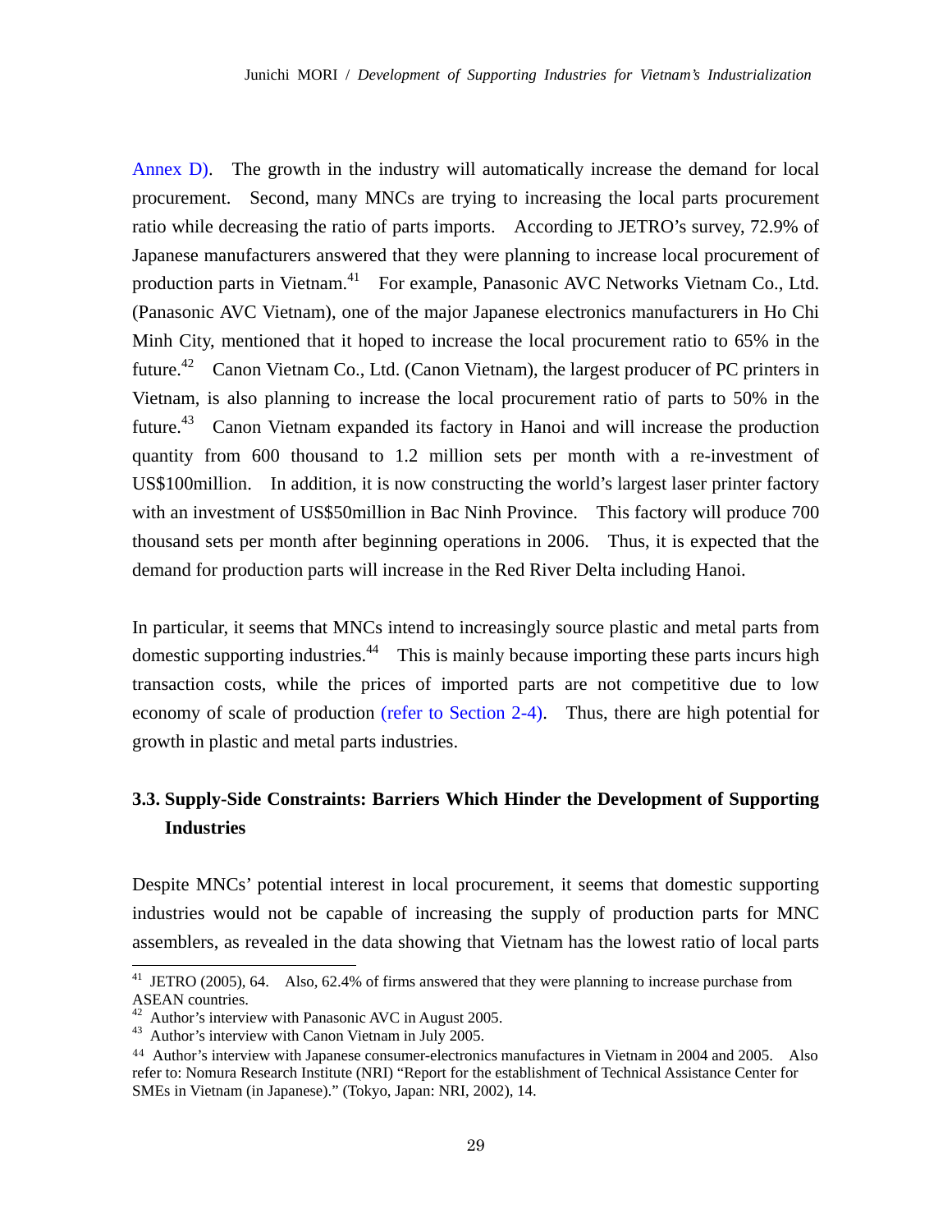Annex D). The growth in the industry will automatically increase the demand for local procurement. Second, many MNCs are trying to increasing the local parts procurement ratio while decreasing the ratio of parts imports. According to JETRO's survey, 72.9% of Japanese manufacturers answered that they were planning to increase local procurement of production parts in Vietnam.[41] For example, Panasonic AVC Networks Vietnam Co., Ltd. (Panasonic AVC Vietnam), one of the major Japanese electronics manufacturers in Ho Chi Minh City, mentioned that it hoped to increase the local procurement ratio to 65% in the future.[42] Canon Vietnam Co., Ltd. (Canon Vietnam), the largest producer of PC printers in Vietnam, is also planning to increase the local procurement ratio of parts to 50% in the future.[43] Canon Vietnam expanded its factory in Hanoi and will increase the production quantity from 600 thousand to 1.2 million sets per month with a re-investment of US$100million. In addition, it is now constructing the world's largest laser printer factory with an investment of US$50million in Bac Ninh Province. This factory will produce 700 thousand sets per month after beginning operations in 2006. Thus, it is expected that the demand for production parts will increase in the Red River Delta including Hanoi.

In particular, it seems that MNCs intend to increasingly source plastic and metal parts from domestic supporting industries.[44] This is mainly because importing these parts incurs high transaction costs, while the prices of imported parts are not competitive due to low economy of scale of production (refer to Section 2-4). Thus, there are high potential for growth in plastic and metal parts industries.

### 3.3. Supply-Side Constraints: Barriers Which Hinder the Development of Supporting Industries

Despite MNCs' potential interest in local procurement, it seems that domestic supporting industries would not be capable of increasing the supply of production parts for MNC assemblers, as revealed in the data showing that Vietnam has the lowest ratio of local parts

---

[41] JETRO (2005), 64. Also, 62.4% of firms answered that they were planning to increase purchase from ASEAN countries.

[42] Author's interview with Panasonic AVC in August 2005.

[43] Author's interview with Canon Vietnam in July 2005.

[44] Author's interview with Japanese consumer-electronics manufactures in Vietnam in 2004 and 2005. Also refer to: Nomura Research Institute (NRI) "Report for the establishment of Technical Assistance Center for SMEs in Vietnam (in Japanese)." (Tokyo, Japan: NRI, 2002), 14.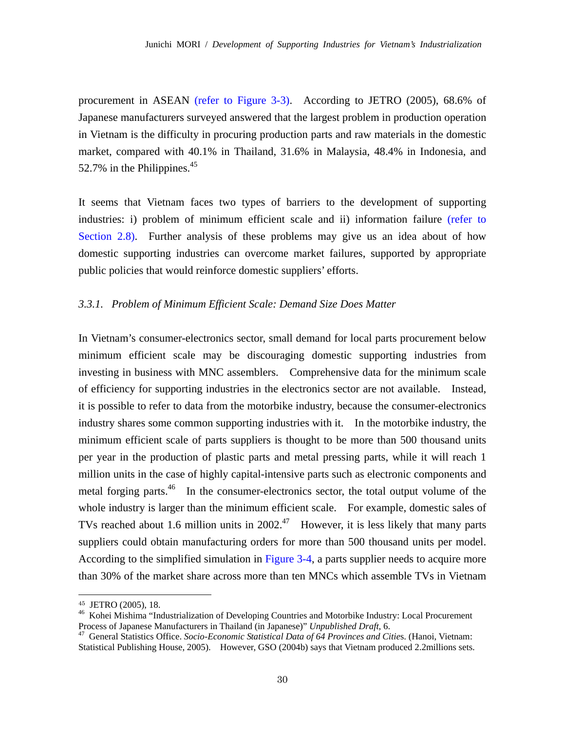procurement in ASEAN (refer to Figure 3-3). According to JETRO (2005), 68.6% of Japanese manufacturers surveyed answered that the largest problem in production operation in Vietnam is the difficulty in procuring production parts and raw materials in the domestic market, compared with 40.1% in Thailand, 31.6% in Malaysia, 48.4% in Indonesia, and 52.7% in the Philippines.[45]

It seems that Vietnam faces two types of barriers to the development of supporting industries: i) problem of minimum efficient scale and ii) information failure (refer to Section 2.8). Further analysis of these problems may give us an idea about of how domestic supporting industries can overcome market failures, supported by appropriate public policies that would reinforce domestic suppliers' efforts.

### *3.3.1. Problem of Minimum Efficient Scale: Demand Size Does Matter*

In Vietnam's consumer-electronics sector, small demand for local parts procurement below minimum efficient scale may be discouraging domestic supporting industries from investing in business with MNC assemblers. Comprehensive data for the minimum scale of efficiency for supporting industries in the electronics sector are not available. Instead, it is possible to refer to data from the motorbike industry, because the consumer-electronics industry shares some common supporting industries with it. In the motorbike industry, the minimum efficient scale of parts suppliers is thought to be more than 500 thousand units per year in the production of plastic parts and metal pressing parts, while it will reach 1 million units in the case of highly capital-intensive parts such as electronic components and metal forging parts.[46] In the consumer-electronics sector, the total output volume of the whole industry is larger than the minimum efficient scale. For example, domestic sales of TVs reached about 1.6 million units in 2002.[47] However, it is less likely that many parts suppliers could obtain manufacturing orders for more than 500 thousand units per model. According to the simplified simulation in Figure 3-4, a parts supplier needs to acquire more than 30% of the market share across more than ten MNCs which assemble TVs in Vietnam

---

[45] JETRO (2005), 18.

[46] Kohei Mishima "Industrialization of Developing Countries and Motorbike Industry: Local Procurement Process of Japanese Manufacturers in Thailand (in Japanese)" *Unpublished Draft*, 6.

[47] General Statistics Office. *Socio-Economic Statistical Data of 64 Provinces and Cities*. (Hanoi, Vietnam: Statistical Publishing House, 2005). However, GSO (2004b) says that Vietnam produced 2.2millions sets.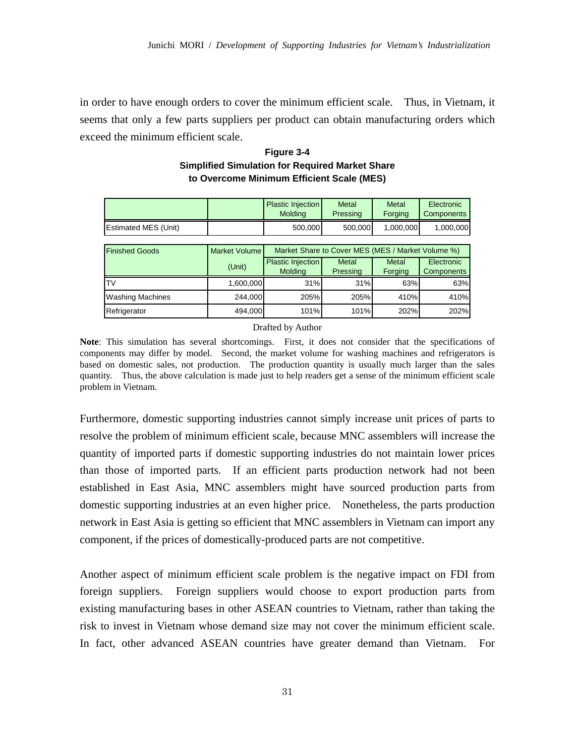in order to have enough orders to cover the minimum efficient scale. Thus, in Vietnam, it seems that only a few parts suppliers per product can obtain manufacturing orders which exceed the minimum efficient scale.

**Figure 3-4**
**Simplified Simulation for Required Market Share to Overcome Minimum Efficient Scale (MES)**

| | | Plastic Injection Molding | Metal Pressing | Metal Forging | Electronic Components |
|---|---|---|---|---|---|
| Estimated MES (Unit) | | 500,000 | 500,000 | 1,000,000 | 1,000,000 |

| Finished Goods | Market Volume (Unit) | Market Share to Cover MES (MES / Market Volume %) | | | |
|---|---|---|---|---|---|
| | | Plastic Injection Molding | Metal Pressing | Metal Forging | Electronic Components |
| TV | 1,600,000 | 31% | 31% | 63% | 63% |
| Washing Machines | 244,000 | 205% | 205% | 410% | 410% |
| Refrigerator | 494,000 | 101% | 101% | 202% | 202% |

Drafted by Author

**Note**: This simulation has several shortcomings. First, it does not consider that the specifications of components may differ by model. Second, the market volume for washing machines and refrigerators is based on domestic sales, not production. The production quantity is usually much larger than the sales quantity. Thus, the above calculation is made just to help readers get a sense of the minimum efficient scale problem in Vietnam.

Furthermore, domestic supporting industries cannot simply increase unit prices of parts to resolve the problem of minimum efficient scale, because MNC assemblers will increase the quantity of imported parts if domestic supporting industries do not maintain lower prices than those of imported parts. If an efficient parts production network had not been established in East Asia, MNC assemblers might have sourced production parts from domestic supporting industries at an even higher price. Nonetheless, the parts production network in East Asia is getting so efficient that MNC assemblers in Vietnam can import any component, if the prices of domestically-produced parts are not competitive.

Another aspect of minimum efficient scale problem is the negative impact on FDI from foreign suppliers. Foreign suppliers would choose to export production parts from existing manufacturing bases in other ASEAN countries to Vietnam, rather than taking the risk to invest in Vietnam whose demand size may not cover the minimum efficient scale. In fact, other advanced ASEAN countries have greater demand than Vietnam. For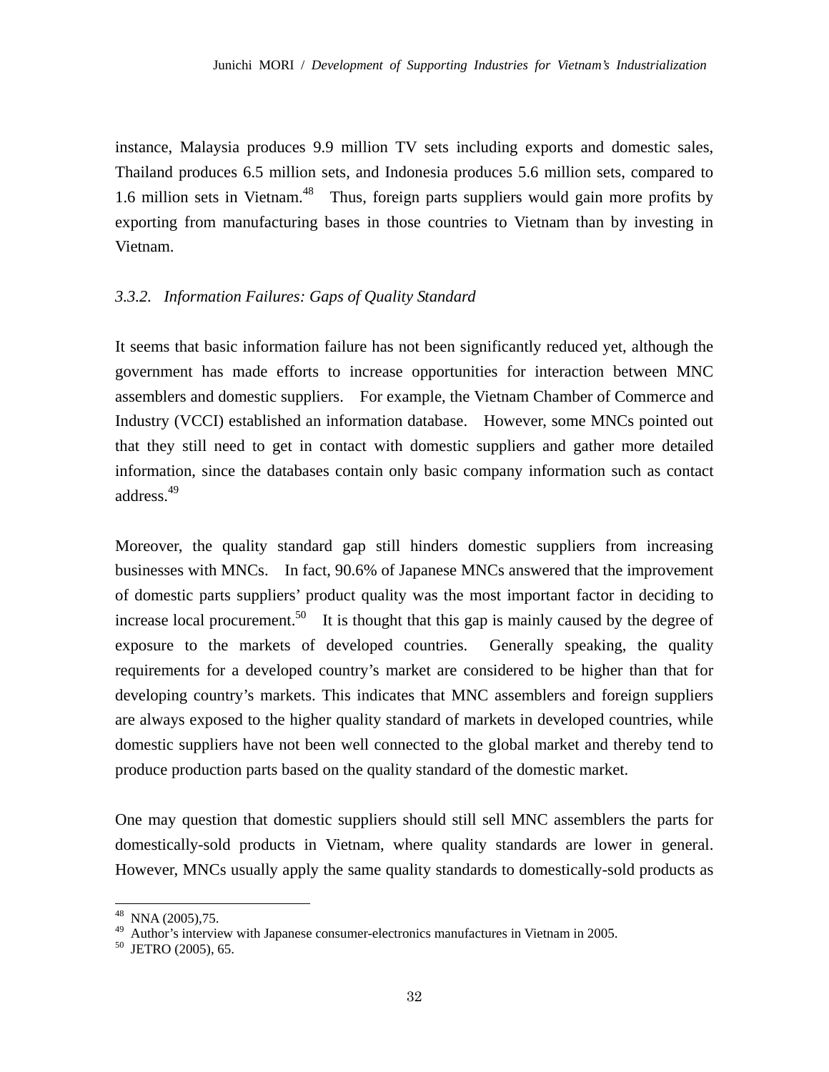instance, Malaysia produces 9.9 million TV sets including exports and domestic sales, Thailand produces 6.5 million sets, and Indonesia produces 5.6 million sets, compared to 1.6 million sets in Vietnam.[48] Thus, foreign parts suppliers would gain more profits by exporting from manufacturing bases in those countries to Vietnam than by investing in Vietnam.

### *3.3.2. Information Failures: Gaps of Quality Standard*

It seems that basic information failure has not been significantly reduced yet, although the government has made efforts to increase opportunities for interaction between MNC assemblers and domestic suppliers. For example, the Vietnam Chamber of Commerce and Industry (VCCI) established an information database. However, some MNCs pointed out that they still need to get in contact with domestic suppliers and gather more detailed information, since the databases contain only basic company information such as contact address.[49]

Moreover, the quality standard gap still hinders domestic suppliers from increasing businesses with MNCs. In fact, 90.6% of Japanese MNCs answered that the improvement of domestic parts suppliers' product quality was the most important factor in deciding to increase local procurement.[50] It is thought that this gap is mainly caused by the degree of exposure to the markets of developed countries. Generally speaking, the quality requirements for a developed country's market are considered to be higher than that for developing country's markets. This indicates that MNC assemblers and foreign suppliers are always exposed to the higher quality standard of markets in developed countries, while domestic suppliers have not been well connected to the global market and thereby tend to produce production parts based on the quality standard of the domestic market.

One may question that domestic suppliers should still sell MNC assemblers the parts for domestically-sold products in Vietnam, where quality standards are lower in general. However, MNCs usually apply the same quality standards to domestically-sold products as

---

[48] NNA (2005),75.

[49] Author's interview with Japanese consumer-electronics manufactures in Vietnam in 2005.

[50] JETRO (2005), 65.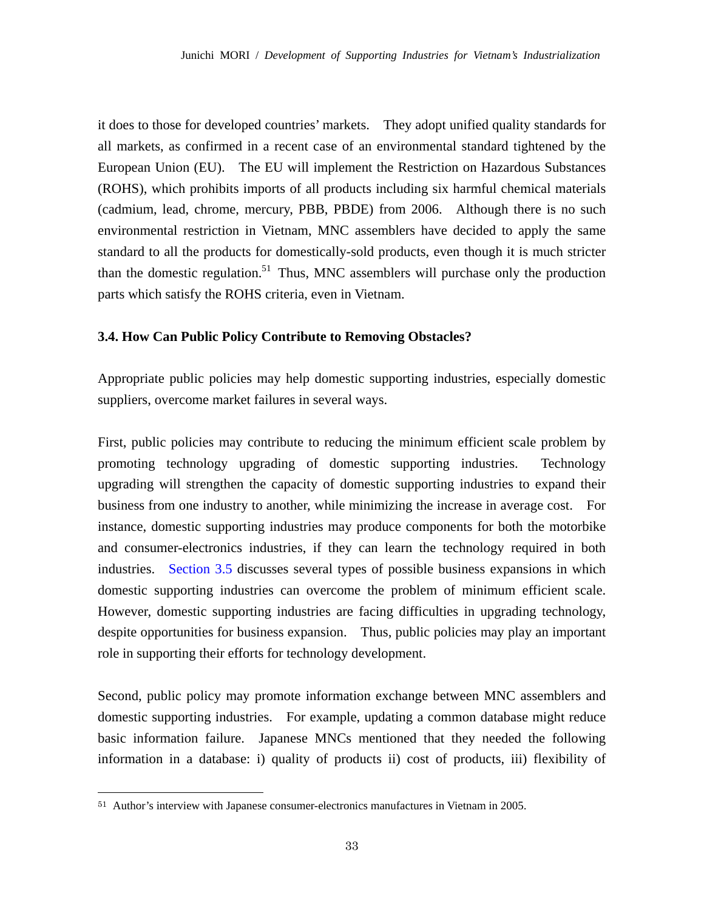it does to those for developed countries' markets. They adopt unified quality standards for all markets, as confirmed in a recent case of an environmental standard tightened by the European Union (EU). The EU will implement the Restriction on Hazardous Substances (ROHS), which prohibits imports of all products including six harmful chemical materials (cadmium, lead, chrome, mercury, PBB, PBDE) from 2006. Although there is no such environmental restriction in Vietnam, MNC assemblers have decided to apply the same standard to all the products for domestically-sold products, even though it is much stricter than the domestic regulation.[51] Thus, MNC assemblers will purchase only the production parts which satisfy the ROHS criteria, even in Vietnam.

### 3.4. How Can Public Policy Contribute to Removing Obstacles?

Appropriate public policies may help domestic supporting industries, especially domestic suppliers, overcome market failures in several ways.

First, public policies may contribute to reducing the minimum efficient scale problem by promoting technology upgrading of domestic supporting industries. Technology upgrading will strengthen the capacity of domestic supporting industries to expand their business from one industry to another, while minimizing the increase in average cost. For instance, domestic supporting industries may produce components for both the motorbike and consumer-electronics industries, if they can learn the technology required in both industries. Section 3.5 discusses several types of possible business expansions in which domestic supporting industries can overcome the problem of minimum efficient scale. However, domestic supporting industries are facing difficulties in upgrading technology, despite opportunities for business expansion. Thus, public policies may play an important role in supporting their efforts for technology development.

Second, public policy may promote information exchange between MNC assemblers and domestic supporting industries. For example, updating a common database might reduce basic information failure. Japanese MNCs mentioned that they needed the following information in a database: i) quality of products ii) cost of products, iii) flexibility of

---

[51] Author's interview with Japanese consumer-electronics manufactures in Vietnam in 2005.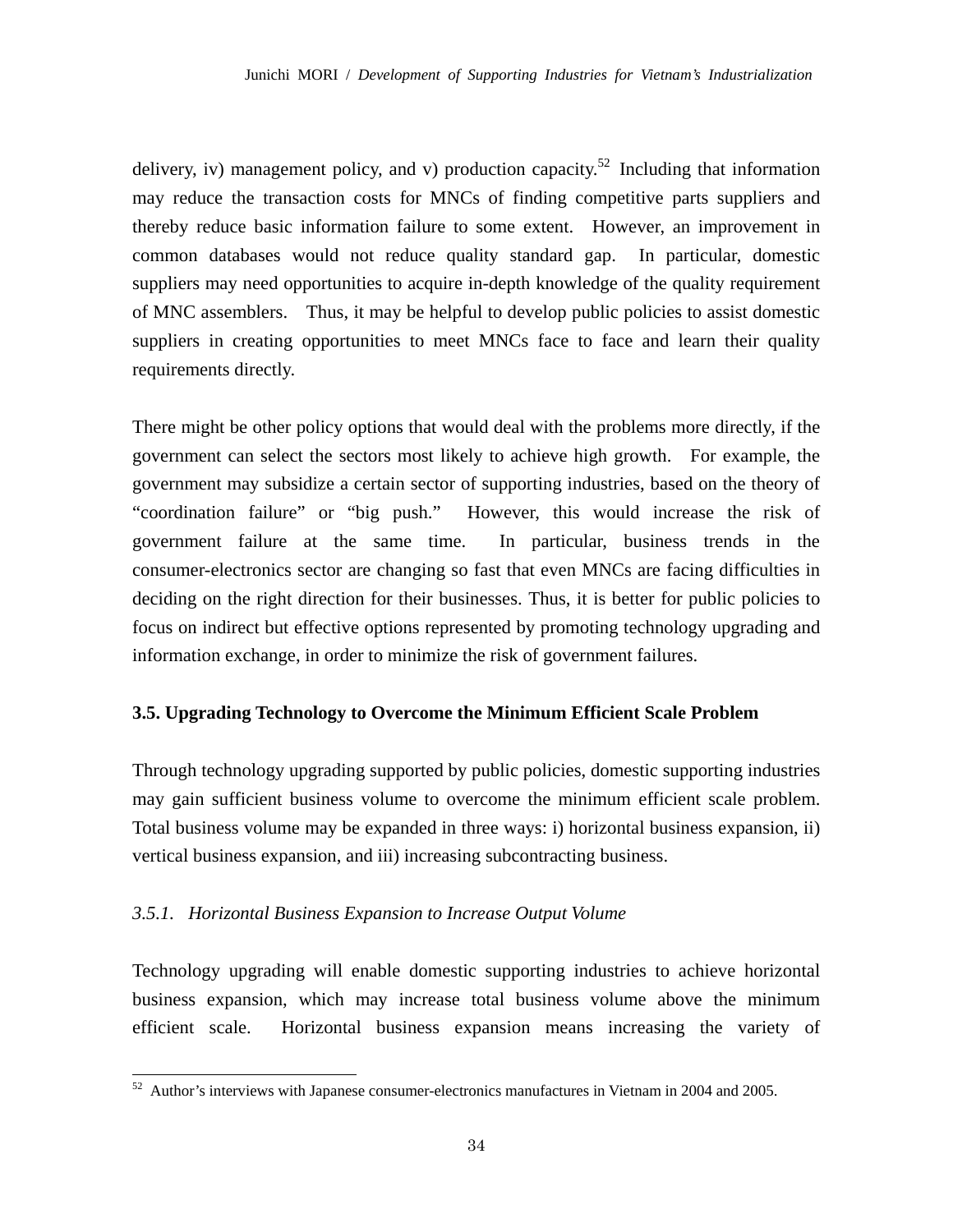delivery, iv) management policy, and v) production capacity.[52] Including that information may reduce the transaction costs for MNCs of finding competitive parts suppliers and thereby reduce basic information failure to some extent. However, an improvement in common databases would not reduce quality standard gap. In particular, domestic suppliers may need opportunities to acquire in-depth knowledge of the quality requirement of MNC assemblers. Thus, it may be helpful to develop public policies to assist domestic suppliers in creating opportunities to meet MNCs face to face and learn their quality requirements directly.

There might be other policy options that would deal with the problems more directly, if the government can select the sectors most likely to achieve high growth. For example, the government may subsidize a certain sector of supporting industries, based on the theory of "coordination failure" or "big push." However, this would increase the risk of government failure at the same time. In particular, business trends in the consumer-electronics sector are changing so fast that even MNCs are facing difficulties in deciding on the right direction for their businesses. Thus, it is better for public policies to focus on indirect but effective options represented by promoting technology upgrading and information exchange, in order to minimize the risk of government failures.

### 3.5. Upgrading Technology to Overcome the Minimum Efficient Scale Problem

Through technology upgrading supported by public policies, domestic supporting industries may gain sufficient business volume to overcome the minimum efficient scale problem. Total business volume may be expanded in three ways: i) horizontal business expansion, ii) vertical business expansion, and iii) increasing subcontracting business.

#### *3.5.1. Horizontal Business Expansion to Increase Output Volume*

Technology upgrading will enable domestic supporting industries to achieve horizontal business expansion, which may increase total business volume above the minimum efficient scale. Horizontal business expansion means increasing the variety of

---

[52] Author's interviews with Japanese consumer-electronics manufactures in Vietnam in 2004 and 2005.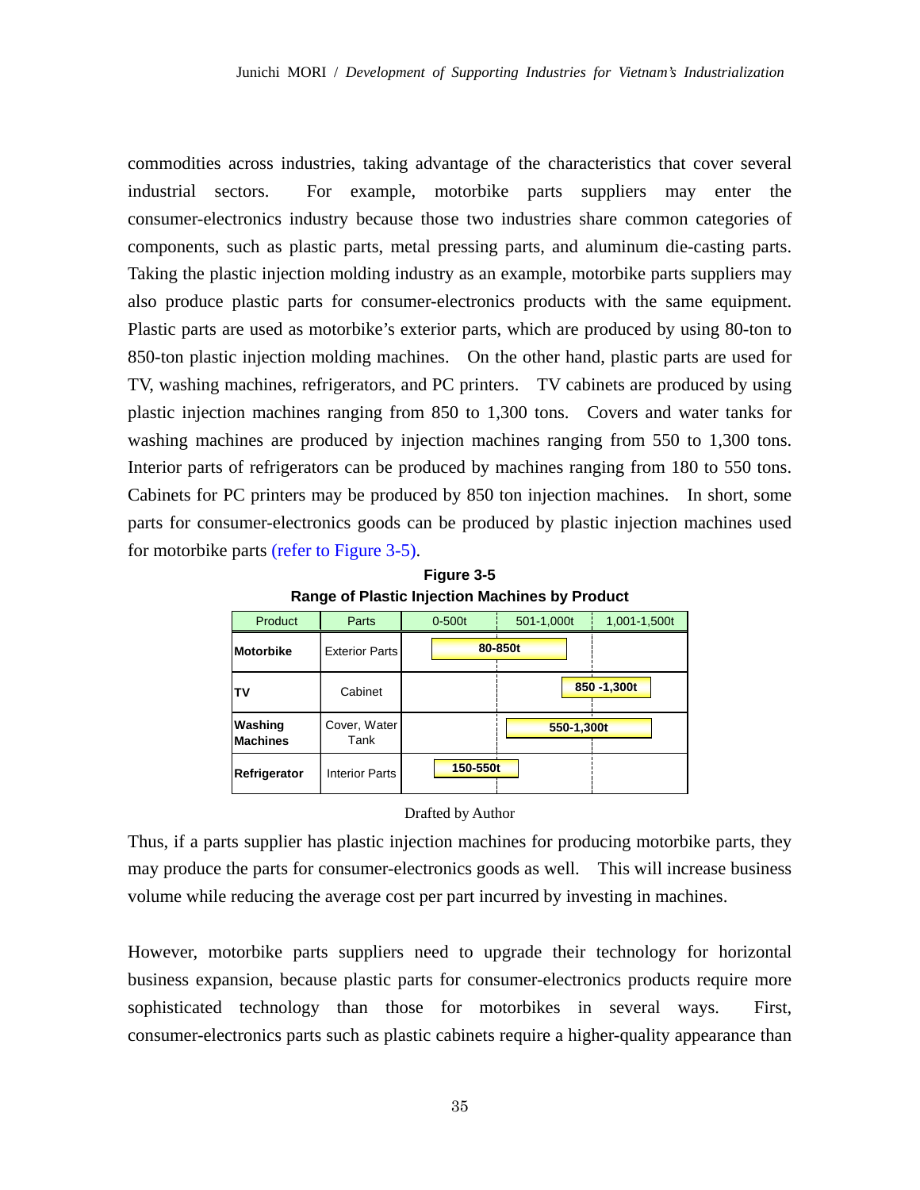commodities across industries, taking advantage of the characteristics that cover several industrial sectors. For example, motorbike parts suppliers may enter the consumer-electronics industry because those two industries share common categories of components, such as plastic parts, metal pressing parts, and aluminum die-casting parts. Taking the plastic injection molding industry as an example, motorbike parts suppliers may also produce plastic parts for consumer-electronics products with the same equipment. Plastic parts are used as motorbike's exterior parts, which are produced by using 80-ton to 850-ton plastic injection molding machines. On the other hand, plastic parts are used for TV, washing machines, refrigerators, and PC printers. TV cabinets are produced by using plastic injection machines ranging from 850 to 1,300 tons. Covers and water tanks for washing machines are produced by injection machines ranging from 550 to 1,300 tons. Interior parts of refrigerators can be produced by machines ranging from 180 to 550 tons. Cabinets for PC printers may be produced by 850 ton injection machines. In short, some parts for consumer-electronics goods can be produced by plastic injection machines used for motorbike parts (refer to Figure 3-5).

**Figure 3-5**
**Range of Plastic Injection Machines by Product**

| Product | Parts | 0-500t | 501-1,000t | 1,001-1,500t |
|---|---|---|---|---|
| **Motorbike** | Exterior Parts | **80-850t** | | |
| **TV** | Cabinet | | | **850 -1,300t** |
| **Washing Machines** | Cover, Water Tank | | **550-1,300t** | |
| **Refrigerator** | Interior Parts | **150-550t** | | |

Drafted by Author

Thus, if a parts supplier has plastic injection machines for producing motorbike parts, they may produce the parts for consumer-electronics goods as well. This will increase business volume while reducing the average cost per part incurred by investing in machines.

However, motorbike parts suppliers need to upgrade their technology for horizontal business expansion, because plastic parts for consumer-electronics products require more sophisticated technology than those for motorbikes in several ways. First, consumer-electronics parts such as plastic cabinets require a higher-quality appearance than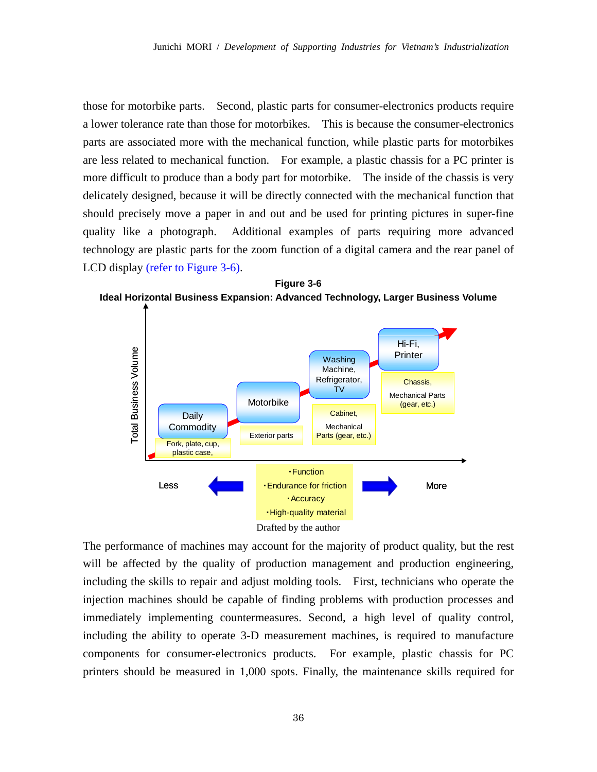those for motorbike parts. Second, plastic parts for consumer-electronics products require a lower tolerance rate than those for motorbikes. This is because the consumer-electronics parts are associated more with the mechanical function, while plastic parts for motorbikes are less related to mechanical function. For example, a plastic chassis for a PC printer is more difficult to produce than a body part for motorbike. The inside of the chassis is very delicately designed, because it will be directly connected with the mechanical function that should precisely move a paper in and out and be used for printing pictures in super-fine quality like a photograph. Additional examples of parts requiring more advanced technology are plastic parts for the zoom function of a digital camera and the rear panel of LCD display (refer to Figure 3-6).

**Figure 3-6**
**Ideal Horizontal Business Expansion: Advanced Technology, Larger Business Volume**

Total Business Volume

Daily Commodity — Fork, plate, cup, plastic case,
Motorbike — Exterior parts
Washing Machine, Refrigerator, TV — Cabinet, Mechanical Parts (gear, etc.)
Hi-Fi, Printer — Chassis, Mechanical Parts (gear, etc.)

Less ← ・Function ・Endurance for friction ・Accuracy ・High-quality material → More

Drafted by the author

The performance of machines may account for the majority of product quality, but the rest will be affected by the quality of production management and production engineering, including the skills to repair and adjust molding tools. First, technicians who operate the injection machines should be capable of finding problems with production processes and immediately implementing countermeasures. Second, a high level of quality control, including the ability to operate 3-D measurement machines, is required to manufacture components for consumer-electronics products. For example, plastic chassis for PC printers should be measured in 1,000 spots. Finally, the maintenance skills required for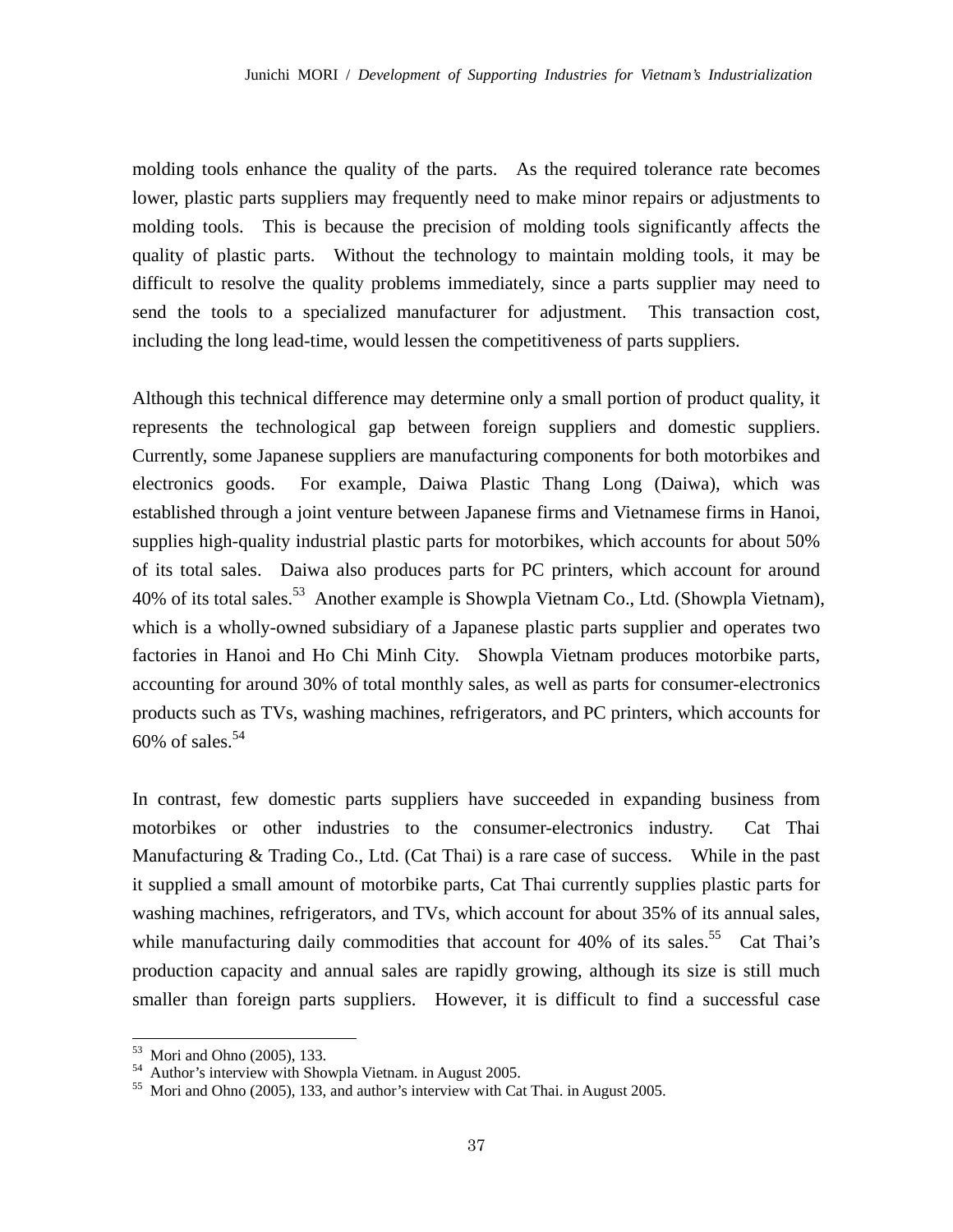molding tools enhance the quality of the parts. As the required tolerance rate becomes lower, plastic parts suppliers may frequently need to make minor repairs or adjustments to molding tools. This is because the precision of molding tools significantly affects the quality of plastic parts. Without the technology to maintain molding tools, it may be difficult to resolve the quality problems immediately, since a parts supplier may need to send the tools to a specialized manufacturer for adjustment. This transaction cost, including the long lead-time, would lessen the competitiveness of parts suppliers.

Although this technical difference may determine only a small portion of product quality, it represents the technological gap between foreign suppliers and domestic suppliers. Currently, some Japanese suppliers are manufacturing components for both motorbikes and electronics goods. For example, Daiwa Plastic Thang Long (Daiwa), which was established through a joint venture between Japanese firms and Vietnamese firms in Hanoi, supplies high-quality industrial plastic parts for motorbikes, which accounts for about 50% of its total sales. Daiwa also produces parts for PC printers, which account for around 40% of its total sales.[53] Another example is Showpla Vietnam Co., Ltd. (Showpla Vietnam), which is a wholly-owned subsidiary of a Japanese plastic parts supplier and operates two factories in Hanoi and Ho Chi Minh City. Showpla Vietnam produces motorbike parts, accounting for around 30% of total monthly sales, as well as parts for consumer-electronics products such as TVs, washing machines, refrigerators, and PC printers, which accounts for 60% of sales.[54]

In contrast, few domestic parts suppliers have succeeded in expanding business from motorbikes or other industries to the consumer-electronics industry. Cat Thai Manufacturing & Trading Co., Ltd. (Cat Thai) is a rare case of success. While in the past it supplied a small amount of motorbike parts, Cat Thai currently supplies plastic parts for washing machines, refrigerators, and TVs, which account for about 35% of its annual sales, while manufacturing daily commodities that account for 40% of its sales.[55] Cat Thai's production capacity and annual sales are rapidly growing, although its size is still much smaller than foreign parts suppliers. However, it is difficult to find a successful case

---

[53] Mori and Ohno (2005), 133.

[54] Author's interview with Showpla Vietnam. in August 2005.

[55] Mori and Ohno (2005), 133, and author's interview with Cat Thai. in August 2005.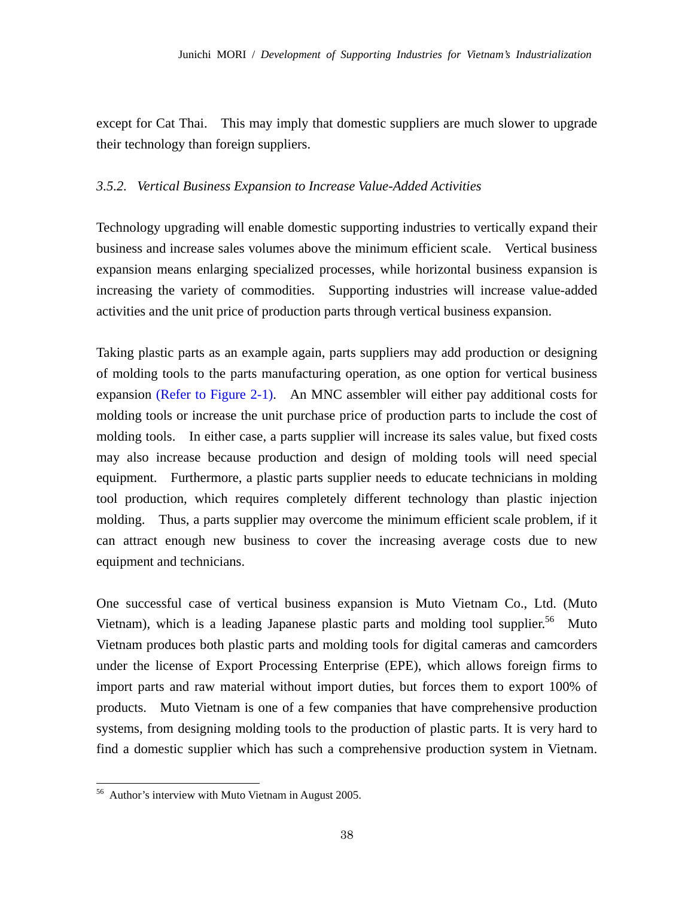except for Cat Thai. This may imply that domestic suppliers are much slower to upgrade their technology than foreign suppliers.

### *3.5.2. Vertical Business Expansion to Increase Value-Added Activities*

Technology upgrading will enable domestic supporting industries to vertically expand their business and increase sales volumes above the minimum efficient scale. Vertical business expansion means enlarging specialized processes, while horizontal business expansion is increasing the variety of commodities. Supporting industries will increase value-added activities and the unit price of production parts through vertical business expansion.

Taking plastic parts as an example again, parts suppliers may add production or designing of molding tools to the parts manufacturing operation, as one option for vertical business expansion (Refer to Figure 2-1). An MNC assembler will either pay additional costs for molding tools or increase the unit purchase price of production parts to include the cost of molding tools. In either case, a parts supplier will increase its sales value, but fixed costs may also increase because production and design of molding tools will need special equipment. Furthermore, a plastic parts supplier needs to educate technicians in molding tool production, which requires completely different technology than plastic injection molding. Thus, a parts supplier may overcome the minimum efficient scale problem, if it can attract enough new business to cover the increasing average costs due to new equipment and technicians.

One successful case of vertical business expansion is Muto Vietnam Co., Ltd. (Muto Vietnam), which is a leading Japanese plastic parts and molding tool supplier.[56] Muto Vietnam produces both plastic parts and molding tools for digital cameras and camcorders under the license of Export Processing Enterprise (EPE), which allows foreign firms to import parts and raw material without import duties, but forces them to export 100% of products. Muto Vietnam is one of a few companies that have comprehensive production systems, from designing molding tools to the production of plastic parts. It is very hard to find a domestic supplier which has such a comprehensive production system in Vietnam.

[56] Author's interview with Muto Vietnam in August 2005.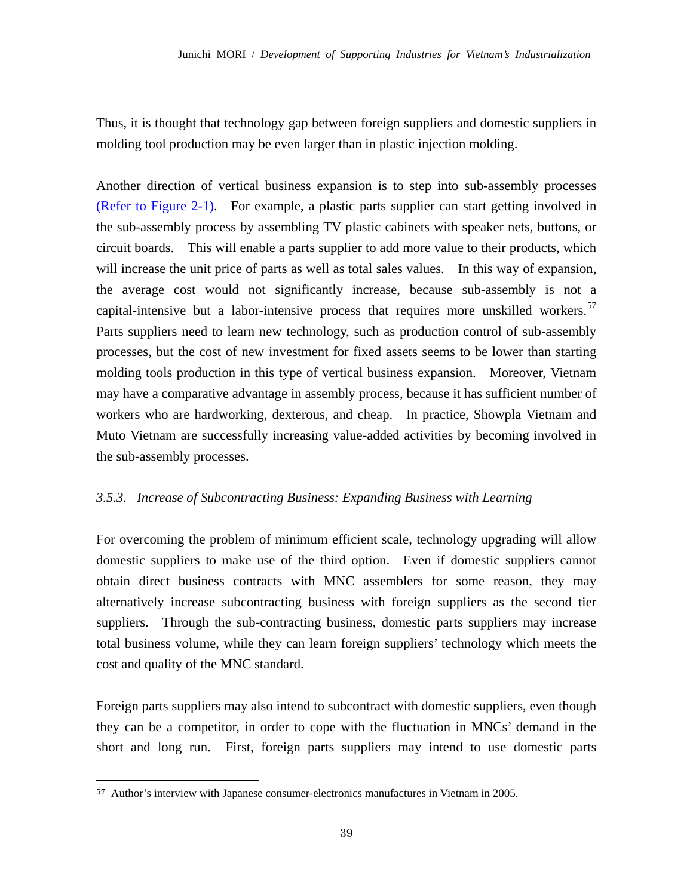Thus, it is thought that technology gap between foreign suppliers and domestic suppliers in molding tool production may be even larger than in plastic injection molding.

Another direction of vertical business expansion is to step into sub-assembly processes (Refer to Figure 2-1). For example, a plastic parts supplier can start getting involved in the sub-assembly process by assembling TV plastic cabinets with speaker nets, buttons, or circuit boards. This will enable a parts supplier to add more value to their products, which will increase the unit price of parts as well as total sales values. In this way of expansion, the average cost would not significantly increase, because sub-assembly is not a capital-intensive but a labor-intensive process that requires more unskilled workers.[57] Parts suppliers need to learn new technology, such as production control of sub-assembly processes, but the cost of new investment for fixed assets seems to be lower than starting molding tools production in this type of vertical business expansion. Moreover, Vietnam may have a comparative advantage in assembly process, because it has sufficient number of workers who are hardworking, dexterous, and cheap. In practice, Showpla Vietnam and Muto Vietnam are successfully increasing value-added activities by becoming involved in the sub-assembly processes.

### *3.5.3. Increase of Subcontracting Business: Expanding Business with Learning*

For overcoming the problem of minimum efficient scale, technology upgrading will allow domestic suppliers to make use of the third option. Even if domestic suppliers cannot obtain direct business contracts with MNC assemblers for some reason, they may alternatively increase subcontracting business with foreign suppliers as the second tier suppliers. Through the sub-contracting business, domestic parts suppliers may increase total business volume, while they can learn foreign suppliers' technology which meets the cost and quality of the MNC standard.

Foreign parts suppliers may also intend to subcontract with domestic suppliers, even though they can be a competitor, in order to cope with the fluctuation in MNCs' demand in the short and long run. First, foreign parts suppliers may intend to use domestic parts

---

[57] Author's interview with Japanese consumer-electronics manufactures in Vietnam in 2005.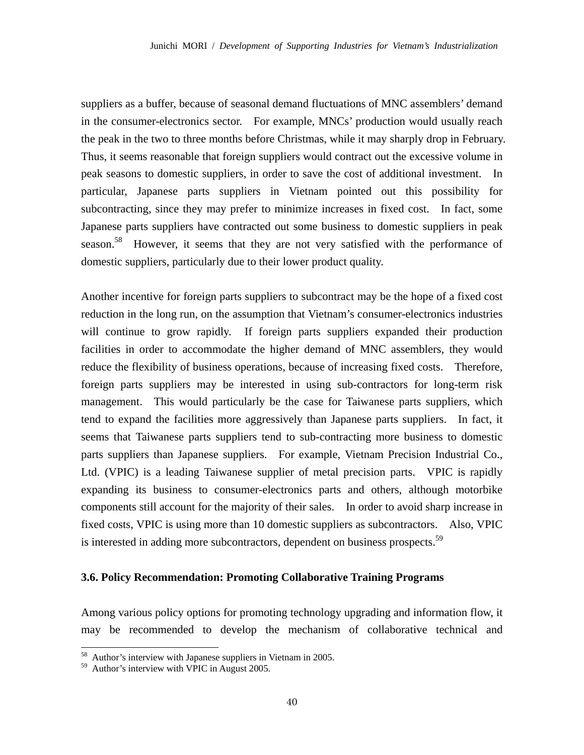suppliers as a buffer, because of seasonal demand fluctuations of MNC assemblers' demand in the consumer-electronics sector. For example, MNCs' production would usually reach the peak in the two to three months before Christmas, while it may sharply drop in February. Thus, it seems reasonable that foreign suppliers would contract out the excessive volume in peak seasons to domestic suppliers, in order to save the cost of additional investment. In particular, Japanese parts suppliers in Vietnam pointed out this possibility for subcontracting, since they may prefer to minimize increases in fixed cost. In fact, some Japanese parts suppliers have contracted out some business to domestic suppliers in peak season.[58] However, it seems that they are not very satisfied with the performance of domestic suppliers, particularly due to their lower product quality.

Another incentive for foreign parts suppliers to subcontract may be the hope of a fixed cost reduction in the long run, on the assumption that Vietnam's consumer-electronics industries will continue to grow rapidly. If foreign parts suppliers expanded their production facilities in order to accommodate the higher demand of MNC assemblers, they would reduce the flexibility of business operations, because of increasing fixed costs. Therefore, foreign parts suppliers may be interested in using sub-contractors for long-term risk management. This would particularly be the case for Taiwanese parts suppliers, which tend to expand the facilities more aggressively than Japanese parts suppliers. In fact, it seems that Taiwanese parts suppliers tend to sub-contracting more business to domestic parts suppliers than Japanese suppliers. For example, Vietnam Precision Industrial Co., Ltd. (VPIC) is a leading Taiwanese supplier of metal precision parts. VPIC is rapidly expanding its business to consumer-electronics parts and others, although motorbike components still account for the majority of their sales. In order to avoid sharp increase in fixed costs, VPIC is using more than 10 domestic suppliers as subcontractors. Also, VPIC is interested in adding more subcontractors, dependent on business prospects.[59]

### 3.6. Policy Recommendation: Promoting Collaborative Training Programs

Among various policy options for promoting technology upgrading and information flow, it may be recommended to develop the mechanism of collaborative technical and

---

[58] Author's interview with Japanese suppliers in Vietnam in 2005.

[59] Author's interview with VPIC in August 2005.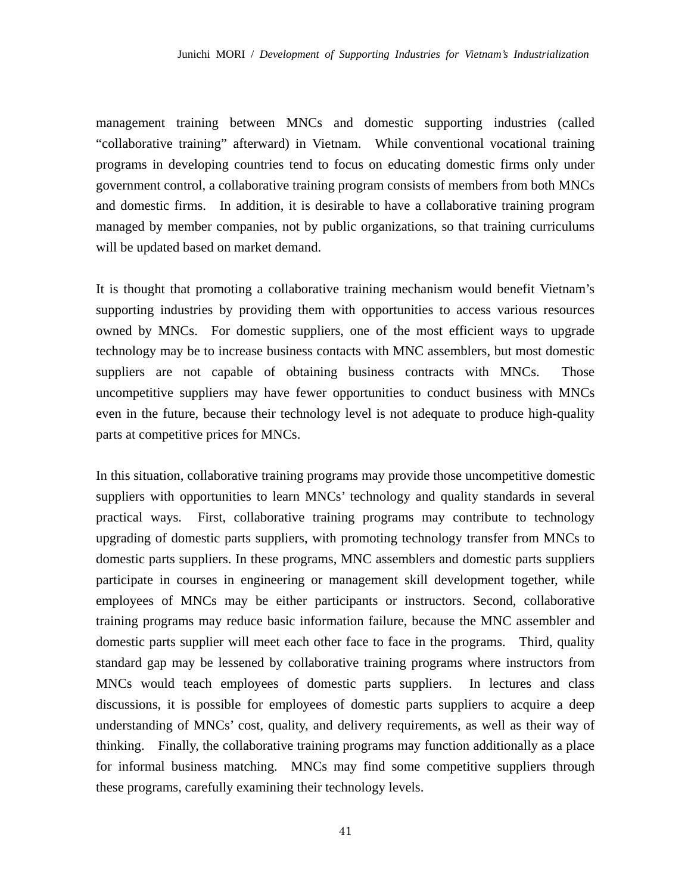management training between MNCs and domestic supporting industries (called "collaborative training" afterward) in Vietnam. While conventional vocational training programs in developing countries tend to focus on educating domestic firms only under government control, a collaborative training program consists of members from both MNCs and domestic firms. In addition, it is desirable to have a collaborative training program managed by member companies, not by public organizations, so that training curriculums will be updated based on market demand.

It is thought that promoting a collaborative training mechanism would benefit Vietnam's supporting industries by providing them with opportunities to access various resources owned by MNCs. For domestic suppliers, one of the most efficient ways to upgrade technology may be to increase business contacts with MNC assemblers, but most domestic suppliers are not capable of obtaining business contracts with MNCs. Those uncompetitive suppliers may have fewer opportunities to conduct business with MNCs even in the future, because their technology level is not adequate to produce high-quality parts at competitive prices for MNCs.

In this situation, collaborative training programs may provide those uncompetitive domestic suppliers with opportunities to learn MNCs' technology and quality standards in several practical ways. First, collaborative training programs may contribute to technology upgrading of domestic parts suppliers, with promoting technology transfer from MNCs to domestic parts suppliers. In these programs, MNC assemblers and domestic parts suppliers participate in courses in engineering or management skill development together, while employees of MNCs may be either participants or instructors. Second, collaborative training programs may reduce basic information failure, because the MNC assembler and domestic parts supplier will meet each other face to face in the programs. Third, quality standard gap may be lessened by collaborative training programs where instructors from MNCs would teach employees of domestic parts suppliers. In lectures and class discussions, it is possible for employees of domestic parts suppliers to acquire a deep understanding of MNCs' cost, quality, and delivery requirements, as well as their way of thinking. Finally, the collaborative training programs may function additionally as a place for informal business matching. MNCs may find some competitive suppliers through these programs, carefully examining their technology levels.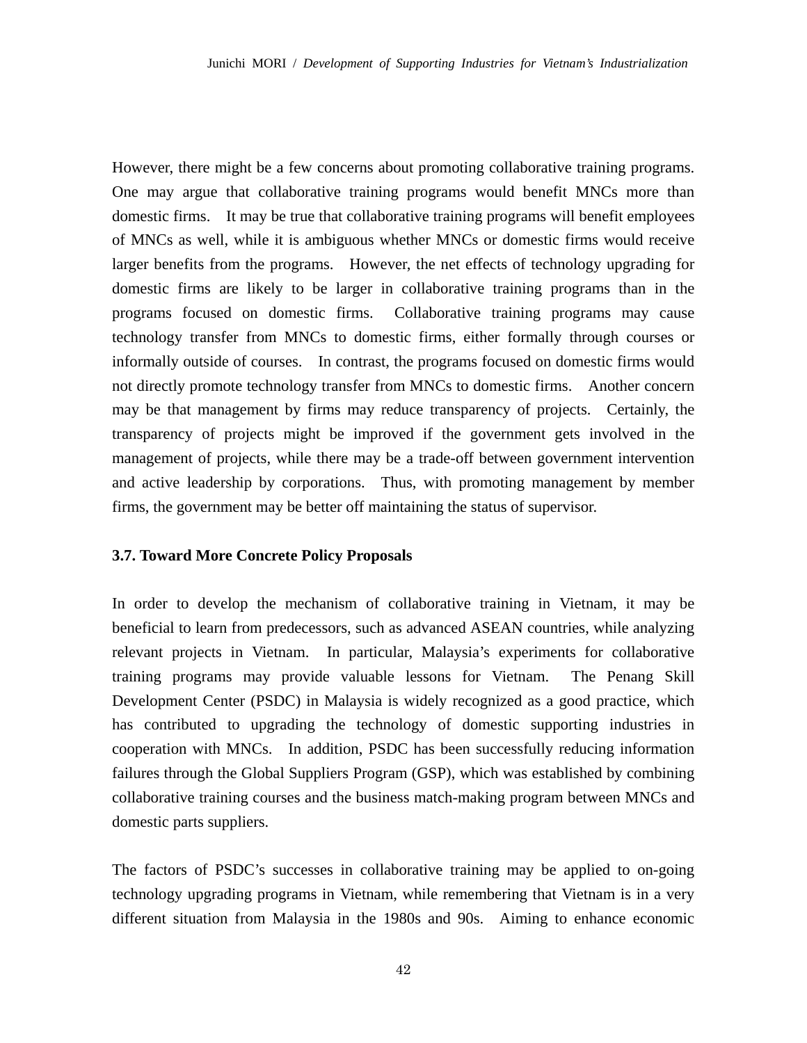However, there might be a few concerns about promoting collaborative training programs. One may argue that collaborative training programs would benefit MNCs more than domestic firms. It may be true that collaborative training programs will benefit employees of MNCs as well, while it is ambiguous whether MNCs or domestic firms would receive larger benefits from the programs. However, the net effects of technology upgrading for domestic firms are likely to be larger in collaborative training programs than in the programs focused on domestic firms. Collaborative training programs may cause technology transfer from MNCs to domestic firms, either formally through courses or informally outside of courses. In contrast, the programs focused on domestic firms would not directly promote technology transfer from MNCs to domestic firms. Another concern may be that management by firms may reduce transparency of projects. Certainly, the transparency of projects might be improved if the government gets involved in the management of projects, while there may be a trade-off between government intervention and active leadership by corporations. Thus, with promoting management by member firms, the government may be better off maintaining the status of supervisor.

### 3.7. Toward More Concrete Policy Proposals

In order to develop the mechanism of collaborative training in Vietnam, it may be beneficial to learn from predecessors, such as advanced ASEAN countries, while analyzing relevant projects in Vietnam. In particular, Malaysia's experiments for collaborative training programs may provide valuable lessons for Vietnam. The Penang Skill Development Center (PSDC) in Malaysia is widely recognized as a good practice, which has contributed to upgrading the technology of domestic supporting industries in cooperation with MNCs. In addition, PSDC has been successfully reducing information failures through the Global Suppliers Program (GSP), which was established by combining collaborative training courses and the business match-making program between MNCs and domestic parts suppliers.

The factors of PSDC's successes in collaborative training may be applied to on-going technology upgrading programs in Vietnam, while remembering that Vietnam is in a very different situation from Malaysia in the 1980s and 90s. Aiming to enhance economic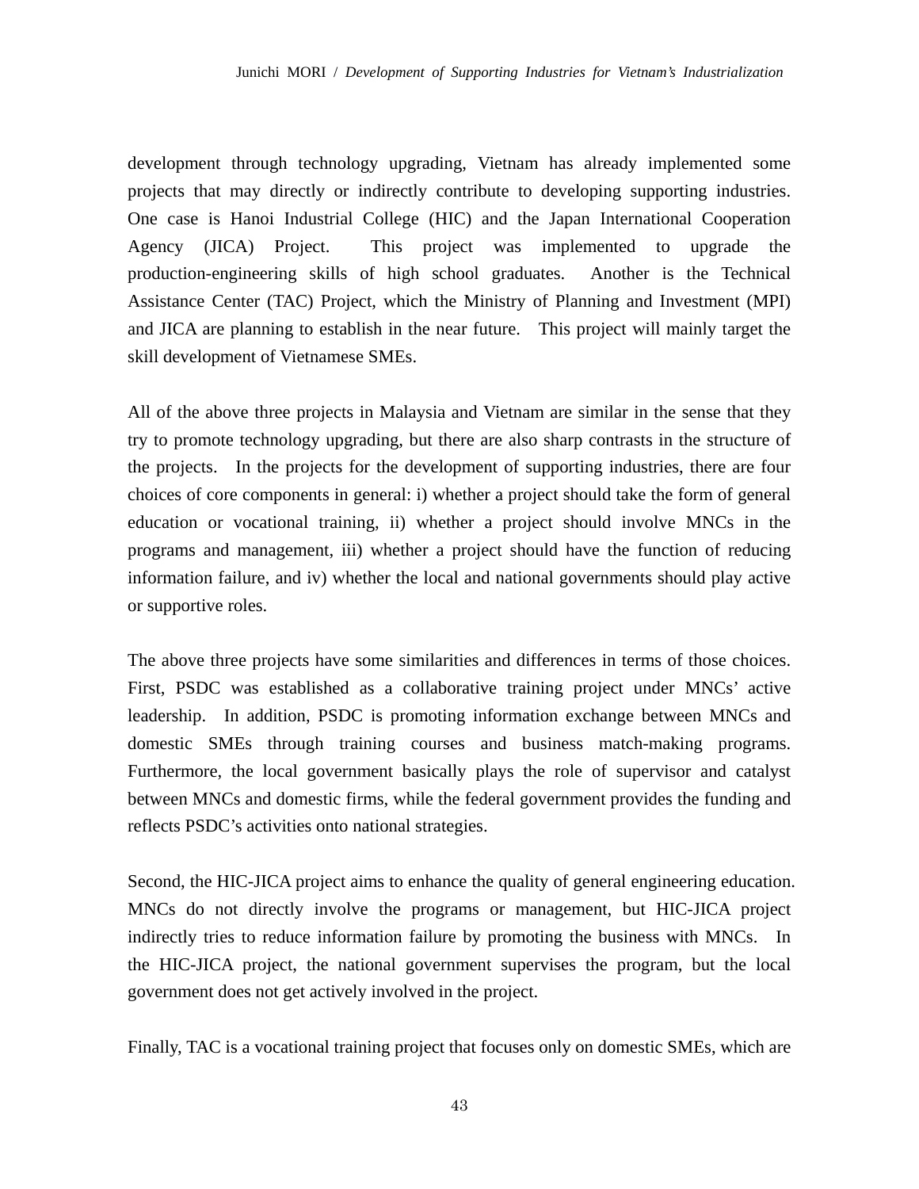development through technology upgrading, Vietnam has already implemented some projects that may directly or indirectly contribute to developing supporting industries. One case is Hanoi Industrial College (HIC) and the Japan International Cooperation Agency (JICA) Project. This project was implemented to upgrade the production-engineering skills of high school graduates. Another is the Technical Assistance Center (TAC) Project, which the Ministry of Planning and Investment (MPI) and JICA are planning to establish in the near future. This project will mainly target the skill development of Vietnamese SMEs.

All of the above three projects in Malaysia and Vietnam are similar in the sense that they try to promote technology upgrading, but there are also sharp contrasts in the structure of the projects. In the projects for the development of supporting industries, there are four choices of core components in general: i) whether a project should take the form of general education or vocational training, ii) whether a project should involve MNCs in the programs and management, iii) whether a project should have the function of reducing information failure, and iv) whether the local and national governments should play active or supportive roles.

The above three projects have some similarities and differences in terms of those choices. First, PSDC was established as a collaborative training project under MNCs' active leadership. In addition, PSDC is promoting information exchange between MNCs and domestic SMEs through training courses and business match-making programs. Furthermore, the local government basically plays the role of supervisor and catalyst between MNCs and domestic firms, while the federal government provides the funding and reflects PSDC's activities onto national strategies.

Second, the HIC-JICA project aims to enhance the quality of general engineering education. MNCs do not directly involve the programs or management, but HIC-JICA project indirectly tries to reduce information failure by promoting the business with MNCs. In the HIC-JICA project, the national government supervises the program, but the local government does not get actively involved in the project.

Finally, TAC is a vocational training project that focuses only on domestic SMEs, which are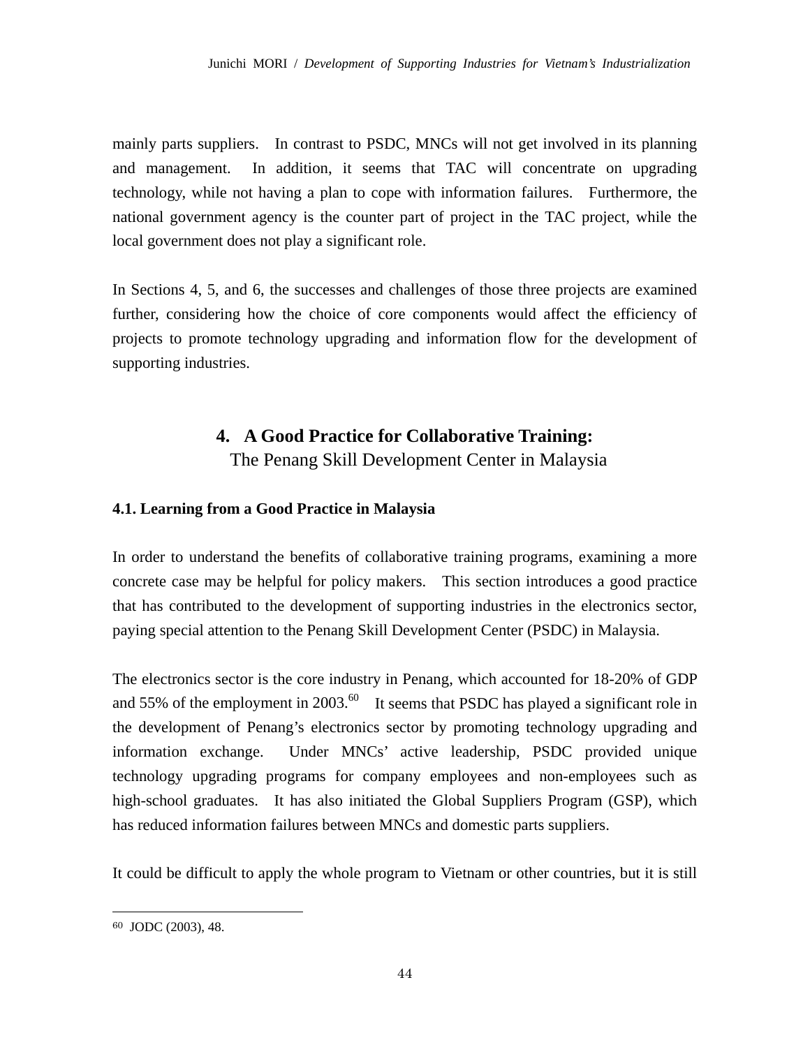mainly parts suppliers. In contrast to PSDC, MNCs will not get involved in its planning and management. In addition, it seems that TAC will concentrate on upgrading technology, while not having a plan to cope with information failures. Furthermore, the national government agency is the counter part of project in the TAC project, while the local government does not play a significant role.

In Sections 4, 5, and 6, the successes and challenges of those three projects are examined further, considering how the choice of core components would affect the efficiency of projects to promote technology upgrading and information flow for the development of supporting industries.

## 4. A Good Practice for Collaborative Training: The Penang Skill Development Center in Malaysia

### 4.1. Learning from a Good Practice in Malaysia

In order to understand the benefits of collaborative training programs, examining a more concrete case may be helpful for policy makers. This section introduces a good practice that has contributed to the development of supporting industries in the electronics sector, paying special attention to the Penang Skill Development Center (PSDC) in Malaysia.

The electronics sector is the core industry in Penang, which accounted for 18-20% of GDP and 55% of the employment in 2003.[60] It seems that PSDC has played a significant role in the development of Penang's electronics sector by promoting technology upgrading and information exchange. Under MNCs' active leadership, PSDC provided unique technology upgrading programs for company employees and non-employees such as high-school graduates. It has also initiated the Global Suppliers Program (GSP), which has reduced information failures between MNCs and domestic parts suppliers.

It could be difficult to apply the whole program to Vietnam or other countries, but it is still

---

[60] JODC (2003), 48.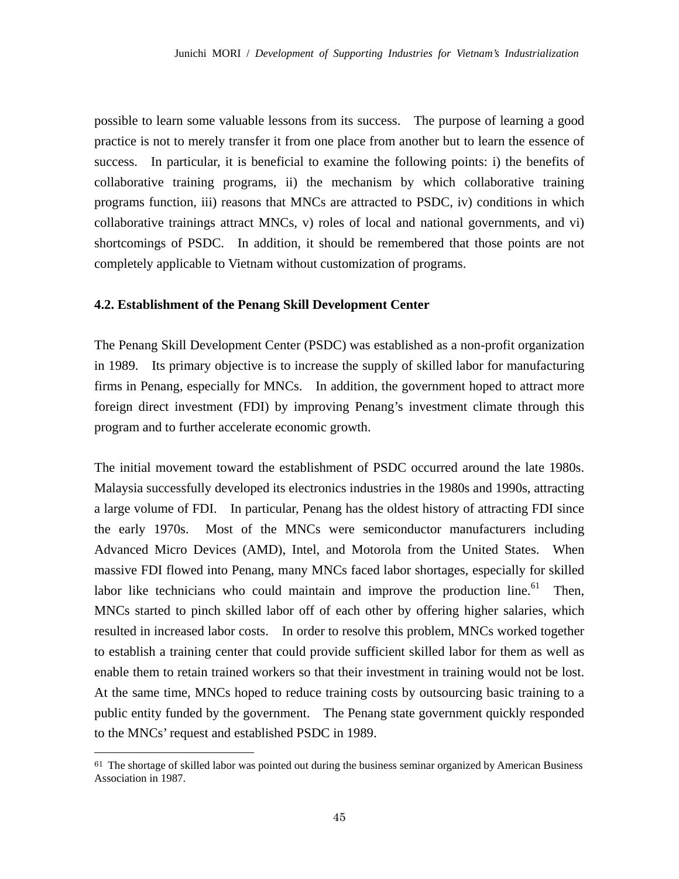possible to learn some valuable lessons from its success. The purpose of learning a good practice is not to merely transfer it from one place from another but to learn the essence of success. In particular, it is beneficial to examine the following points: i) the benefits of collaborative training programs, ii) the mechanism by which collaborative training programs function, iii) reasons that MNCs are attracted to PSDC, iv) conditions in which collaborative trainings attract MNCs, v) roles of local and national governments, and vi) shortcomings of PSDC. In addition, it should be remembered that those points are not completely applicable to Vietnam without customization of programs.

### 4.2. Establishment of the Penang Skill Development Center

The Penang Skill Development Center (PSDC) was established as a non-profit organization in 1989. Its primary objective is to increase the supply of skilled labor for manufacturing firms in Penang, especially for MNCs. In addition, the government hoped to attract more foreign direct investment (FDI) by improving Penang's investment climate through this program and to further accelerate economic growth.

The initial movement toward the establishment of PSDC occurred around the late 1980s. Malaysia successfully developed its electronics industries in the 1980s and 1990s, attracting a large volume of FDI. In particular, Penang has the oldest history of attracting FDI since the early 1970s. Most of the MNCs were semiconductor manufacturers including Advanced Micro Devices (AMD), Intel, and Motorola from the United States. When massive FDI flowed into Penang, many MNCs faced labor shortages, especially for skilled labor like technicians who could maintain and improve the production line.[61] Then, MNCs started to pinch skilled labor off of each other by offering higher salaries, which resulted in increased labor costs. In order to resolve this problem, MNCs worked together to establish a training center that could provide sufficient skilled labor for them as well as enable them to retain trained workers so that their investment in training would not be lost. At the same time, MNCs hoped to reduce training costs by outsourcing basic training to a public entity funded by the government. The Penang state government quickly responded to the MNCs' request and established PSDC in 1989.

---

[61] The shortage of skilled labor was pointed out during the business seminar organized by American Business Association in 1987.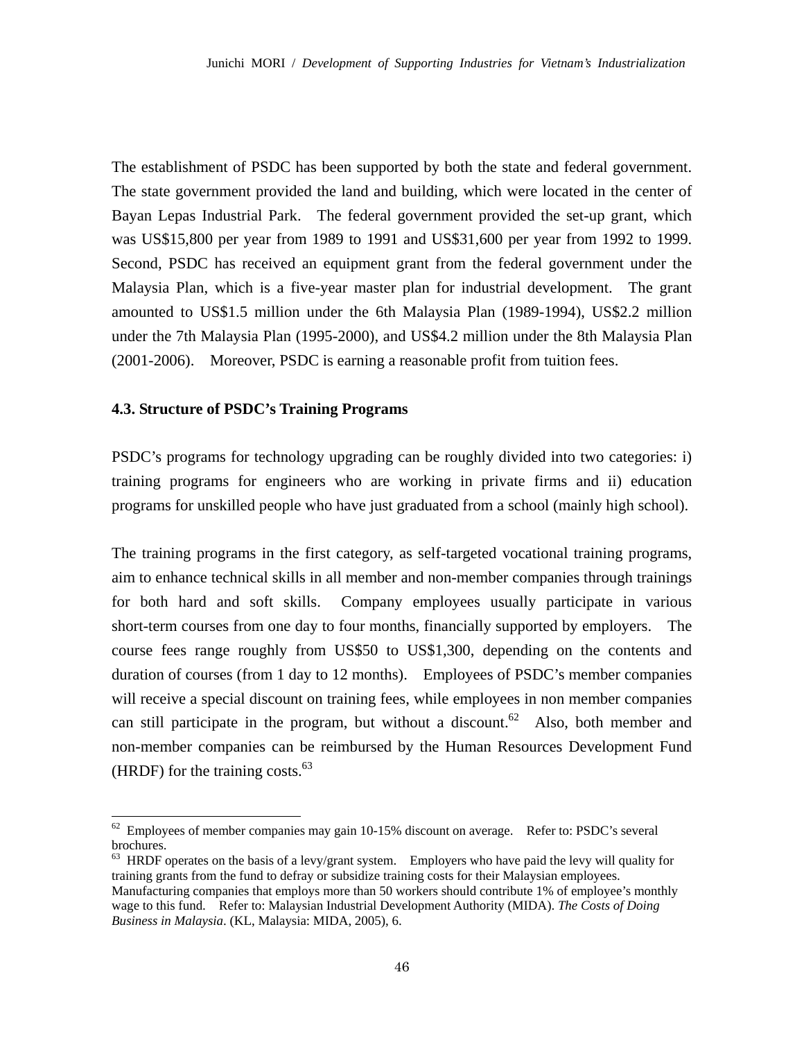The establishment of PSDC has been supported by both the state and federal government. The state government provided the land and building, which were located in the center of Bayan Lepas Industrial Park. The federal government provided the set-up grant, which was US$15,800 per year from 1989 to 1991 and US$31,600 per year from 1992 to 1999. Second, PSDC has received an equipment grant from the federal government under the Malaysia Plan, which is a five-year master plan for industrial development. The grant amounted to US$1.5 million under the 6th Malaysia Plan (1989-1994), US$2.2 million under the 7th Malaysia Plan (1995-2000), and US$4.2 million under the 8th Malaysia Plan (2001-2006). Moreover, PSDC is earning a reasonable profit from tuition fees.

### 4.3. Structure of PSDC's Training Programs

PSDC's programs for technology upgrading can be roughly divided into two categories: i) training programs for engineers who are working in private firms and ii) education programs for unskilled people who have just graduated from a school (mainly high school).

The training programs in the first category, as self-targeted vocational training programs, aim to enhance technical skills in all member and non-member companies through trainings for both hard and soft skills. Company employees usually participate in various short-term courses from one day to four months, financially supported by employers. The course fees range roughly from US$50 to US$1,300, depending on the contents and duration of courses (from 1 day to 12 months). Employees of PSDC's member companies will receive a special discount on training fees, while employees in non member companies can still participate in the program, but without a discount.[62] Also, both member and non-member companies can be reimbursed by the Human Resources Development Fund (HRDF) for the training costs.[63]

---

[62] Employees of member companies may gain 10-15% discount on average. Refer to: PSDC's several brochures.

[63] HRDF operates on the basis of a levy/grant system. Employers who have paid the levy will quality for training grants from the fund to defray or subsidize training costs for their Malaysian employees. Manufacturing companies that employs more than 50 workers should contribute 1% of employee's monthly wage to this fund. Refer to: Malaysian Industrial Development Authority (MIDA). *The Costs of Doing Business in Malaysia*. (KL, Malaysia: MIDA, 2005), 6.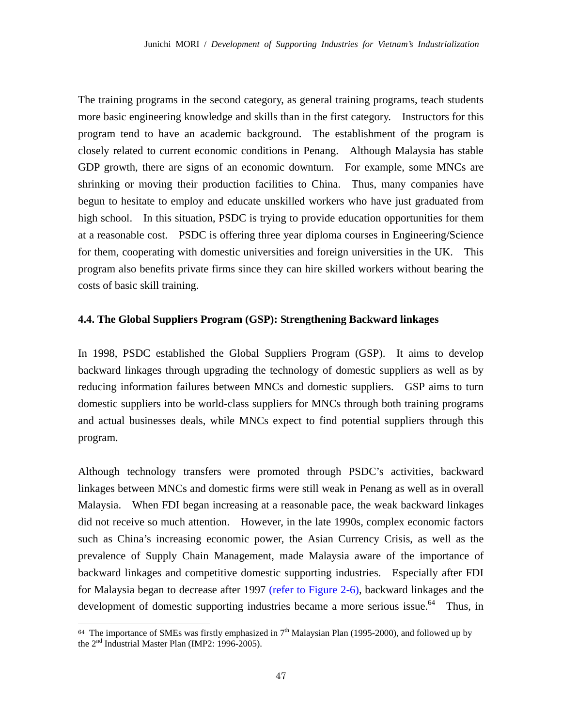The training programs in the second category, as general training programs, teach students more basic engineering knowledge and skills than in the first category. Instructors for this program tend to have an academic background. The establishment of the program is closely related to current economic conditions in Penang. Although Malaysia has stable GDP growth, there are signs of an economic downturn. For example, some MNCs are shrinking or moving their production facilities to China. Thus, many companies have begun to hesitate to employ and educate unskilled workers who have just graduated from high school. In this situation, PSDC is trying to provide education opportunities for them at a reasonable cost. PSDC is offering three year diploma courses in Engineering/Science for them, cooperating with domestic universities and foreign universities in the UK. This program also benefits private firms since they can hire skilled workers without bearing the costs of basic skill training.

### 4.4. The Global Suppliers Program (GSP): Strengthening Backward linkages

In 1998, PSDC established the Global Suppliers Program (GSP). It aims to develop backward linkages through upgrading the technology of domestic suppliers as well as by reducing information failures between MNCs and domestic suppliers. GSP aims to turn domestic suppliers into be world-class suppliers for MNCs through both training programs and actual businesses deals, while MNCs expect to find potential suppliers through this program.

Although technology transfers were promoted through PSDC's activities, backward linkages between MNCs and domestic firms were still weak in Penang as well as in overall Malaysia. When FDI began increasing at a reasonable pace, the weak backward linkages did not receive so much attention. However, in the late 1990s, complex economic factors such as China's increasing economic power, the Asian Currency Crisis, as well as the prevalence of Supply Chain Management, made Malaysia aware of the importance of backward linkages and competitive domestic supporting industries. Especially after FDI for Malaysia began to decrease after 1997 (refer to Figure 2-6), backward linkages and the development of domestic supporting industries became a more serious issue.[64] Thus, in

---

[64] The importance of SMEs was firstly emphasized in 7th Malaysian Plan (1995-2000), and followed up by the 2nd Industrial Master Plan (IMP2: 1996-2005).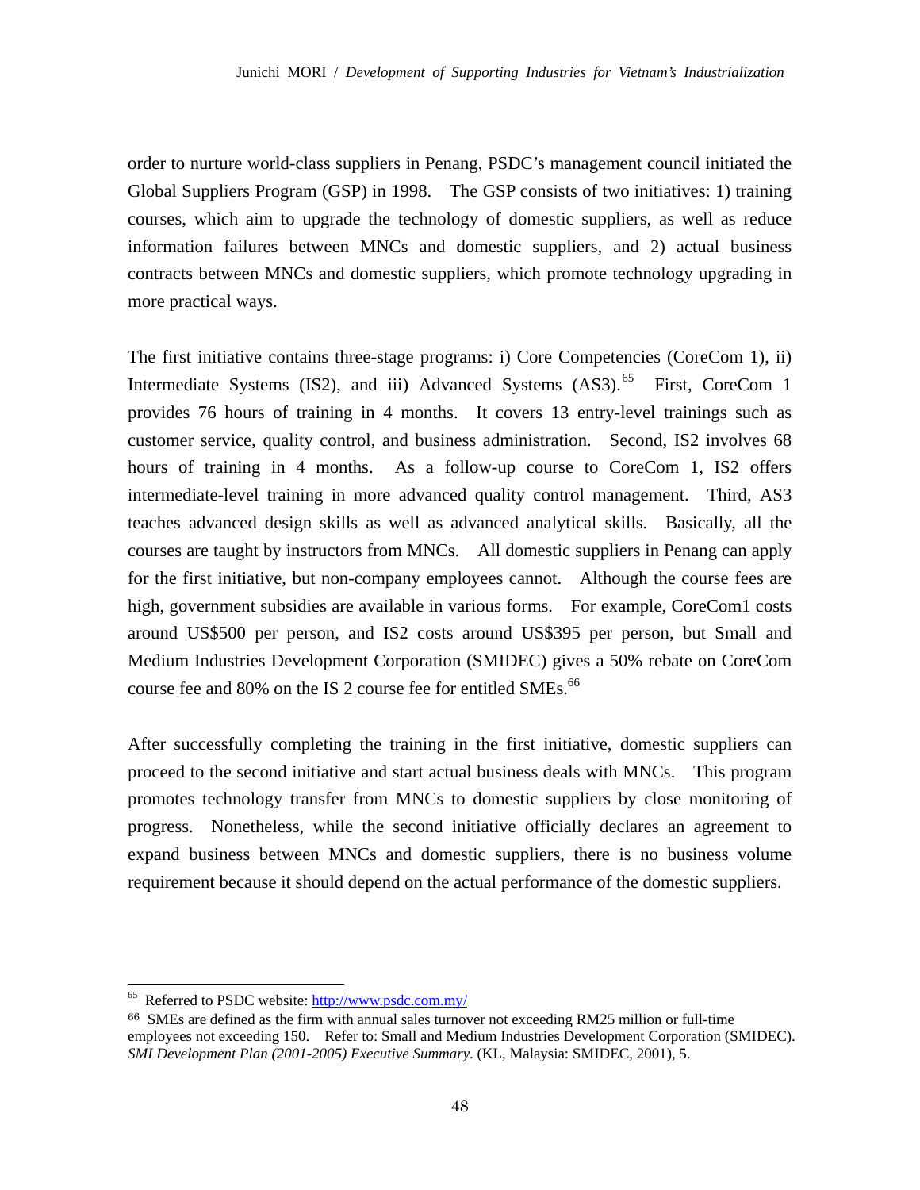order to nurture world-class suppliers in Penang, PSDC's management council initiated the Global Suppliers Program (GSP) in 1998. The GSP consists of two initiatives: 1) training courses, which aim to upgrade the technology of domestic suppliers, as well as reduce information failures between MNCs and domestic suppliers, and 2) actual business contracts between MNCs and domestic suppliers, which promote technology upgrading in more practical ways.

The first initiative contains three-stage programs: i) Core Competencies (CoreCom 1), ii) Intermediate Systems (IS2), and iii) Advanced Systems (AS3).[65] First, CoreCom 1 provides 76 hours of training in 4 months. It covers 13 entry-level trainings such as customer service, quality control, and business administration. Second, IS2 involves 68 hours of training in 4 months. As a follow-up course to CoreCom 1, IS2 offers intermediate-level training in more advanced quality control management. Third, AS3 teaches advanced design skills as well as advanced analytical skills. Basically, all the courses are taught by instructors from MNCs. All domestic suppliers in Penang can apply for the first initiative, but non-company employees cannot. Although the course fees are high, government subsidies are available in various forms. For example, CoreCom1 costs around US$500 per person, and IS2 costs around US$395 per person, but Small and Medium Industries Development Corporation (SMIDEC) gives a 50% rebate on CoreCom course fee and 80% on the IS 2 course fee for entitled SMEs.[66]

After successfully completing the training in the first initiative, domestic suppliers can proceed to the second initiative and start actual business deals with MNCs. This program promotes technology transfer from MNCs to domestic suppliers by close monitoring of progress. Nonetheless, while the second initiative officially declares an agreement to expand business between MNCs and domestic suppliers, there is no business volume requirement because it should depend on the actual performance of the domestic suppliers.

---

[65] Referred to PSDC website: http://www.psdc.com.my/

[66] SMEs are defined as the firm with annual sales turnover not exceeding RM25 million or full-time employees not exceeding 150. Refer to: Small and Medium Industries Development Corporation (SMIDEC). *SMI Development Plan (2001-2005) Executive Summary*. (KL, Malaysia: SMIDEC, 2001), 5.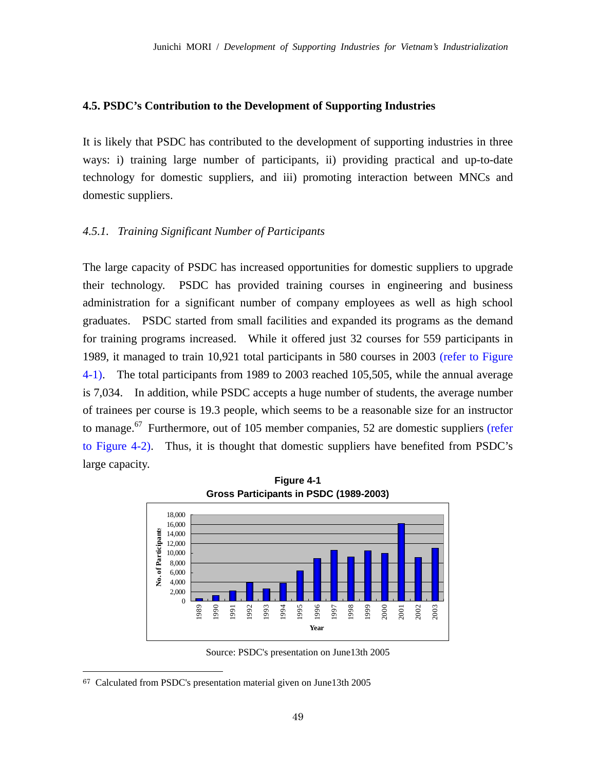### 4.5. PSDC's Contribution to the Development of Supporting Industries

It is likely that PSDC has contributed to the development of supporting industries in three ways: i) training large number of participants, ii) providing practical and up-to-date technology for domestic suppliers, and iii) promoting interaction between MNCs and domestic suppliers.

#### *4.5.1. Training Significant Number of Participants*

The large capacity of PSDC has increased opportunities for domestic suppliers to upgrade their technology. PSDC has provided training courses in engineering and business administration for a significant number of company employees as well as high school graduates. PSDC started from small facilities and expanded its programs as the demand for training programs increased. While it offered just 32 courses for 559 participants in 1989, it managed to train 10,921 total participants in 580 courses in 2003 (refer to Figure 4-1). The total participants from 1989 to 2003 reached 105,505, while the annual average is 7,034. In addition, while PSDC accepts a huge number of students, the average number of trainees per course is 19.3 people, which seems to be a reasonable size for an instructor to manage.[67] Furthermore, out of 105 member companies, 52 are domestic suppliers (refer to Figure 4-2). Thus, it is thought that domestic suppliers have benefited from PSDC's large capacity.

**Figure 4-1**
**Gross Participants in PSDC (1989-2003)**

No. of Participants (y-axis: 0 to 18,000); Year (x-axis: 1989 to 2003)

Source: PSDC's presentation on June13th 2005

---

[67] Calculated from PSDC's presentation material given on June13th 2005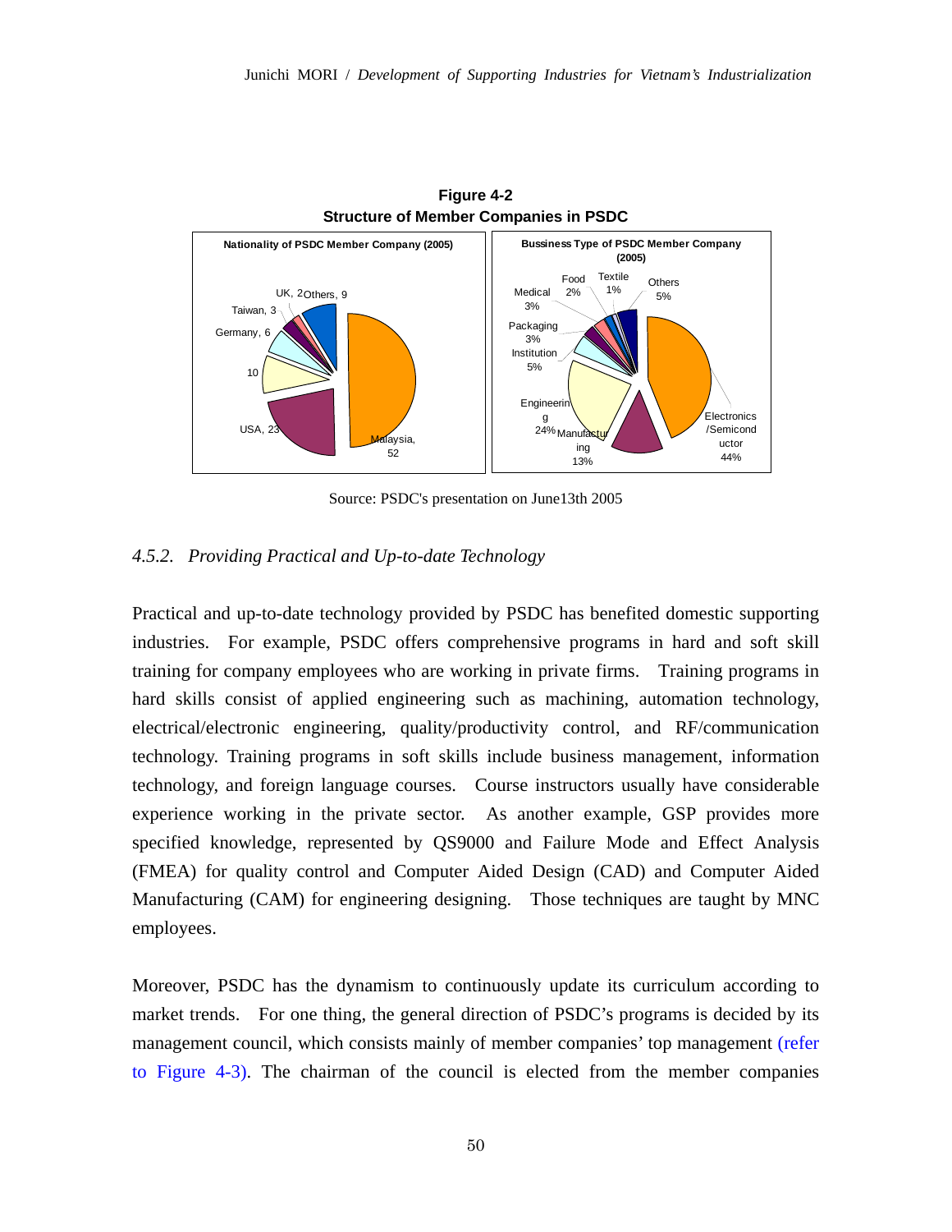**Figure 4-2**
**Structure of Member Companies in PSDC**

Source: PSDC's presentation on June13th 2005

### *4.5.2. Providing Practical and Up-to-date Technology*

Practical and up-to-date technology provided by PSDC has benefited domestic supporting industries. For example, PSDC offers comprehensive programs in hard and soft skill training for company employees who are working in private firms. Training programs in hard skills consist of applied engineering such as machining, automation technology, electrical/electronic engineering, quality/productivity control, and RF/communication technology. Training programs in soft skills include business management, information technology, and foreign language courses. Course instructors usually have considerable experience working in the private sector. As another example, GSP provides more specified knowledge, represented by QS9000 and Failure Mode and Effect Analysis (FMEA) for quality control and Computer Aided Design (CAD) and Computer Aided Manufacturing (CAM) for engineering designing. Those techniques are taught by MNC employees.

Moreover, PSDC has the dynamism to continuously update its curriculum according to market trends. For one thing, the general direction of PSDC's programs is decided by its management council, which consists mainly of member companies' top management (refer to Figure 4-3). The chairman of the council is elected from the member companies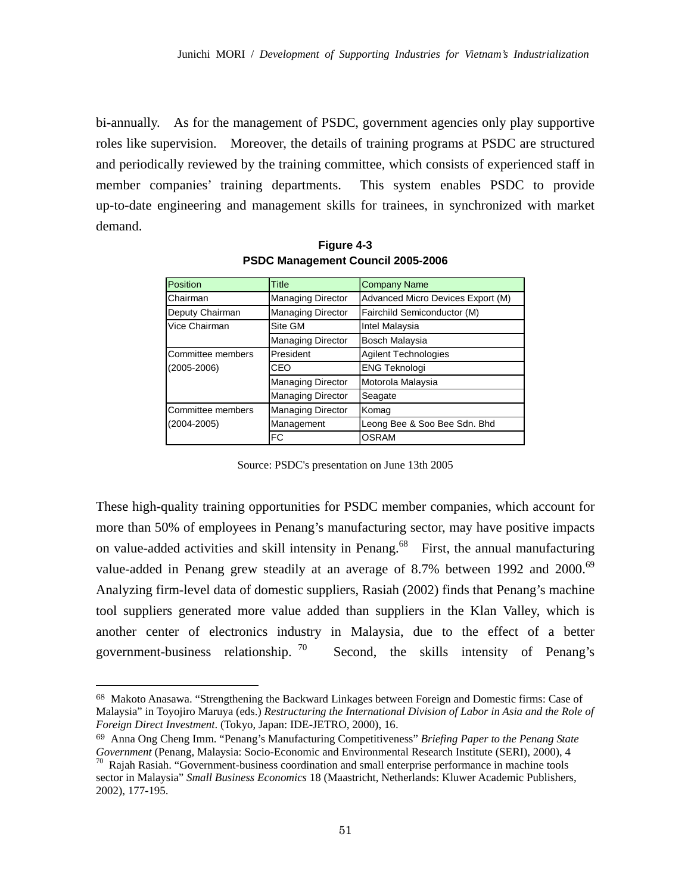bi-annually. As for the management of PSDC, government agencies only play supportive roles like supervision. Moreover, the details of training programs at PSDC are structured and periodically reviewed by the training committee, which consists of experienced staff in member companies' training departments. This system enables PSDC to provide up-to-date engineering and management skills for trainees, in synchronized with market demand.

**Figure 4-3**
**PSDC Management Council 2005-2006**

| Position | Title | Company Name |
|---|---|---|
| Chairman | Managing Director | Advanced Micro Devices Export (M) |
| Deputy Chairman | Managing Director | Fairchild Semiconductor (M) |
| Vice Chairman | Site GM | Intel Malaysia |
| | Managing Director | Bosch Malaysia |
| Committee members (2005-2006) | President | Agilent Technologies |
| | CEO | ENG Teknologi |
| | Managing Director | Motorola Malaysia |
| | Managing Director | Seagate |
| Committee members (2004-2005) | Managing Director | Komag |
| | Management | Leong Bee & Soo Bee Sdn. Bhd |
| | FC | OSRAM |

Source: PSDC's presentation on June 13th 2005

These high-quality training opportunities for PSDC member companies, which account for more than 50% of employees in Penang's manufacturing sector, may have positive impacts on value-added activities and skill intensity in Penang.[68] First, the annual manufacturing value-added in Penang grew steadily at an average of 8.7% between 1992 and 2000.[69] Analyzing firm-level data of domestic suppliers, Rasiah (2002) finds that Penang's machine tool suppliers generated more value added than suppliers in the Klan Valley, which is another center of electronics industry in Malaysia, due to the effect of a better government-business relationship.[70] Second, the skills intensity of Penang's

---

68 Makoto Anasawa. "Strengthening the Backward Linkages between Foreign and Domestic firms: Case of Malaysia" in Toyojiro Maruya (eds.) *Restructuring the International Division of Labor in Asia and the Role of Foreign Direct Investment*. (Tokyo, Japan: IDE-JETRO, 2000), 16.

69 Anna Ong Cheng Imm. "Penang's Manufacturing Competitiveness" *Briefing Paper to the Penang State Government* (Penang, Malaysia: Socio-Economic and Environmental Research Institute (SERI), 2000), 4

70 Rajah Rasiah. "Government-business coordination and small enterprise performance in machine tools sector in Malaysia" *Small Business Economics* 18 (Maastricht, Netherlands: Kluwer Academic Publishers, 2002), 177-195.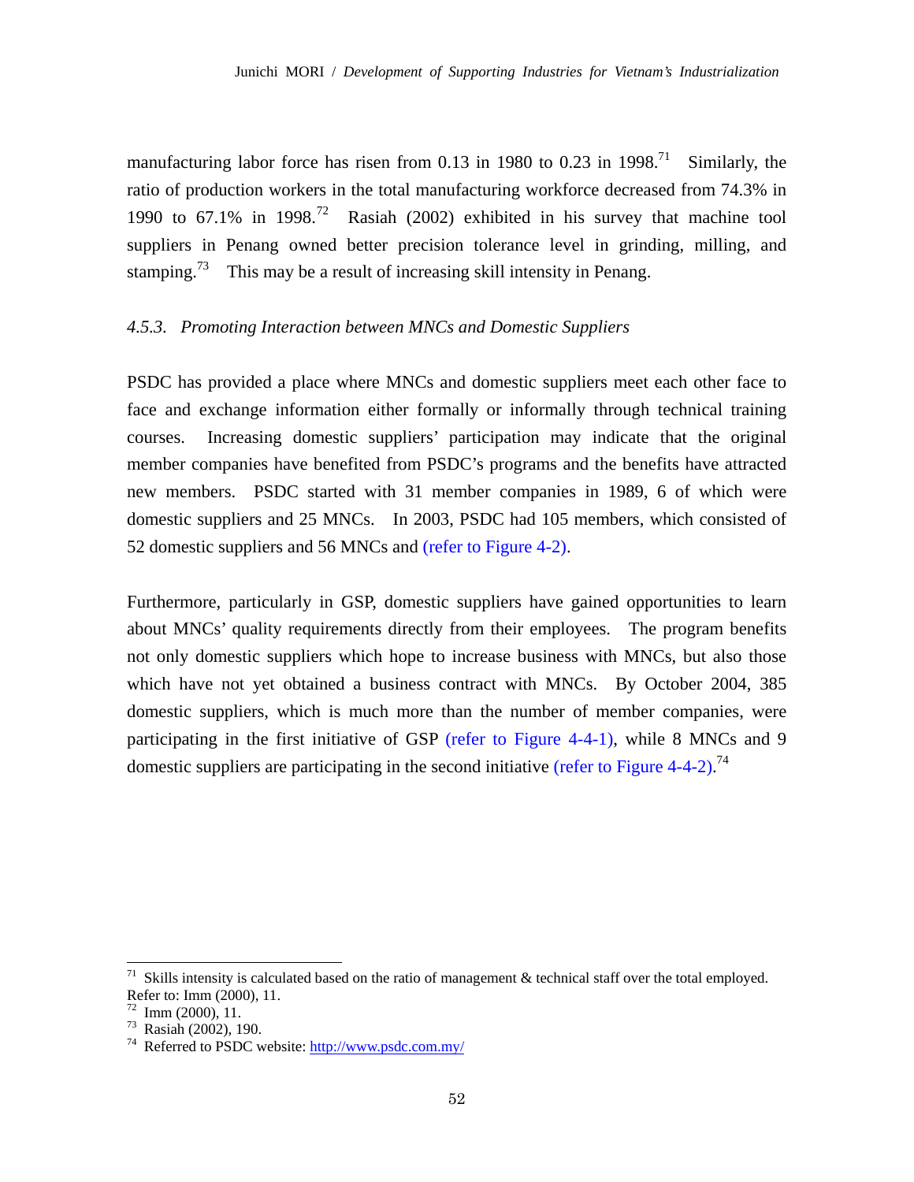manufacturing labor force has risen from 0.13 in 1980 to 0.23 in 1998.[71] Similarly, the ratio of production workers in the total manufacturing workforce decreased from 74.3% in 1990 to 67.1% in 1998.[72] Rasiah (2002) exhibited in his survey that machine tool suppliers in Penang owned better precision tolerance level in grinding, milling, and stamping.[73] This may be a result of increasing skill intensity in Penang.

### *4.5.3. Promoting Interaction between MNCs and Domestic Suppliers*

PSDC has provided a place where MNCs and domestic suppliers meet each other face to face and exchange information either formally or informally through technical training courses. Increasing domestic suppliers' participation may indicate that the original member companies have benefited from PSDC's programs and the benefits have attracted new members. PSDC started with 31 member companies in 1989, 6 of which were domestic suppliers and 25 MNCs. In 2003, PSDC had 105 members, which consisted of 52 domestic suppliers and 56 MNCs and (refer to Figure 4-2).

Furthermore, particularly in GSP, domestic suppliers have gained opportunities to learn about MNCs' quality requirements directly from their employees. The program benefits not only domestic suppliers which hope to increase business with MNCs, but also those which have not yet obtained a business contract with MNCs. By October 2004, 385 domestic suppliers, which is much more than the number of member companies, were participating in the first initiative of GSP (refer to Figure 4-4-1), while 8 MNCs and 9 domestic suppliers are participating in the second initiative (refer to Figure 4-4-2).[74]

---

[71] Skills intensity is calculated based on the ratio of management & technical staff over the total employed. Refer to: Imm (2000), 11.

[72] Imm (2000), 11.

[73] Rasiah (2002), 190.

[74] Referred to PSDC website: http://www.psdc.com.my/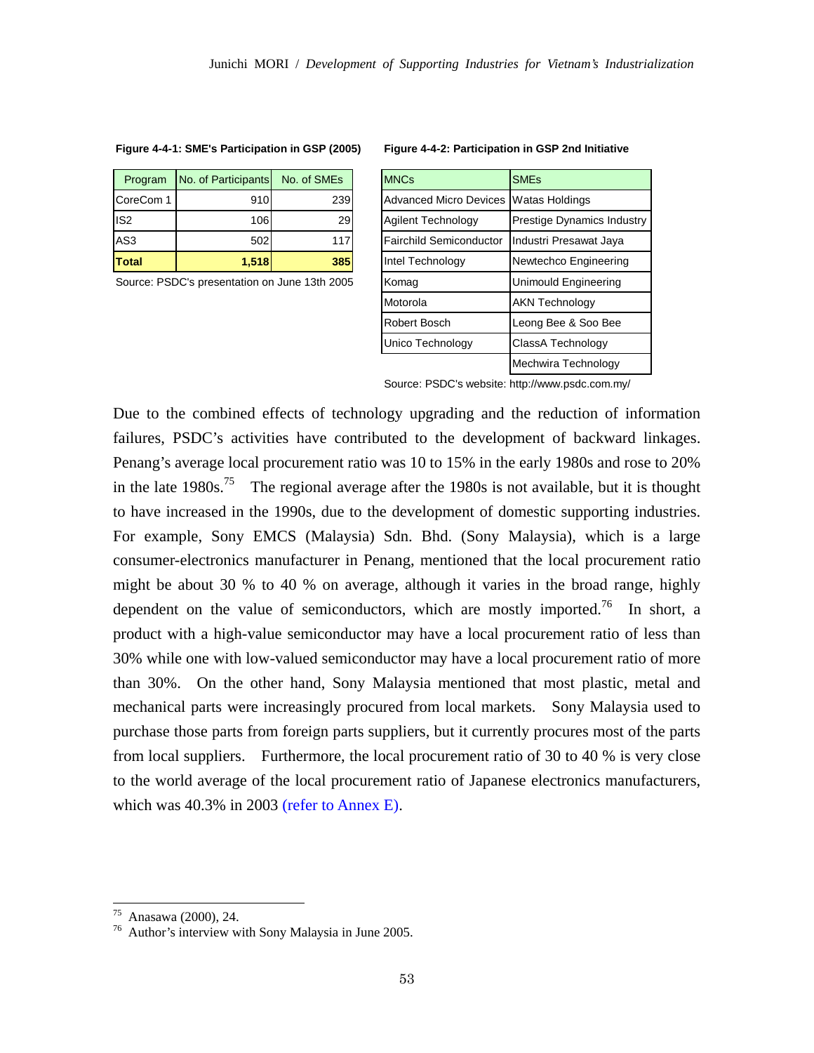**Figure 4-4-1: SME's Participation in GSP (2005)**

| Program | No. of Participants | No. of SMEs |
|---|---|---|
| CoreCom 1 | 910 | 239 |
| IS2 | 106 | 29 |
| AS3 | 502 | 117 |
| **Total** | **1,518** | **385** |

Source: PSDC's presentation on June 13th 2005

**Figure 4-4-2: Participation in GSP 2nd Initiative**

| MNCs | SMEs |
|---|---|
| Advanced Micro Devices | Watas Holdings |
| Agilent Technology | Prestige Dynamics Industry |
| Fairchild Semiconductor | Industri Presawat Jaya |
| Intel Technology | Newtechco Engineering |
| Komag | Unimould Engineering |
| Motorola | AKN Technology |
| Robert Bosch | Leong Bee & Soo Bee |
| Unico Technology | ClassA Technology |
| | Mechwira Technology |

Source: PSDC's website: http://www.psdc.com.my/

Due to the combined effects of technology upgrading and the reduction of information failures, PSDC's activities have contributed to the development of backward linkages. Penang's average local procurement ratio was 10 to 15% in the early 1980s and rose to 20% in the late 1980s.[75] The regional average after the 1980s is not available, but it is thought to have increased in the 1990s, due to the development of domestic supporting industries. For example, Sony EMCS (Malaysia) Sdn. Bhd. (Sony Malaysia), which is a large consumer-electronics manufacturer in Penang, mentioned that the local procurement ratio might be about 30 % to 40 % on average, although it varies in the broad range, highly dependent on the value of semiconductors, which are mostly imported.[76] In short, a product with a high-value semiconductor may have a local procurement ratio of less than 30% while one with low-valued semiconductor may have a local procurement ratio of more than 30%. On the other hand, Sony Malaysia mentioned that most plastic, metal and mechanical parts were increasingly procured from local markets. Sony Malaysia used to purchase those parts from foreign parts suppliers, but it currently procures most of the parts from local suppliers. Furthermore, the local procurement ratio of 30 to 40 % is very close to the world average of the local procurement ratio of Japanese electronics manufacturers, which was 40.3% in 2003 (refer to Annex E).

[75] Anasawa (2000), 24.
[76] Author's interview with Sony Malaysia in June 2005.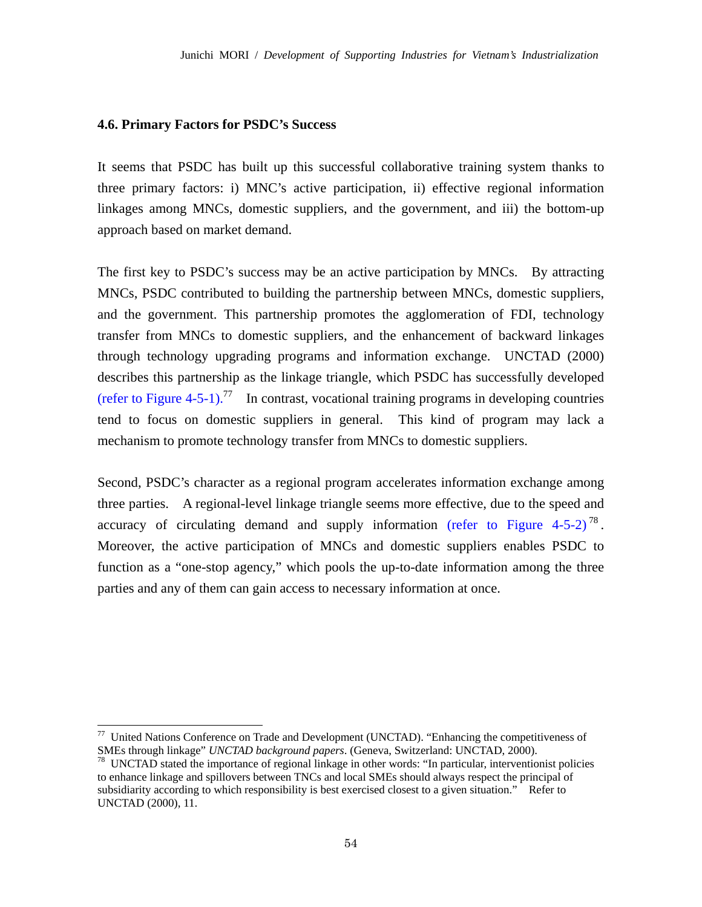### 4.6. Primary Factors for PSDC's Success

It seems that PSDC has built up this successful collaborative training system thanks to three primary factors: i) MNC's active participation, ii) effective regional information linkages among MNCs, domestic suppliers, and the government, and iii) the bottom-up approach based on market demand.

The first key to PSDC's success may be an active participation by MNCs. By attracting MNCs, PSDC contributed to building the partnership between MNCs, domestic suppliers, and the government. This partnership promotes the agglomeration of FDI, technology transfer from MNCs to domestic suppliers, and the enhancement of backward linkages through technology upgrading programs and information exchange. UNCTAD (2000) describes this partnership as the linkage triangle, which PSDC has successfully developed (refer to Figure 4-5-1).[77] In contrast, vocational training programs in developing countries tend to focus on domestic suppliers in general. This kind of program may lack a mechanism to promote technology transfer from MNCs to domestic suppliers.

Second, PSDC's character as a regional program accelerates information exchange among three parties. A regional-level linkage triangle seems more effective, due to the speed and accuracy of circulating demand and supply information (refer to Figure 4-5-2)[78]. Moreover, the active participation of MNCs and domestic suppliers enables PSDC to function as a "one-stop agency," which pools the up-to-date information among the three parties and any of them can gain access to necessary information at once.

---

[77] United Nations Conference on Trade and Development (UNCTAD). "Enhancing the competitiveness of SMEs through linkage" *UNCTAD background papers*. (Geneva, Switzerland: UNCTAD, 2000).

[78] UNCTAD stated the importance of regional linkage in other words: "In particular, interventionist policies to enhance linkage and spillovers between TNCs and local SMEs should always respect the principal of subsidiarity according to which responsibility is best exercised closest to a given situation." Refer to UNCTAD (2000), 11.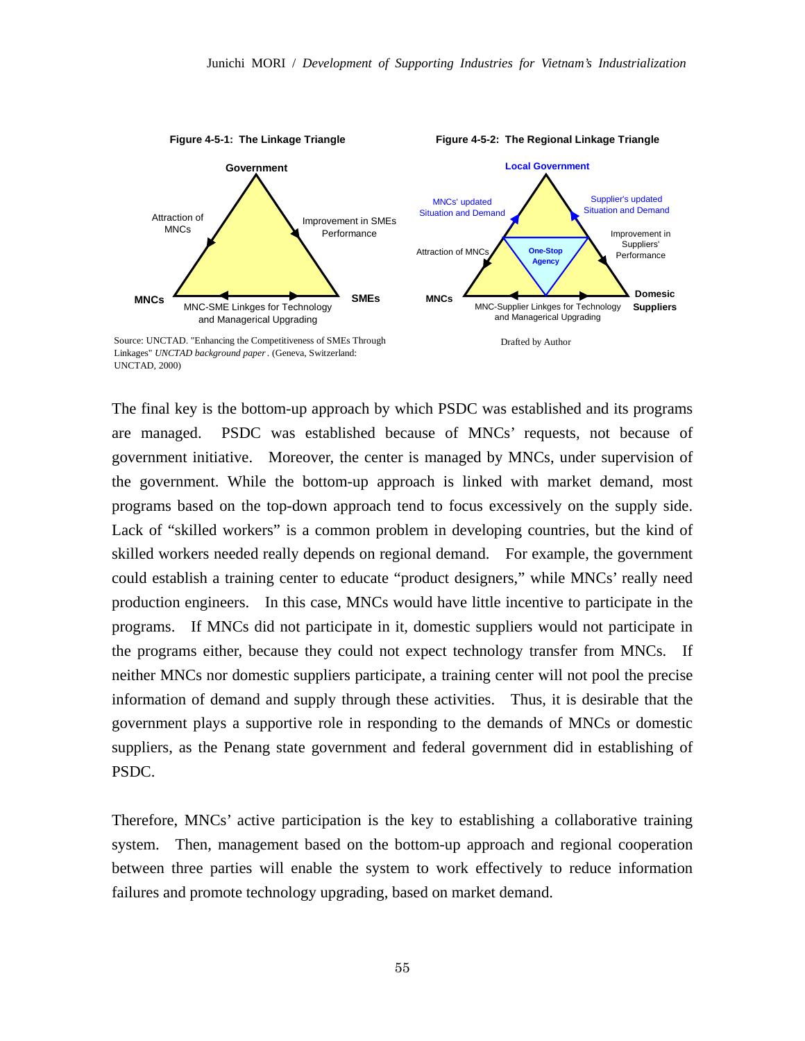**Figure 4-5-1: The Linkage Triangle**

Government

Attraction of MNCs

Improvement in SMEs Performance

MNCs

SMEs

MNC-SME Linkges for Technology and Managerical Upgrading

Source: UNCTAD. "Enhancing the Competitiveness of SMEs Through Linkages" *UNCTAD background paper*. (Geneva, Switzerland: UNCTAD, 2000)

**Figure 4-5-2: The Regional Linkage Triangle**

Local Government

MNCs' updated Situation and Demand

Supplier's updated Situation and Demand

Attraction of MNCs

One-Stop Agency

Improvement in Suppliers' Performance

MNCs

Domesic Suppliers

MNC-Supplier Linkges for Technology and Managerical Upgrading

Drafted by Author

The final key is the bottom-up approach by which PSDC was established and its programs are managed. PSDC was established because of MNCs' requests, not because of government initiative. Moreover, the center is managed by MNCs, under supervision of the government. While the bottom-up approach is linked with market demand, most programs based on the top-down approach tend to focus excessively on the supply side. Lack of "skilled workers" is a common problem in developing countries, but the kind of skilled workers needed really depends on regional demand. For example, the government could establish a training center to educate "product designers," while MNCs' really need production engineers. In this case, MNCs would have little incentive to participate in the programs. If MNCs did not participate in it, domestic suppliers would not participate in the programs either, because they could not expect technology transfer from MNCs. If neither MNCs nor domestic suppliers participate, a training center will not pool the precise information of demand and supply through these activities. Thus, it is desirable that the government plays a supportive role in responding to the demands of MNCs or domestic suppliers, as the Penang state government and federal government did in establishing of PSDC.

Therefore, MNCs' active participation is the key to establishing a collaborative training system. Then, management based on the bottom-up approach and regional cooperation between three parties will enable the system to work effectively to reduce information failures and promote technology upgrading, based on market demand.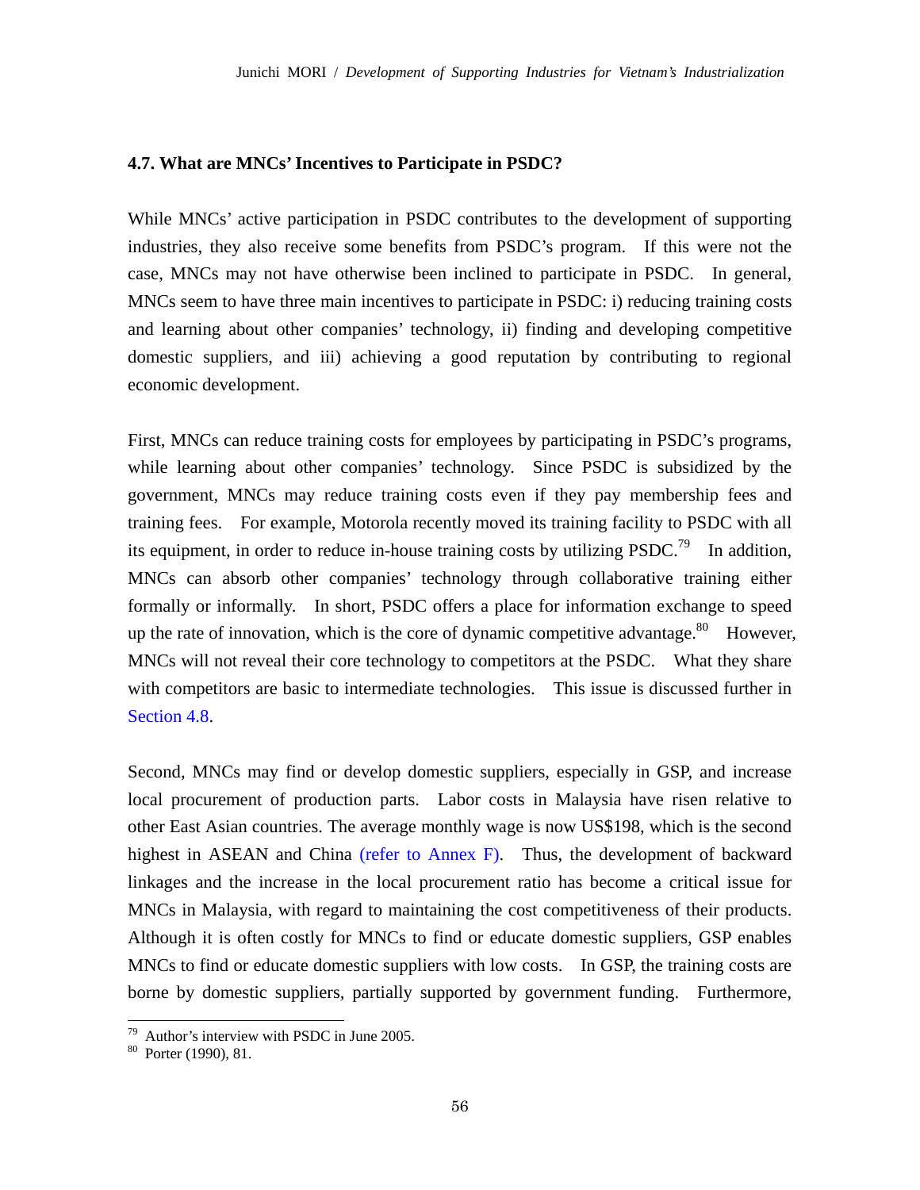### 4.7. What are MNCs' Incentives to Participate in PSDC?

While MNCs' active participation in PSDC contributes to the development of supporting industries, they also receive some benefits from PSDC's program. If this were not the case, MNCs may not have otherwise been inclined to participate in PSDC. In general, MNCs seem to have three main incentives to participate in PSDC: i) reducing training costs and learning about other companies' technology, ii) finding and developing competitive domestic suppliers, and iii) achieving a good reputation by contributing to regional economic development.

First, MNCs can reduce training costs for employees by participating in PSDC's programs, while learning about other companies' technology. Since PSDC is subsidized by the government, MNCs may reduce training costs even if they pay membership fees and training fees. For example, Motorola recently moved its training facility to PSDC with all its equipment, in order to reduce in-house training costs by utilizing PSDC.[79] In addition, MNCs can absorb other companies' technology through collaborative training either formally or informally. In short, PSDC offers a place for information exchange to speed up the rate of innovation, which is the core of dynamic competitive advantage.[80] However, MNCs will not reveal their core technology to competitors at the PSDC. What they share with competitors are basic to intermediate technologies. This issue is discussed further in Section 4.8.

Second, MNCs may find or develop domestic suppliers, especially in GSP, and increase local procurement of production parts. Labor costs in Malaysia have risen relative to other East Asian countries. The average monthly wage is now US$198, which is the second highest in ASEAN and China (refer to Annex F). Thus, the development of backward linkages and the increase in the local procurement ratio has become a critical issue for MNCs in Malaysia, with regard to maintaining the cost competitiveness of their products. Although it is often costly for MNCs to find or educate domestic suppliers, GSP enables MNCs to find or educate domestic suppliers with low costs. In GSP, the training costs are borne by domestic suppliers, partially supported by government funding. Furthermore,

---

[79] Author's interview with PSDC in June 2005.

[80] Porter (1990), 81.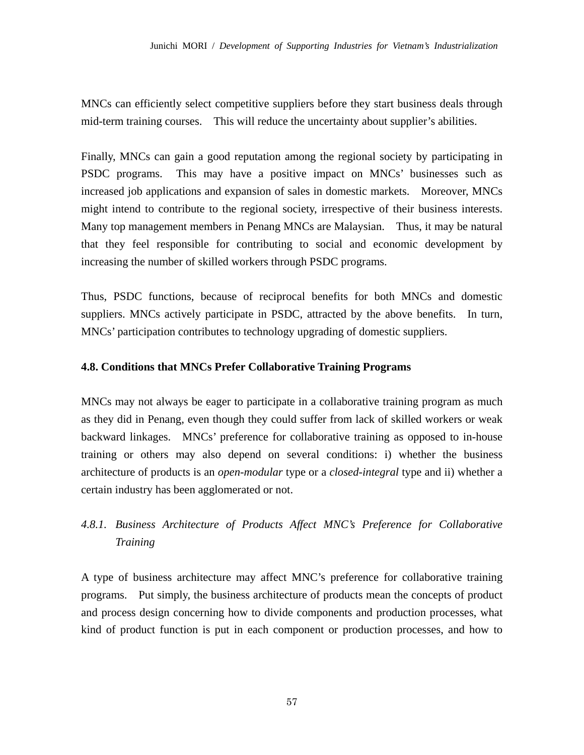MNCs can efficiently select competitive suppliers before they start business deals through mid-term training courses. This will reduce the uncertainty about supplier's abilities.

Finally, MNCs can gain a good reputation among the regional society by participating in PSDC programs. This may have a positive impact on MNCs' businesses such as increased job applications and expansion of sales in domestic markets. Moreover, MNCs might intend to contribute to the regional society, irrespective of their business interests. Many top management members in Penang MNCs are Malaysian. Thus, it may be natural that they feel responsible for contributing to social and economic development by increasing the number of skilled workers through PSDC programs.

Thus, PSDC functions, because of reciprocal benefits for both MNCs and domestic suppliers. MNCs actively participate in PSDC, attracted by the above benefits. In turn, MNCs' participation contributes to technology upgrading of domestic suppliers.

### 4.8. Conditions that MNCs Prefer Collaborative Training Programs

MNCs may not always be eager to participate in a collaborative training program as much as they did in Penang, even though they could suffer from lack of skilled workers or weak backward linkages. MNCs' preference for collaborative training as opposed to in-house training or others may also depend on several conditions: i) whether the business architecture of products is an *open-modular* type or a *closed-integral* type and ii) whether a certain industry has been agglomerated or not.

#### *4.8.1. Business Architecture of Products Affect MNC's Preference for Collaborative Training*

A type of business architecture may affect MNC's preference for collaborative training programs. Put simply, the business architecture of products mean the concepts of product and process design concerning how to divide components and production processes, what kind of product function is put in each component or production processes, and how to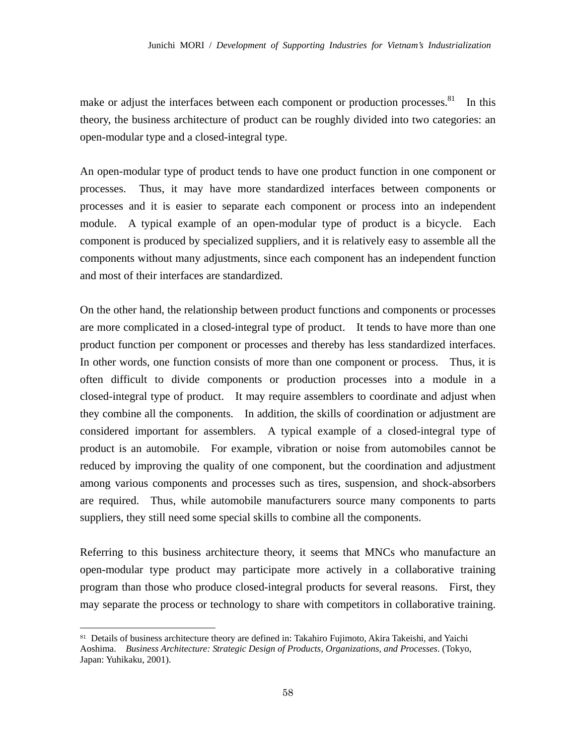make or adjust the interfaces between each component or production processes.[81] In this theory, the business architecture of product can be roughly divided into two categories: an open-modular type and a closed-integral type.

An open-modular type of product tends to have one product function in one component or processes. Thus, it may have more standardized interfaces between components or processes and it is easier to separate each component or process into an independent module. A typical example of an open-modular type of product is a bicycle. Each component is produced by specialized suppliers, and it is relatively easy to assemble all the components without many adjustments, since each component has an independent function and most of their interfaces are standardized.

On the other hand, the relationship between product functions and components or processes are more complicated in a closed-integral type of product. It tends to have more than one product function per component or processes and thereby has less standardized interfaces. In other words, one function consists of more than one component or process. Thus, it is often difficult to divide components or production processes into a module in a closed-integral type of product. It may require assemblers to coordinate and adjust when they combine all the components. In addition, the skills of coordination or adjustment are considered important for assemblers. A typical example of a closed-integral type of product is an automobile. For example, vibration or noise from automobiles cannot be reduced by improving the quality of one component, but the coordination and adjustment among various components and processes such as tires, suspension, and shock-absorbers are required. Thus, while automobile manufacturers source many components to parts suppliers, they still need some special skills to combine all the components.

Referring to this business architecture theory, it seems that MNCs who manufacture an open-modular type product may participate more actively in a collaborative training program than those who produce closed-integral products for several reasons. First, they may separate the process or technology to share with competitors in collaborative training.

---

[81] Details of business architecture theory are defined in: Takahiro Fujimoto, Akira Takeishi, and Yaichi Aoshima. *Business Architecture: Strategic Design of Products, Organizations, and Processes*. (Tokyo, Japan: Yuhikaku, 2001).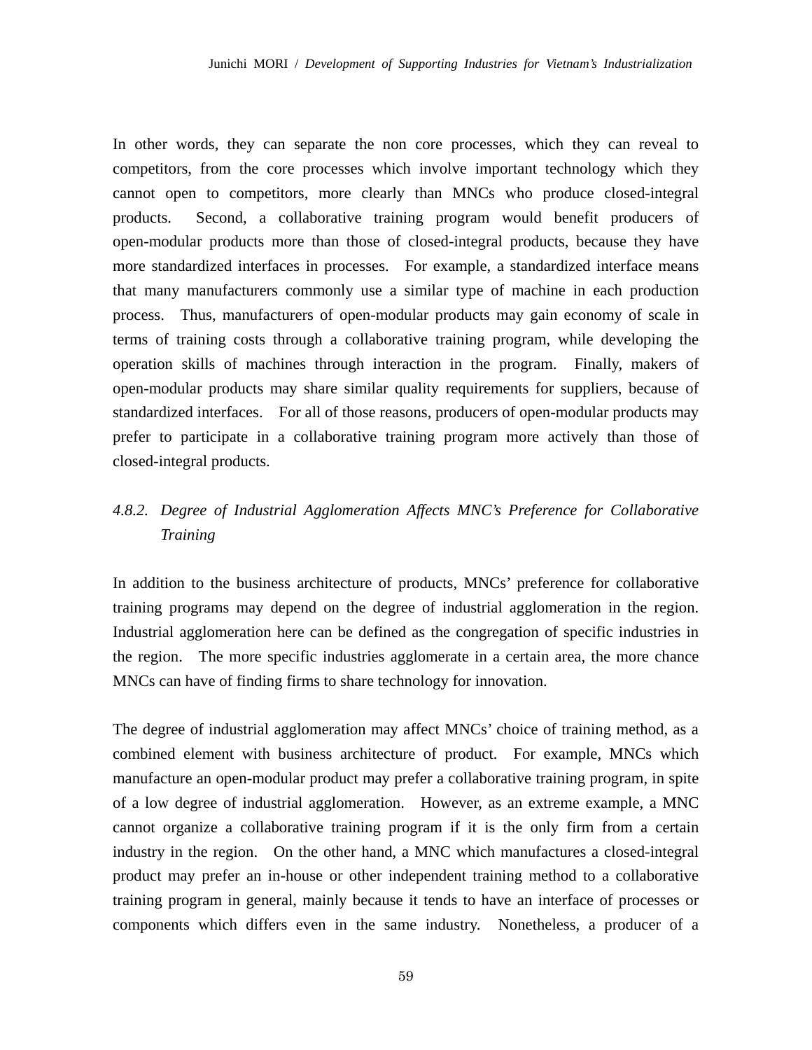In other words, they can separate the non core processes, which they can reveal to competitors, from the core processes which involve important technology which they cannot open to competitors, more clearly than MNCs who produce closed-integral products. Second, a collaborative training program would benefit producers of open-modular products more than those of closed-integral products, because they have more standardized interfaces in processes. For example, a standardized interface means that many manufacturers commonly use a similar type of machine in each production process. Thus, manufacturers of open-modular products may gain economy of scale in terms of training costs through a collaborative training program, while developing the operation skills of machines through interaction in the program. Finally, makers of open-modular products may share similar quality requirements for suppliers, because of standardized interfaces. For all of those reasons, producers of open-modular products may prefer to participate in a collaborative training program more actively than those of closed-integral products.

#### *4.8.2. Degree of Industrial Agglomeration Affects MNC's Preference for Collaborative Training*

In addition to the business architecture of products, MNCs' preference for collaborative training programs may depend on the degree of industrial agglomeration in the region. Industrial agglomeration here can be defined as the congregation of specific industries in the region. The more specific industries agglomerate in a certain area, the more chance MNCs can have of finding firms to share technology for innovation.

The degree of industrial agglomeration may affect MNCs' choice of training method, as a combined element with business architecture of product. For example, MNCs which manufacture an open-modular product may prefer a collaborative training program, in spite of a low degree of industrial agglomeration. However, as an extreme example, a MNC cannot organize a collaborative training program if it is the only firm from a certain industry in the region. On the other hand, a MNC which manufactures a closed-integral product may prefer an in-house or other independent training method to a collaborative training program in general, mainly because it tends to have an interface of processes or components which differs even in the same industry. Nonetheless, a producer of a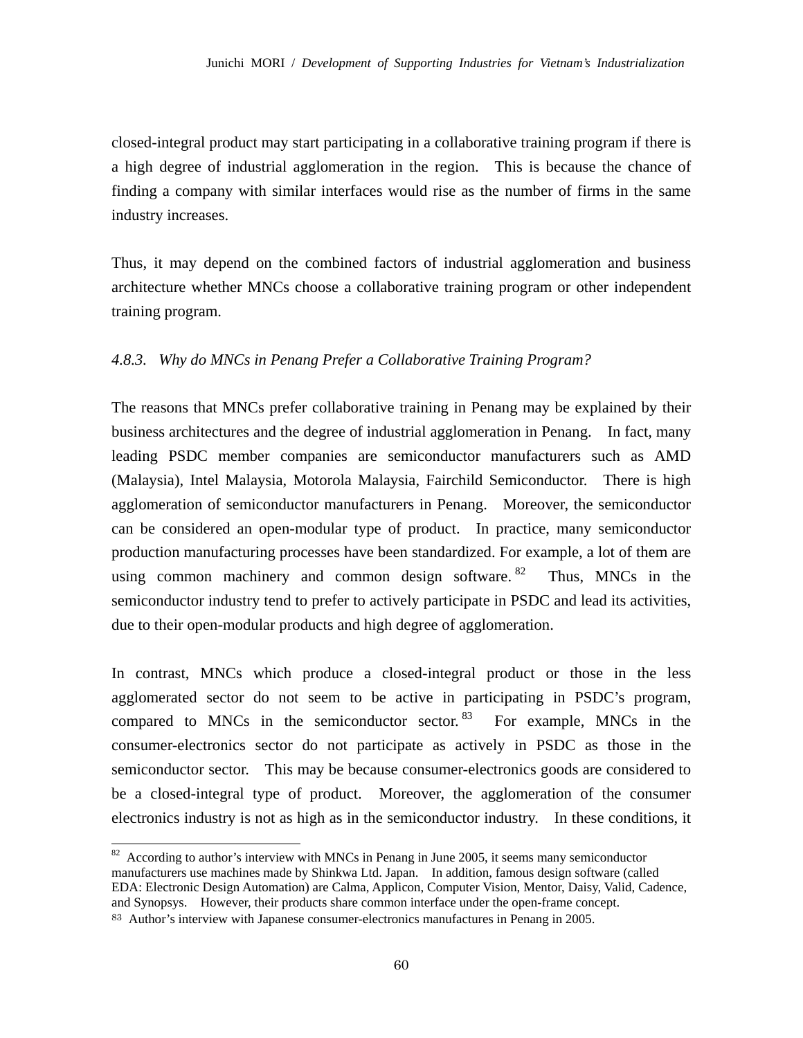closed-integral product may start participating in a collaborative training program if there is a high degree of industrial agglomeration in the region. This is because the chance of finding a company with similar interfaces would rise as the number of firms in the same industry increases.

Thus, it may depend on the combined factors of industrial agglomeration and business architecture whether MNCs choose a collaborative training program or other independent training program.

### *4.8.3. Why do MNCs in Penang Prefer a Collaborative Training Program?*

The reasons that MNCs prefer collaborative training in Penang may be explained by their business architectures and the degree of industrial agglomeration in Penang. In fact, many leading PSDC member companies are semiconductor manufacturers such as AMD (Malaysia), Intel Malaysia, Motorola Malaysia, Fairchild Semiconductor. There is high agglomeration of semiconductor manufacturers in Penang. Moreover, the semiconductor can be considered an open-modular type of product. In practice, many semiconductor production manufacturing processes have been standardized. For example, a lot of them are using common machinery and common design software.[82] Thus, MNCs in the semiconductor industry tend to prefer to actively participate in PSDC and lead its activities, due to their open-modular products and high degree of agglomeration.

In contrast, MNCs which produce a closed-integral product or those in the less agglomerated sector do not seem to be active in participating in PSDC's program, compared to MNCs in the semiconductor sector.[83] For example, MNCs in the consumer-electronics sector do not participate as actively in PSDC as those in the semiconductor sector. This may be because consumer-electronics goods are considered to be a closed-integral type of product. Moreover, the agglomeration of the consumer electronics industry is not as high as in the semiconductor industry. In these conditions, it

---

[82] According to author's interview with MNCs in Penang in June 2005, it seems many semiconductor manufacturers use machines made by Shinkwa Ltd. Japan. In addition, famous design software (called EDA: Electronic Design Automation) are Calma, Applicon, Computer Vision, Mentor, Daisy, Valid, Cadence, and Synopsys. However, their products share common interface under the open-frame concept.

[83] Author's interview with Japanese consumer-electronics manufactures in Penang in 2005.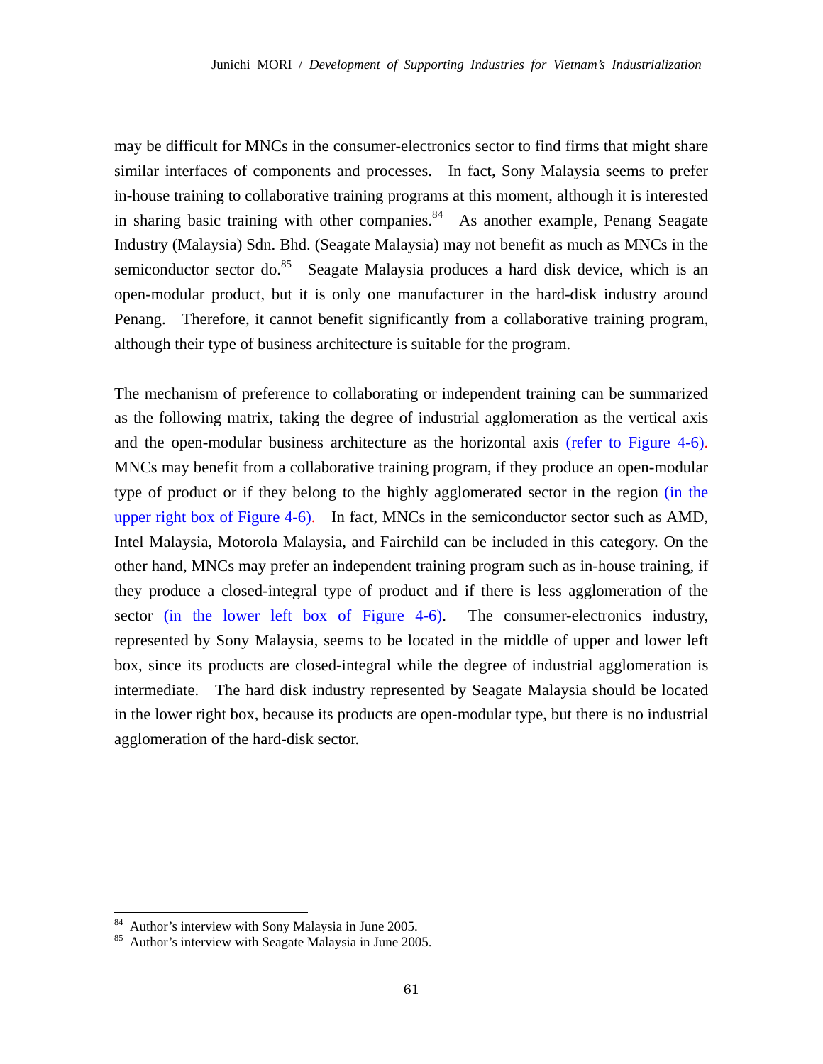may be difficult for MNCs in the consumer-electronics sector to find firms that might share similar interfaces of components and processes. In fact, Sony Malaysia seems to prefer in-house training to collaborative training programs at this moment, although it is interested in sharing basic training with other companies.[84] As another example, Penang Seagate Industry (Malaysia) Sdn. Bhd. (Seagate Malaysia) may not benefit as much as MNCs in the semiconductor sector do.[85] Seagate Malaysia produces a hard disk device, which is an open-modular product, but it is only one manufacturer in the hard-disk industry around Penang. Therefore, it cannot benefit significantly from a collaborative training program, although their type of business architecture is suitable for the program.

The mechanism of preference to collaborating or independent training can be summarized as the following matrix, taking the degree of industrial agglomeration as the vertical axis and the open-modular business architecture as the horizontal axis (refer to Figure 4-6). MNCs may benefit from a collaborative training program, if they produce an open-modular type of product or if they belong to the highly agglomerated sector in the region (in the upper right box of Figure 4-6). In fact, MNCs in the semiconductor sector such as AMD, Intel Malaysia, Motorola Malaysia, and Fairchild can be included in this category. On the other hand, MNCs may prefer an independent training program such as in-house training, if they produce a closed-integral type of product and if there is less agglomeration of the sector (in the lower left box of Figure 4-6). The consumer-electronics industry, represented by Sony Malaysia, seems to be located in the middle of upper and lower left box, since its products are closed-integral while the degree of industrial agglomeration is intermediate. The hard disk industry represented by Seagate Malaysia should be located in the lower right box, because its products are open-modular type, but there is no industrial agglomeration of the hard-disk sector.

---

[84] Author's interview with Sony Malaysia in June 2005.

[85] Author's interview with Seagate Malaysia in June 2005.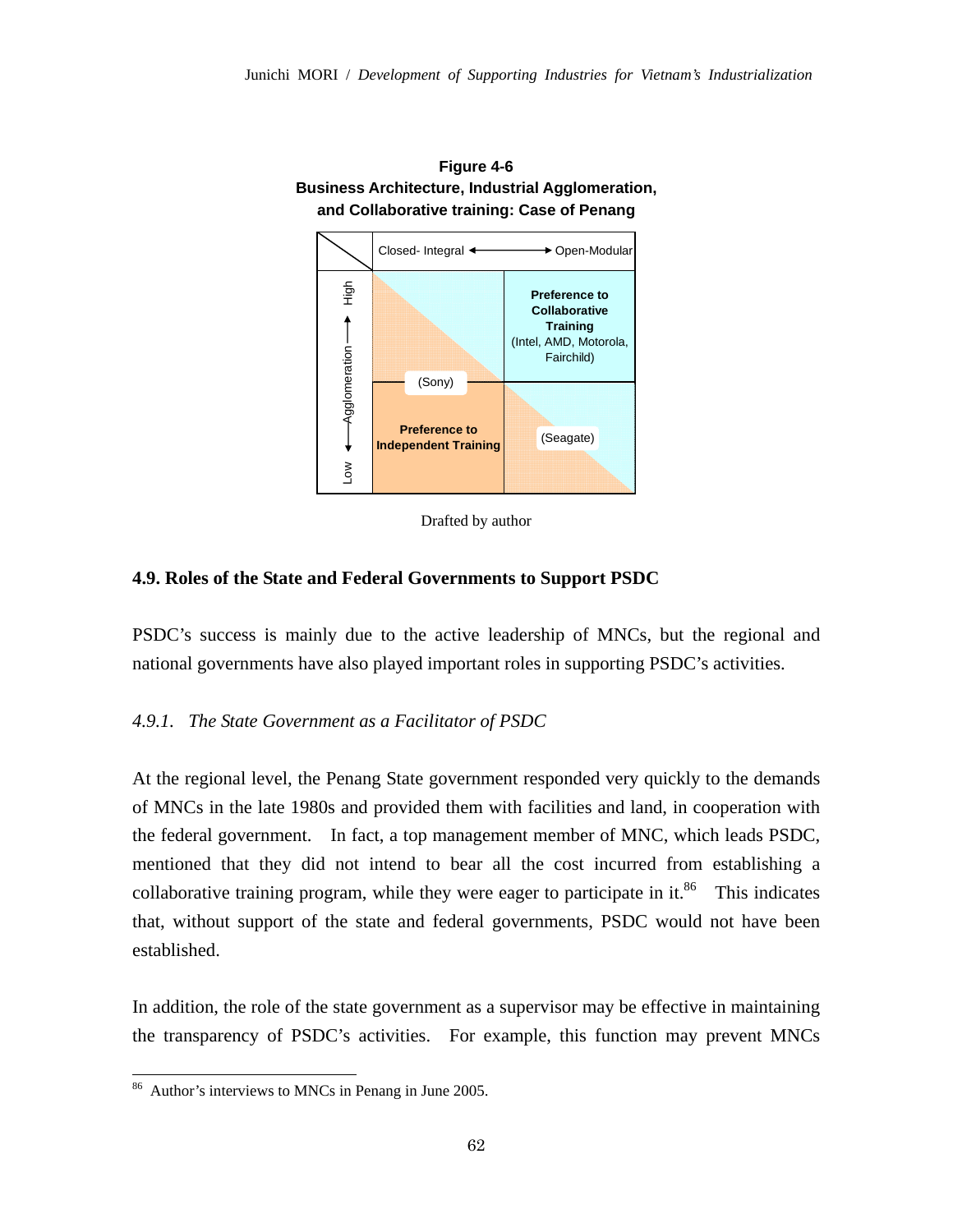**Figure 4-6**
**Business Architecture, Industrial Agglomeration, and Collaborative training: Case of Penang**

| | Closed- Integral ←→ Open-Modular | |
|---|---|---|
| High | | **Preference to Collaborative Training** (Intel, AMD, Motorola, Fairchild) |
| ↑ Agglomeration ↓ | (Sony) | |
| Low | **Preference to Independent Training** | (Seagate) |

Drafted by author

### 4.9. Roles of the State and Federal Governments to Support PSDC

PSDC's success is mainly due to the active leadership of MNCs, but the regional and national governments have also played important roles in supporting PSDC's activities.

#### *4.9.1. The State Government as a Facilitator of PSDC*

At the regional level, the Penang State government responded very quickly to the demands of MNCs in the late 1980s and provided them with facilities and land, in cooperation with the federal government. In fact, a top management member of MNC, which leads PSDC, mentioned that they did not intend to bear all the cost incurred from establishing a collaborative training program, while they were eager to participate in it.[86] This indicates that, without support of the state and federal governments, PSDC would not have been established.

In addition, the role of the state government as a supervisor may be effective in maintaining the transparency of PSDC's activities. For example, this function may prevent MNCs

[86] Author's interviews to MNCs in Penang in June 2005.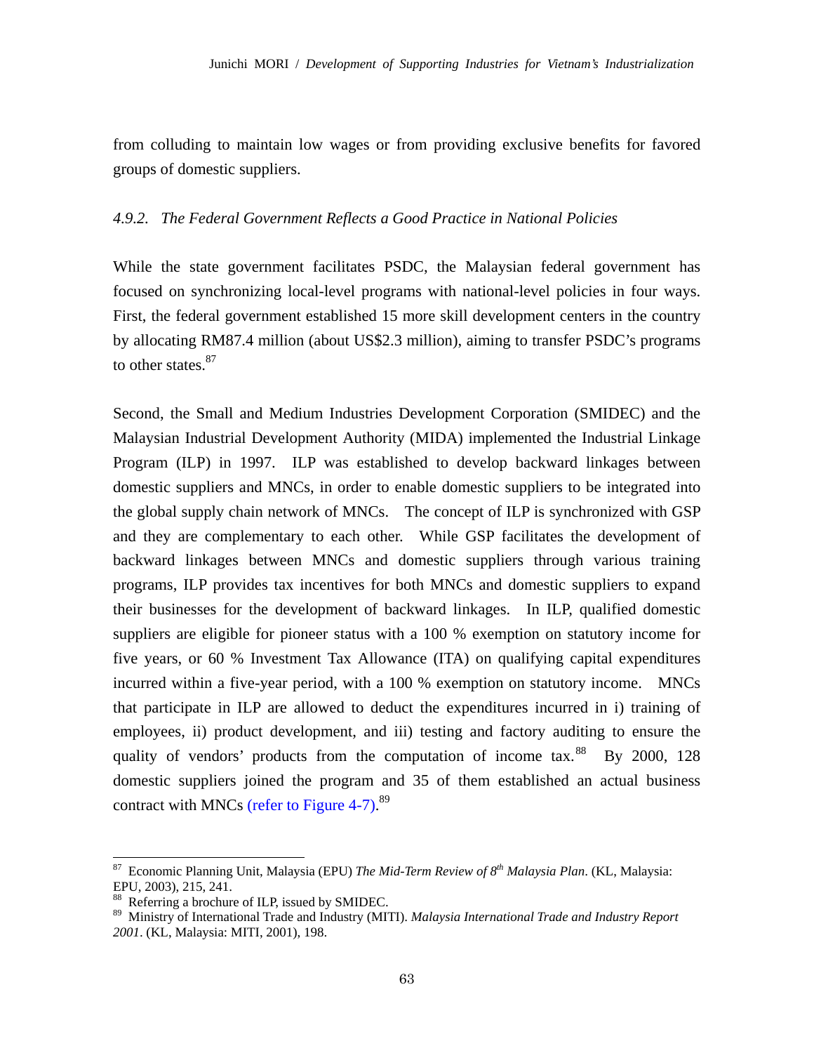from colluding to maintain low wages or from providing exclusive benefits for favored groups of domestic suppliers.

#### *4.9.2. The Federal Government Reflects a Good Practice in National Policies*

While the state government facilitates PSDC, the Malaysian federal government has focused on synchronizing local-level programs with national-level policies in four ways. First, the federal government established 15 more skill development centers in the country by allocating RM87.4 million (about US$2.3 million), aiming to transfer PSDC's programs to other states.[87]

Second, the Small and Medium Industries Development Corporation (SMIDEC) and the Malaysian Industrial Development Authority (MIDA) implemented the Industrial Linkage Program (ILP) in 1997. ILP was established to develop backward linkages between domestic suppliers and MNCs, in order to enable domestic suppliers to be integrated into the global supply chain network of MNCs. The concept of ILP is synchronized with GSP and they are complementary to each other. While GSP facilitates the development of backward linkages between MNCs and domestic suppliers through various training programs, ILP provides tax incentives for both MNCs and domestic suppliers to expand their businesses for the development of backward linkages. In ILP, qualified domestic suppliers are eligible for pioneer status with a 100 % exemption on statutory income for five years, or 60 % Investment Tax Allowance (ITA) on qualifying capital expenditures incurred within a five-year period, with a 100 % exemption on statutory income. MNCs that participate in ILP are allowed to deduct the expenditures incurred in i) training of employees, ii) product development, and iii) testing and factory auditing to ensure the quality of vendors' products from the computation of income tax.[88] By 2000, 128 domestic suppliers joined the program and 35 of them established an actual business contract with MNCs (refer to Figure 4-7).[89]

---

[87] Economic Planning Unit, Malaysia (EPU) *The Mid-Term Review of 8th Malaysia Plan*. (KL, Malaysia: EPU, 2003), 215, 241.

[88] Referring a brochure of ILP, issued by SMIDEC.

[89] Ministry of International Trade and Industry (MITI). *Malaysia International Trade and Industry Report 2001*. (KL, Malaysia: MITI, 2001), 198.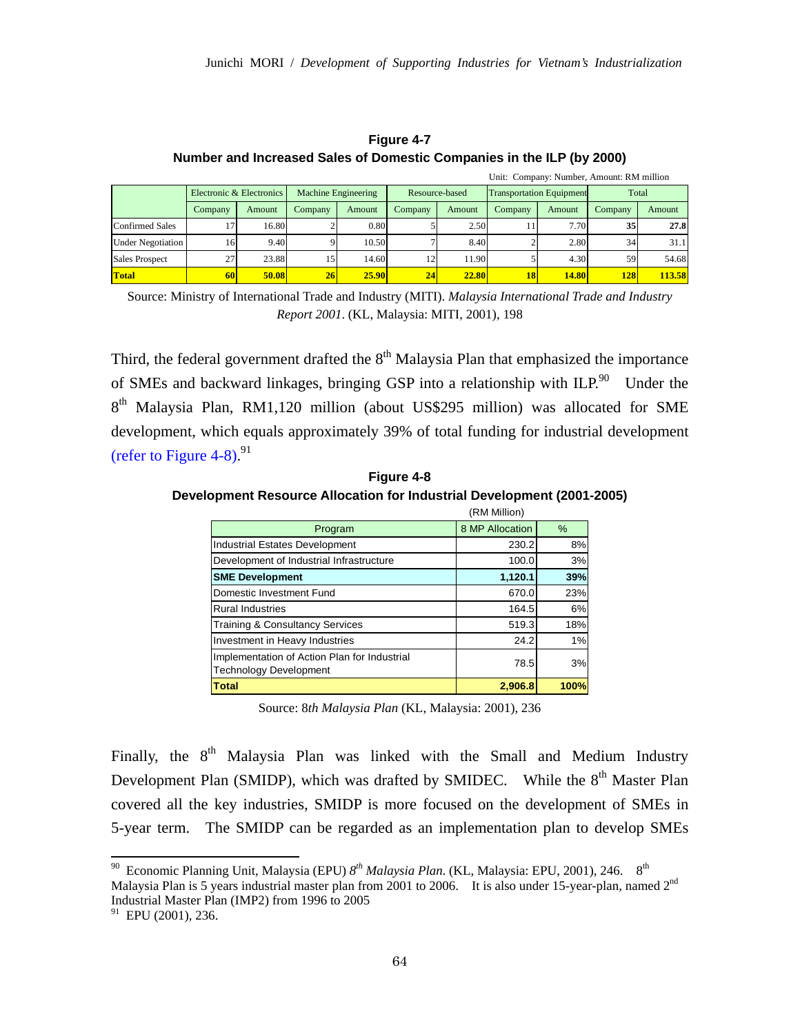**Figure 4-7**
**Number and Increased Sales of Domestic Companies in the ILP (by 2000)**

Unit: Company: Number, Amount: RM million

| | Electronic & Electronics | | Machine Engineering | | Resource-based | | Transportation Equipment | | Total | |
|---|---|---|---|---|---|---|---|---|---|---|
| | Company | Amount | Company | Amount | Company | Amount | Company | Amount | Company | Amount |
| Confirmed Sales | 17 | 16.80 | 2 | 0.80 | 5 | 2.50 | 11 | 7.70 | **35** | **27.8** |
| Under Negotiation | 16 | 9.40 | 9 | 10.50 | 7 | 8.40 | 2 | 2.80 | 34 | 31.1 |
| Sales Prospect | 27 | 23.88 | 15 | 14.60 | 12 | 11.90 | 5 | 4.30 | 59 | 54.68 |
| **Total** | **60** | **50.08** | **26** | **25.90** | **24** | **22.80** | **18** | **14.80** | **128** | **113.58** |

Source: Ministry of International Trade and Industry (MITI). *Malaysia International Trade and Industry Report 2001*. (KL, Malaysia: MITI, 2001), 198

Third, the federal government drafted the 8th Malaysia Plan that emphasized the importance of SMEs and backward linkages, bringing GSP into a relationship with ILP.[90] Under the 8th Malaysia Plan, RM1,120 million (about US$295 million) was allocated for SME development, which equals approximately 39% of total funding for industrial development (refer to Figure 4-8).[91]

**Figure 4-8**
**Development Resource Allocation for Industrial Development (2001-2005)**

(RM Million)

| Program | 8 MP Allocation | % |
|---|---|---|
| Industrial Estates Development | 230.2 | 8% |
| Development of Industrial Infrastructure | 100.0 | 3% |
| **SME Development** | **1,120.1** | **39%** |
| Domestic Investment Fund | 670.0 | 23% |
| Rural Industries | 164.5 | 6% |
| Training & Consultancy Services | 519.3 | 18% |
| Investment in Heavy Industries | 24.2 | 1% |
| Implementation of Action Plan for Industrial Technology Development | 78.5 | 3% |
| **Total** | **2,906.8** | **100%** |

Source: 8*th Malaysia Plan* (KL, Malaysia: 2001), 236

Finally, the 8th Malaysia Plan was linked with the Small and Medium Industry Development Plan (SMIDP), which was drafted by SMIDEC. While the 8th Master Plan covered all the key industries, SMIDP is more focused on the development of SMEs in 5-year term. The SMIDP can be regarded as an implementation plan to develop SMEs

---

[90] Economic Planning Unit, Malaysia (EPU) *8th Malaysia Plan*. (KL, Malaysia: EPU, 2001), 246. 8th Malaysia Plan is 5 years industrial master plan from 2001 to 2006. It is also under 15-year-plan, named 2nd Industrial Master Plan (IMP2) from 1996 to 2005

[91] EPU (2001), 236.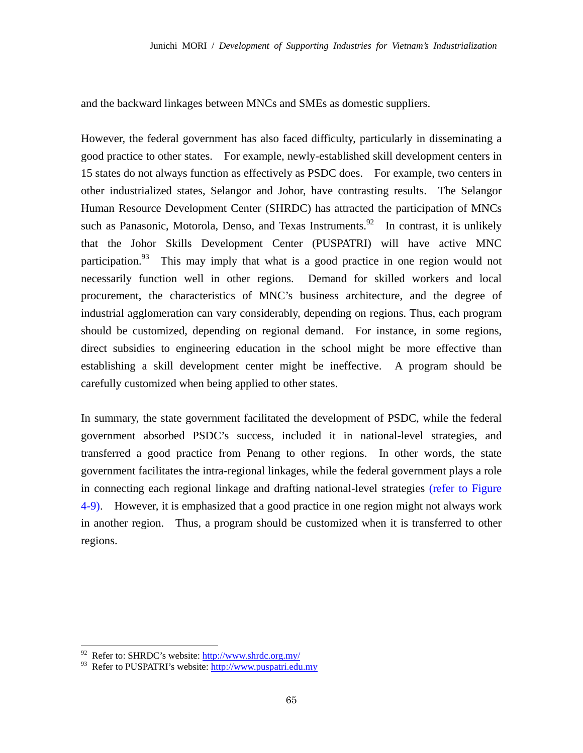and the backward linkages between MNCs and SMEs as domestic suppliers.

However, the federal government has also faced difficulty, particularly in disseminating a good practice to other states. For example, newly-established skill development centers in 15 states do not always function as effectively as PSDC does. For example, two centers in other industrialized states, Selangor and Johor, have contrasting results. The Selangor Human Resource Development Center (SHRDC) has attracted the participation of MNCs such as Panasonic, Motorola, Denso, and Texas Instruments.[92] In contrast, it is unlikely that the Johor Skills Development Center (PUSPATRI) will have active MNC participation.[93] This may imply that what is a good practice in one region would not necessarily function well in other regions. Demand for skilled workers and local procurement, the characteristics of MNC's business architecture, and the degree of industrial agglomeration can vary considerably, depending on regions. Thus, each program should be customized, depending on regional demand. For instance, in some regions, direct subsidies to engineering education in the school might be more effective than establishing a skill development center might be ineffective. A program should be carefully customized when being applied to other states.

In summary, the state government facilitated the development of PSDC, while the federal government absorbed PSDC's success, included it in national-level strategies, and transferred a good practice from Penang to other regions. In other words, the state government facilitates the intra-regional linkages, while the federal government plays a role in connecting each regional linkage and drafting national-level strategies (refer to Figure 4-9). However, it is emphasized that a good practice in one region might not always work in another region. Thus, a program should be customized when it is transferred to other regions.

---

[92] Refer to: SHRDC's website: http://www.shrdc.org.my/

[93] Refer to PUSPATRI's website: http://www.puspatri.edu.my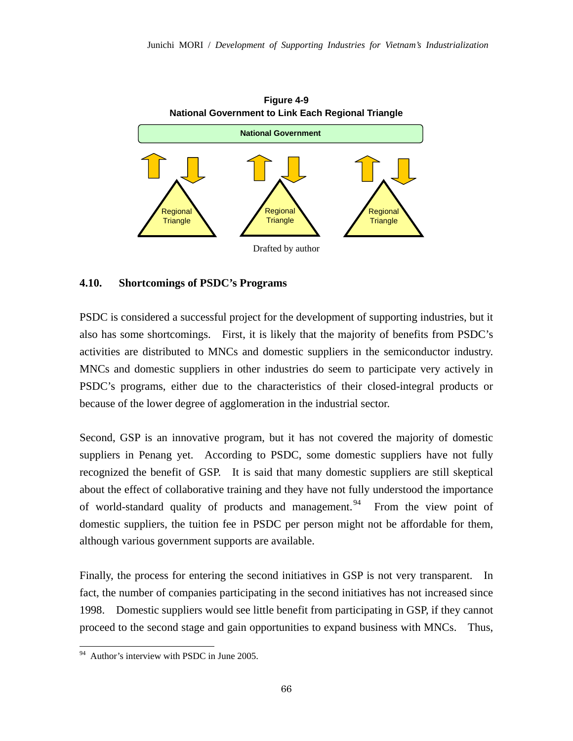**Figure 4-9**
**National Government to Link Each Regional Triangle**

National Government

Regional Triangle | Regional Triangle | Regional Triangle

Drafted by author

### 4.10. Shortcomings of PSDC's Programs

PSDC is considered a successful project for the development of supporting industries, but it also has some shortcomings. First, it is likely that the majority of benefits from PSDC's activities are distributed to MNCs and domestic suppliers in the semiconductor industry. MNCs and domestic suppliers in other industries do seem to participate very actively in PSDC's programs, either due to the characteristics of their closed-integral products or because of the lower degree of agglomeration in the industrial sector.

Second, GSP is an innovative program, but it has not covered the majority of domestic suppliers in Penang yet. According to PSDC, some domestic suppliers have not fully recognized the benefit of GSP. It is said that many domestic suppliers are still skeptical about the effect of collaborative training and they have not fully understood the importance of world-standard quality of products and management.[94] From the view point of domestic suppliers, the tuition fee in PSDC per person might not be affordable for them, although various government supports are available.

Finally, the process for entering the second initiatives in GSP is not very transparent. In fact, the number of companies participating in the second initiatives has not increased since 1998. Domestic suppliers would see little benefit from participating in GSP, if they cannot proceed to the second stage and gain opportunities to expand business with MNCs. Thus,

[94] Author's interview with PSDC in June 2005.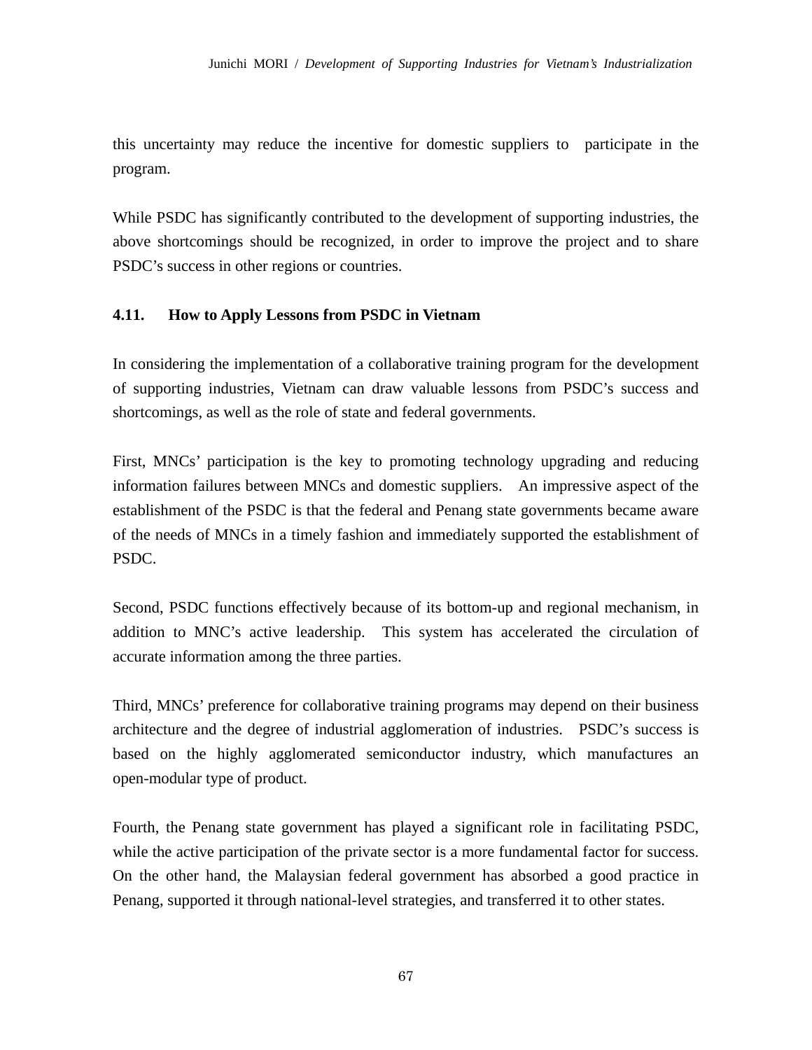this uncertainty may reduce the incentive for domestic suppliers to participate in the program.

While PSDC has significantly contributed to the development of supporting industries, the above shortcomings should be recognized, in order to improve the project and to share PSDC's success in other regions or countries.

### 4.11. How to Apply Lessons from PSDC in Vietnam

In considering the implementation of a collaborative training program for the development of supporting industries, Vietnam can draw valuable lessons from PSDC's success and shortcomings, as well as the role of state and federal governments.

First, MNCs' participation is the key to promoting technology upgrading and reducing information failures between MNCs and domestic suppliers. An impressive aspect of the establishment of the PSDC is that the federal and Penang state governments became aware of the needs of MNCs in a timely fashion and immediately supported the establishment of PSDC.

Second, PSDC functions effectively because of its bottom-up and regional mechanism, in addition to MNC's active leadership. This system has accelerated the circulation of accurate information among the three parties.

Third, MNCs' preference for collaborative training programs may depend on their business architecture and the degree of industrial agglomeration of industries. PSDC's success is based on the highly agglomerated semiconductor industry, which manufactures an open-modular type of product.

Fourth, the Penang state government has played a significant role in facilitating PSDC, while the active participation of the private sector is a more fundamental factor for success. On the other hand, the Malaysian federal government has absorbed a good practice in Penang, supported it through national-level strategies, and transferred it to other states.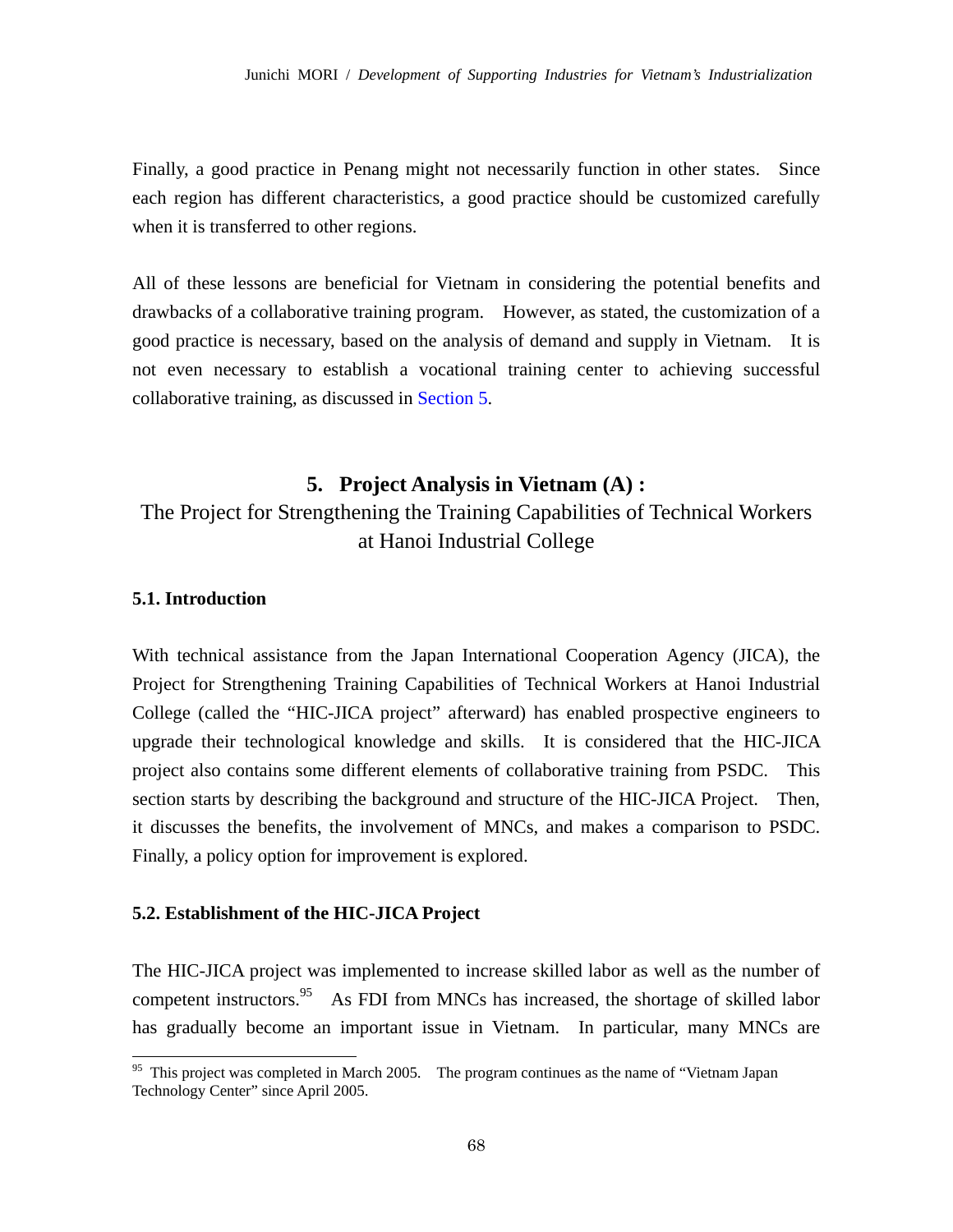Finally, a good practice in Penang might not necessarily function in other states. Since each region has different characteristics, a good practice should be customized carefully when it is transferred to other regions.

All of these lessons are beneficial for Vietnam in considering the potential benefits and drawbacks of a collaborative training program. However, as stated, the customization of a good practice is necessary, based on the analysis of demand and supply in Vietnam. It is not even necessary to establish a vocational training center to achieving successful collaborative training, as discussed in Section 5.

## 5. Project Analysis in Vietnam (A) : The Project for Strengthening the Training Capabilities of Technical Workers at Hanoi Industrial College

### 5.1. Introduction

With technical assistance from the Japan International Cooperation Agency (JICA), the Project for Strengthening Training Capabilities of Technical Workers at Hanoi Industrial College (called the "HIC-JICA project" afterward) has enabled prospective engineers to upgrade their technological knowledge and skills. It is considered that the HIC-JICA project also contains some different elements of collaborative training from PSDC. This section starts by describing the background and structure of the HIC-JICA Project. Then, it discusses the benefits, the involvement of MNCs, and makes a comparison to PSDC. Finally, a policy option for improvement is explored.

### 5.2. Establishment of the HIC-JICA Project

The HIC-JICA project was implemented to increase skilled labor as well as the number of competent instructors.[95] As FDI from MNCs has increased, the shortage of skilled labor has gradually become an important issue in Vietnam. In particular, many MNCs are

[95] This project was completed in March 2005. The program continues as the name of "Vietnam Japan Technology Center" since April 2005.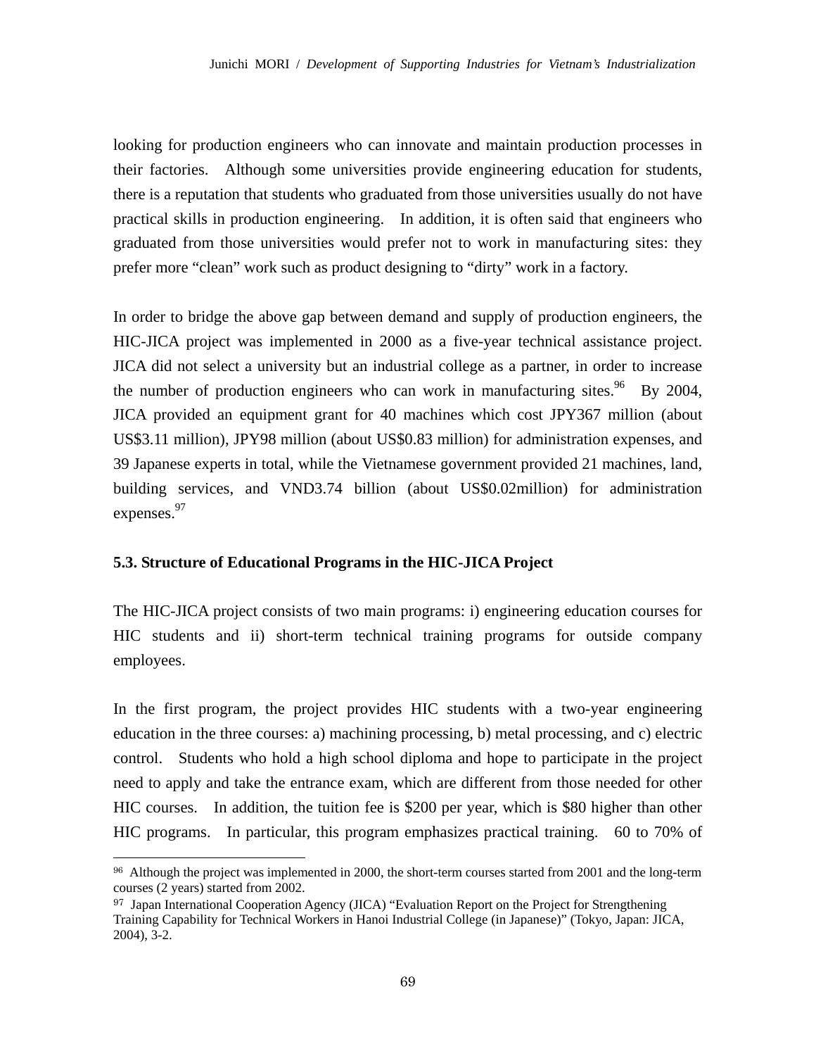looking for production engineers who can innovate and maintain production processes in their factories. Although some universities provide engineering education for students, there is a reputation that students who graduated from those universities usually do not have practical skills in production engineering. In addition, it is often said that engineers who graduated from those universities would prefer not to work in manufacturing sites: they prefer more "clean" work such as product designing to "dirty" work in a factory.

In order to bridge the above gap between demand and supply of production engineers, the HIC-JICA project was implemented in 2000 as a five-year technical assistance project. JICA did not select a university but an industrial college as a partner, in order to increase the number of production engineers who can work in manufacturing sites.[96] By 2004, JICA provided an equipment grant for 40 machines which cost JPY367 million (about US$3.11 million), JPY98 million (about US$0.83 million) for administration expenses, and 39 Japanese experts in total, while the Vietnamese government provided 21 machines, land, building services, and VND3.74 billion (about US$0.02million) for administration expenses.[97]

### 5.3. Structure of Educational Programs in the HIC-JICA Project

The HIC-JICA project consists of two main programs: i) engineering education courses for HIC students and ii) short-term technical training programs for outside company employees.

In the first program, the project provides HIC students with a two-year engineering education in the three courses: a) machining processing, b) metal processing, and c) electric control. Students who hold a high school diploma and hope to participate in the project need to apply and take the entrance exam, which are different from those needed for other HIC courses. In addition, the tuition fee is $200 per year, which is $80 higher than other HIC programs. In particular, this program emphasizes practical training. 60 to 70% of

---

[96] Although the project was implemented in 2000, the short-term courses started from 2001 and the long-term courses (2 years) started from 2002.

[97] Japan International Cooperation Agency (JICA) "Evaluation Report on the Project for Strengthening Training Capability for Technical Workers in Hanoi Industrial College (in Japanese)" (Tokyo, Japan: JICA, 2004), 3-2.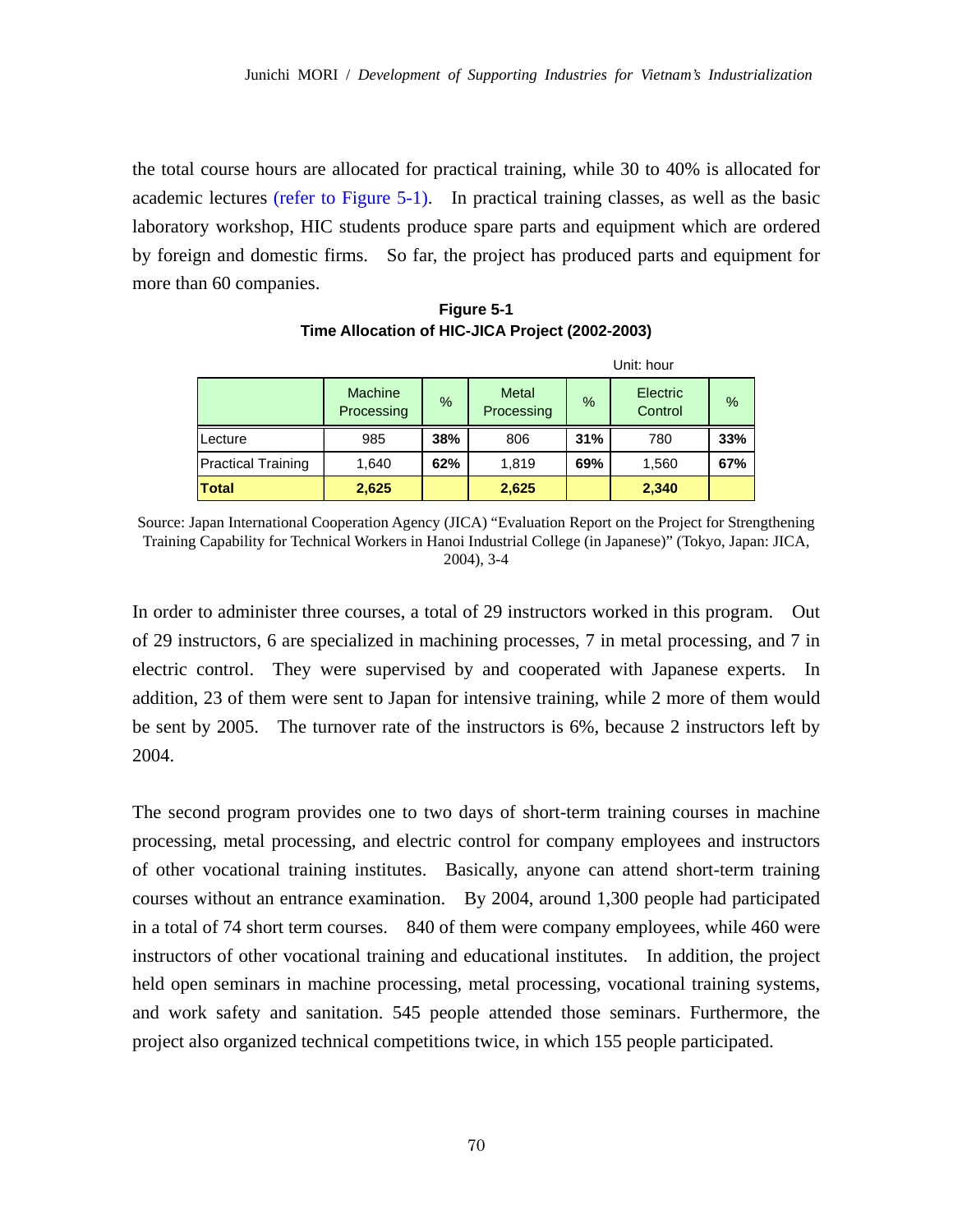the total course hours are allocated for practical training, while 30 to 40% is allocated for academic lectures (refer to Figure 5-1). In practical training classes, as well as the basic laboratory workshop, HIC students produce spare parts and equipment which are ordered by foreign and domestic firms. So far, the project has produced parts and equipment for more than 60 companies.

**Figure 5-1**
**Time Allocation of HIC-JICA Project (2002-2003)**

Unit: hour

| | Machine Processing | % | Metal Processing | % | Electric Control | % |
|---|---|---|---|---|---|---|
| Lecture | 985 | **38%** | 806 | **31%** | 780 | **33%** |
| Practical Training | 1,640 | **62%** | 1,819 | **69%** | 1,560 | **67%** |
| **Total** | **2,625** | | **2,625** | | **2,340** | |

Source: Japan International Cooperation Agency (JICA) "Evaluation Report on the Project for Strengthening Training Capability for Technical Workers in Hanoi Industrial College (in Japanese)" (Tokyo, Japan: JICA, 2004), 3-4

In order to administer three courses, a total of 29 instructors worked in this program. Out of 29 instructors, 6 are specialized in machining processes, 7 in metal processing, and 7 in electric control. They were supervised by and cooperated with Japanese experts. In addition, 23 of them were sent to Japan for intensive training, while 2 more of them would be sent by 2005. The turnover rate of the instructors is 6%, because 2 instructors left by 2004.

The second program provides one to two days of short-term training courses in machine processing, metal processing, and electric control for company employees and instructors of other vocational training institutes. Basically, anyone can attend short-term training courses without an entrance examination. By 2004, around 1,300 people had participated in a total of 74 short term courses. 840 of them were company employees, while 460 were instructors of other vocational training and educational institutes. In addition, the project held open seminars in machine processing, metal processing, vocational training systems, and work safety and sanitation. 545 people attended those seminars. Furthermore, the project also organized technical competitions twice, in which 155 people participated.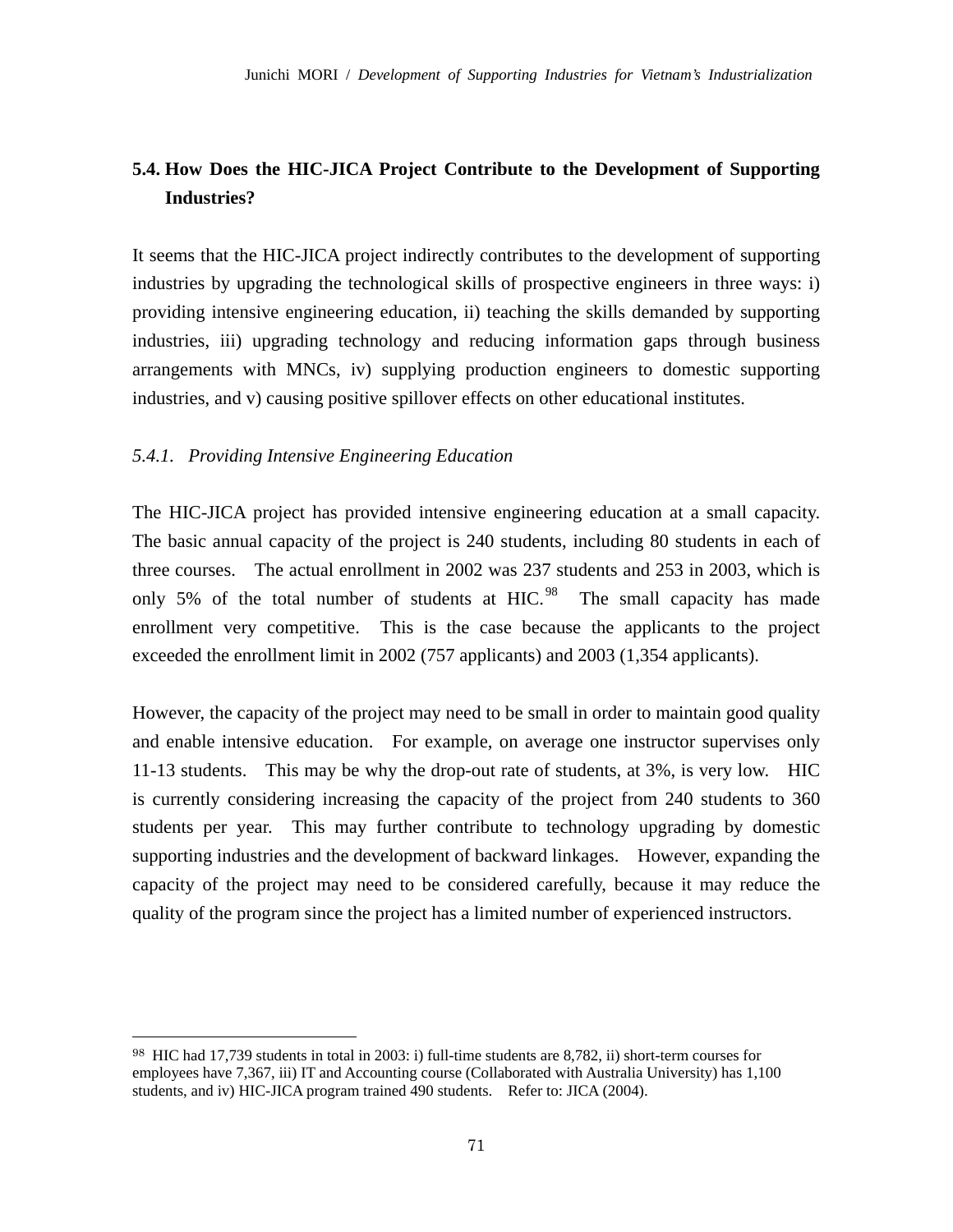## 5.4. How Does the HIC-JICA Project Contribute to the Development of Supporting Industries?

It seems that the HIC-JICA project indirectly contributes to the development of supporting industries by upgrading the technological skills of prospective engineers in three ways: i) providing intensive engineering education, ii) teaching the skills demanded by supporting industries, iii) upgrading technology and reducing information gaps through business arrangements with MNCs, iv) supplying production engineers to domestic supporting industries, and v) causing positive spillover effects on other educational institutes.

### *5.4.1. Providing Intensive Engineering Education*

The HIC-JICA project has provided intensive engineering education at a small capacity. The basic annual capacity of the project is 240 students, including 80 students in each of three courses. The actual enrollment in 2002 was 237 students and 253 in 2003, which is only 5% of the total number of students at HIC.[98] The small capacity has made enrollment very competitive. This is the case because the applicants to the project exceeded the enrollment limit in 2002 (757 applicants) and 2003 (1,354 applicants).

However, the capacity of the project may need to be small in order to maintain good quality and enable intensive education. For example, on average one instructor supervises only 11-13 students. This may be why the drop-out rate of students, at 3%, is very low. HIC is currently considering increasing the capacity of the project from 240 students to 360 students per year. This may further contribute to technology upgrading by domestic supporting industries and the development of backward linkages. However, expanding the capacity of the project may need to be considered carefully, because it may reduce the quality of the program since the project has a limited number of experienced instructors.

---

[98] HIC had 17,739 students in total in 2003: i) full-time students are 8,782, ii) short-term courses for employees have 7,367, iii) IT and Accounting course (Collaborated with Australia University) has 1,100 students, and iv) HIC-JICA program trained 490 students. Refer to: JICA (2004).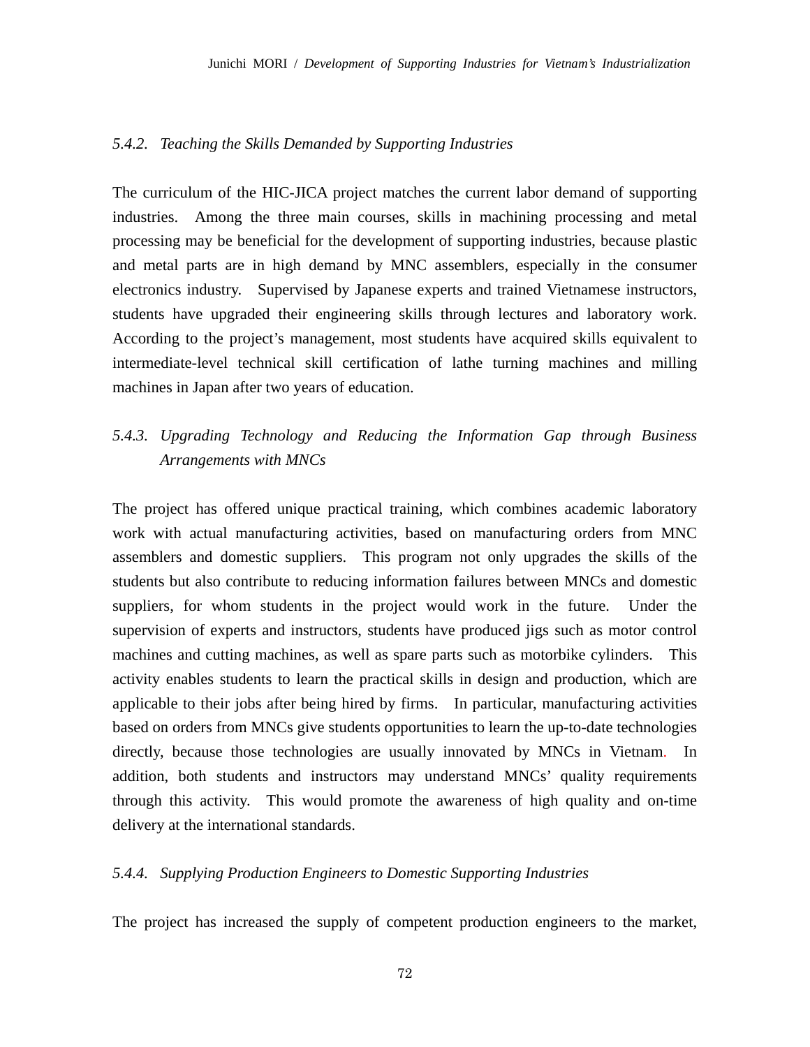#### *5.4.2. Teaching the Skills Demanded by Supporting Industries*

The curriculum of the HIC-JICA project matches the current labor demand of supporting industries. Among the three main courses, skills in machining processing and metal processing may be beneficial for the development of supporting industries, because plastic and metal parts are in high demand by MNC assemblers, especially in the consumer electronics industry. Supervised by Japanese experts and trained Vietnamese instructors, students have upgraded their engineering skills through lectures and laboratory work. According to the project's management, most students have acquired skills equivalent to intermediate-level technical skill certification of lathe turning machines and milling machines in Japan after two years of education.

#### *5.4.3. Upgrading Technology and Reducing the Information Gap through Business Arrangements with MNCs*

The project has offered unique practical training, which combines academic laboratory work with actual manufacturing activities, based on manufacturing orders from MNC assemblers and domestic suppliers. This program not only upgrades the skills of the students but also contribute to reducing information failures between MNCs and domestic suppliers, for whom students in the project would work in the future. Under the supervision of experts and instructors, students have produced jigs such as motor control machines and cutting machines, as well as spare parts such as motorbike cylinders. This activity enables students to learn the practical skills in design and production, which are applicable to their jobs after being hired by firms. In particular, manufacturing activities based on orders from MNCs give students opportunities to learn the up-to-date technologies directly, because those technologies are usually innovated by MNCs in Vietnam. In addition, both students and instructors may understand MNCs' quality requirements through this activity. This would promote the awareness of high quality and on-time delivery at the international standards.

#### *5.4.4. Supplying Production Engineers to Domestic Supporting Industries*

The project has increased the supply of competent production engineers to the market,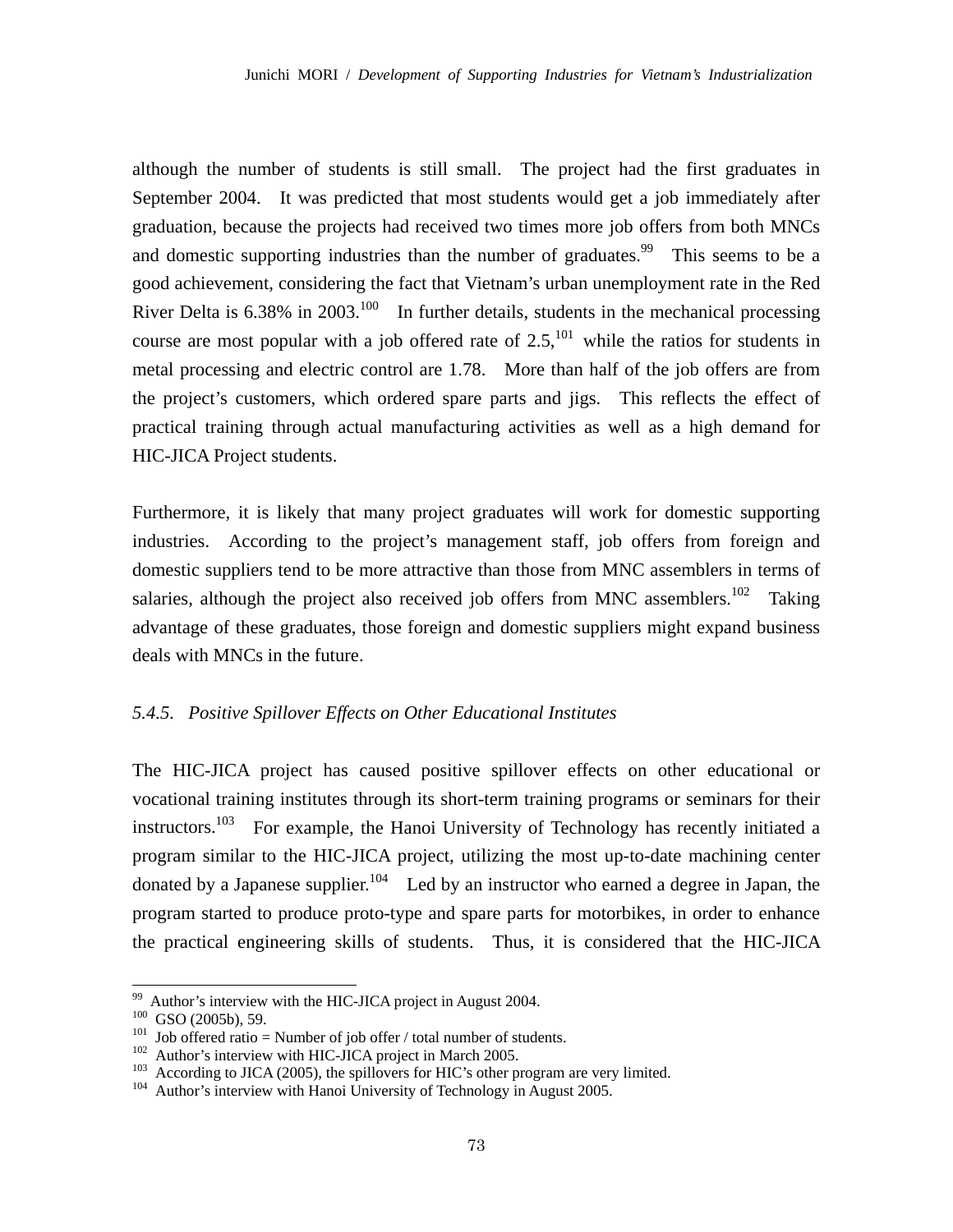although the number of students is still small. The project had the first graduates in September 2004. It was predicted that most students would get a job immediately after graduation, because the projects had received two times more job offers from both MNCs and domestic supporting industries than the number of graduates.[99] This seems to be a good achievement, considering the fact that Vietnam's urban unemployment rate in the Red River Delta is 6.38% in 2003.[100] In further details, students in the mechanical processing course are most popular with a job offered rate of 2.5,[101] while the ratios for students in metal processing and electric control are 1.78. More than half of the job offers are from the project's customers, which ordered spare parts and jigs. This reflects the effect of practical training through actual manufacturing activities as well as a high demand for HIC-JICA Project students.

Furthermore, it is likely that many project graduates will work for domestic supporting industries. According to the project's management staff, job offers from foreign and domestic suppliers tend to be more attractive than those from MNC assemblers in terms of salaries, although the project also received job offers from MNC assemblers.[102] Taking advantage of these graduates, those foreign and domestic suppliers might expand business deals with MNCs in the future.

### *5.4.5. Positive Spillover Effects on Other Educational Institutes*

The HIC-JICA project has caused positive spillover effects on other educational or vocational training institutes through its short-term training programs or seminars for their instructors.[103] For example, the Hanoi University of Technology has recently initiated a program similar to the HIC-JICA project, utilizing the most up-to-date machining center donated by a Japanese supplier.[104] Led by an instructor who earned a degree in Japan, the program started to produce proto-type and spare parts for motorbikes, in order to enhance the practical engineering skills of students. Thus, it is considered that the HIC-JICA

---

[99] Author's interview with the HIC-JICA project in August 2004.
[100] GSO (2005b), 59.
[101] Job offered ratio = Number of job offer / total number of students.
[102] Author's interview with HIC-JICA project in March 2005.
[103] According to JICA (2005), the spillovers for HIC's other program are very limited.
[104] Author's interview with Hanoi University of Technology in August 2005.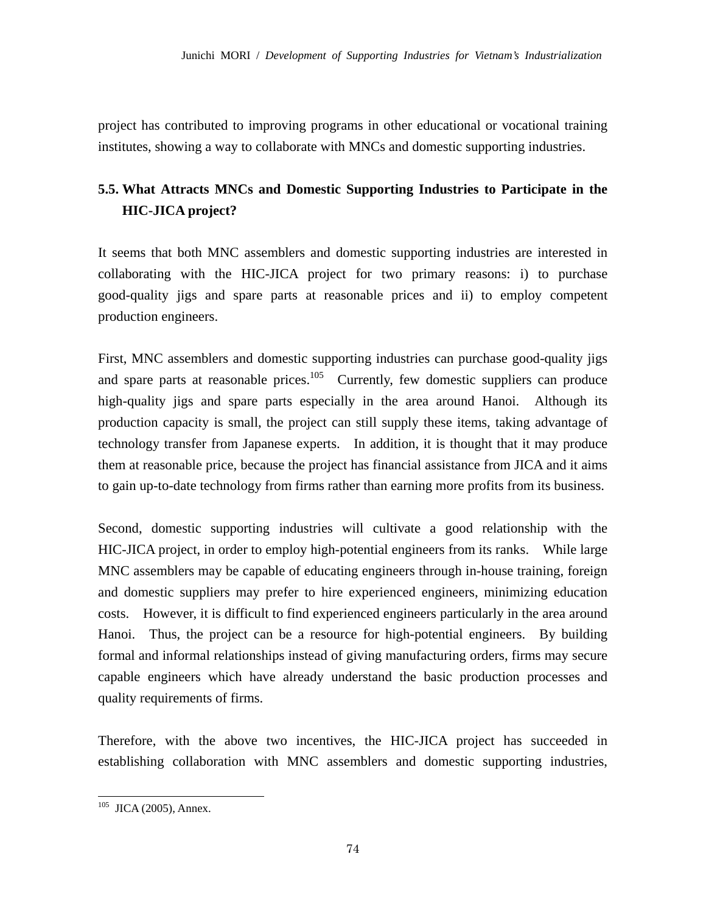project has contributed to improving programs in other educational or vocational training institutes, showing a way to collaborate with MNCs and domestic supporting industries.

### 5.5. What Attracts MNCs and Domestic Supporting Industries to Participate in the HIC-JICA project?

It seems that both MNC assemblers and domestic supporting industries are interested in collaborating with the HIC-JICA project for two primary reasons: i) to purchase good-quality jigs and spare parts at reasonable prices and ii) to employ competent production engineers.

First, MNC assemblers and domestic supporting industries can purchase good-quality jigs and spare parts at reasonable prices.[105] Currently, few domestic suppliers can produce high-quality jigs and spare parts especially in the area around Hanoi. Although its production capacity is small, the project can still supply these items, taking advantage of technology transfer from Japanese experts. In addition, it is thought that it may produce them at reasonable price, because the project has financial assistance from JICA and it aims to gain up-to-date technology from firms rather than earning more profits from its business.

Second, domestic supporting industries will cultivate a good relationship with the HIC-JICA project, in order to employ high-potential engineers from its ranks. While large MNC assemblers may be capable of educating engineers through in-house training, foreign and domestic suppliers may prefer to hire experienced engineers, minimizing education costs. However, it is difficult to find experienced engineers particularly in the area around Hanoi. Thus, the project can be a resource for high-potential engineers. By building formal and informal relationships instead of giving manufacturing orders, firms may secure capable engineers which have already understand the basic production processes and quality requirements of firms.

Therefore, with the above two incentives, the HIC-JICA project has succeeded in establishing collaboration with MNC assemblers and domestic supporting industries,

---

[105] JICA (2005), Annex.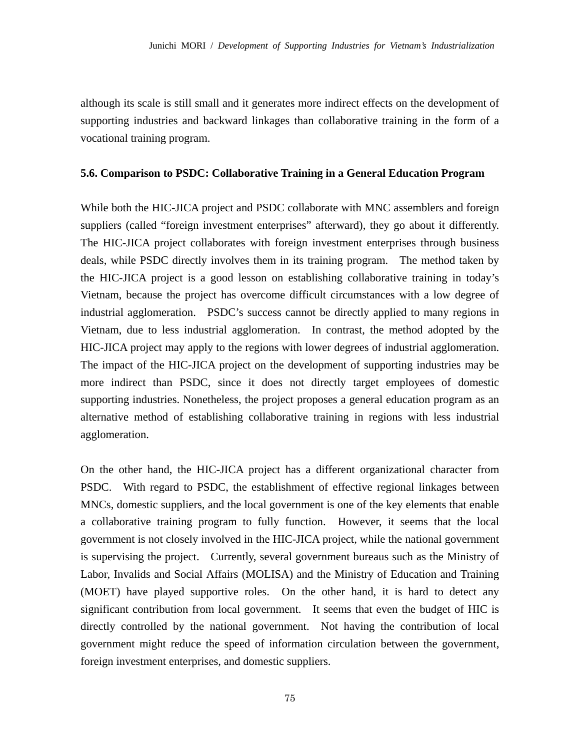although its scale is still small and it generates more indirect effects on the development of supporting industries and backward linkages than collaborative training in the form of a vocational training program.

### 5.6. Comparison to PSDC: Collaborative Training in a General Education Program

While both the HIC-JICA project and PSDC collaborate with MNC assemblers and foreign suppliers (called "foreign investment enterprises" afterward), they go about it differently. The HIC-JICA project collaborates with foreign investment enterprises through business deals, while PSDC directly involves them in its training program. The method taken by the HIC-JICA project is a good lesson on establishing collaborative training in today's Vietnam, because the project has overcome difficult circumstances with a low degree of industrial agglomeration. PSDC's success cannot be directly applied to many regions in Vietnam, due to less industrial agglomeration. In contrast, the method adopted by the HIC-JICA project may apply to the regions with lower degrees of industrial agglomeration. The impact of the HIC-JICA project on the development of supporting industries may be more indirect than PSDC, since it does not directly target employees of domestic supporting industries. Nonetheless, the project proposes a general education program as an alternative method of establishing collaborative training in regions with less industrial agglomeration.

On the other hand, the HIC-JICA project has a different organizational character from PSDC. With regard to PSDC, the establishment of effective regional linkages between MNCs, domestic suppliers, and the local government is one of the key elements that enable a collaborative training program to fully function. However, it seems that the local government is not closely involved in the HIC-JICA project, while the national government is supervising the project. Currently, several government bureaus such as the Ministry of Labor, Invalids and Social Affairs (MOLISA) and the Ministry of Education and Training (MOET) have played supportive roles. On the other hand, it is hard to detect any significant contribution from local government. It seems that even the budget of HIC is directly controlled by the national government. Not having the contribution of local government might reduce the speed of information circulation between the government, foreign investment enterprises, and domestic suppliers.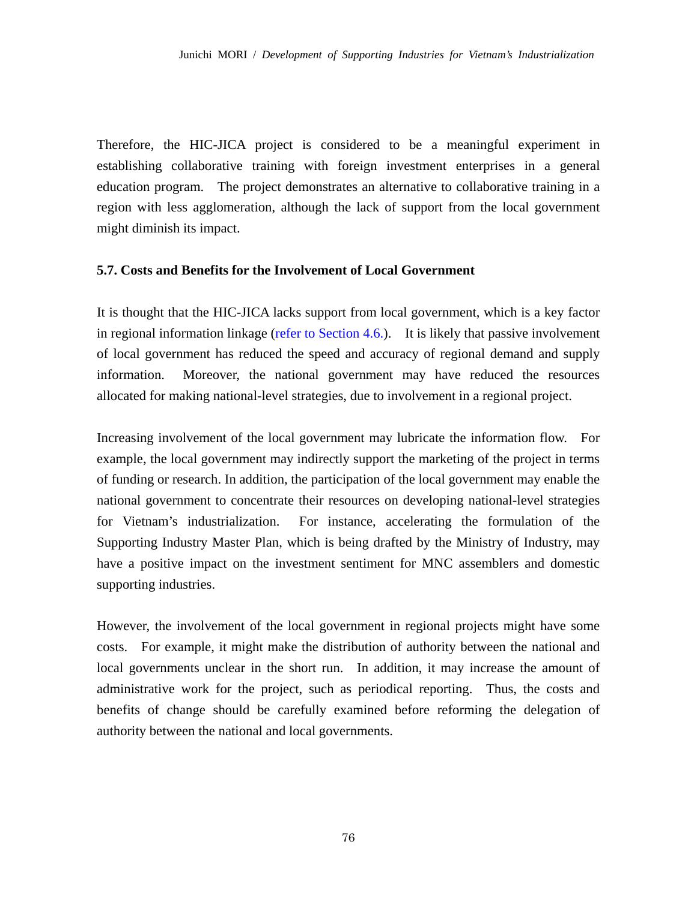Therefore, the HIC-JICA project is considered to be a meaningful experiment in establishing collaborative training with foreign investment enterprises in a general education program. The project demonstrates an alternative to collaborative training in a region with less agglomeration, although the lack of support from the local government might diminish its impact.

### 5.7. Costs and Benefits for the Involvement of Local Government

It is thought that the HIC-JICA lacks support from local government, which is a key factor in regional information linkage (refer to Section 4.6.). It is likely that passive involvement of local government has reduced the speed and accuracy of regional demand and supply information. Moreover, the national government may have reduced the resources allocated for making national-level strategies, due to involvement in a regional project.

Increasing involvement of the local government may lubricate the information flow. For example, the local government may indirectly support the marketing of the project in terms of funding or research. In addition, the participation of the local government may enable the national government to concentrate their resources on developing national-level strategies for Vietnam's industrialization. For instance, accelerating the formulation of the Supporting Industry Master Plan, which is being drafted by the Ministry of Industry, may have a positive impact on the investment sentiment for MNC assemblers and domestic supporting industries.

However, the involvement of the local government in regional projects might have some costs. For example, it might make the distribution of authority between the national and local governments unclear in the short run. In addition, it may increase the amount of administrative work for the project, such as periodical reporting. Thus, the costs and benefits of change should be carefully examined before reforming the delegation of authority between the national and local governments.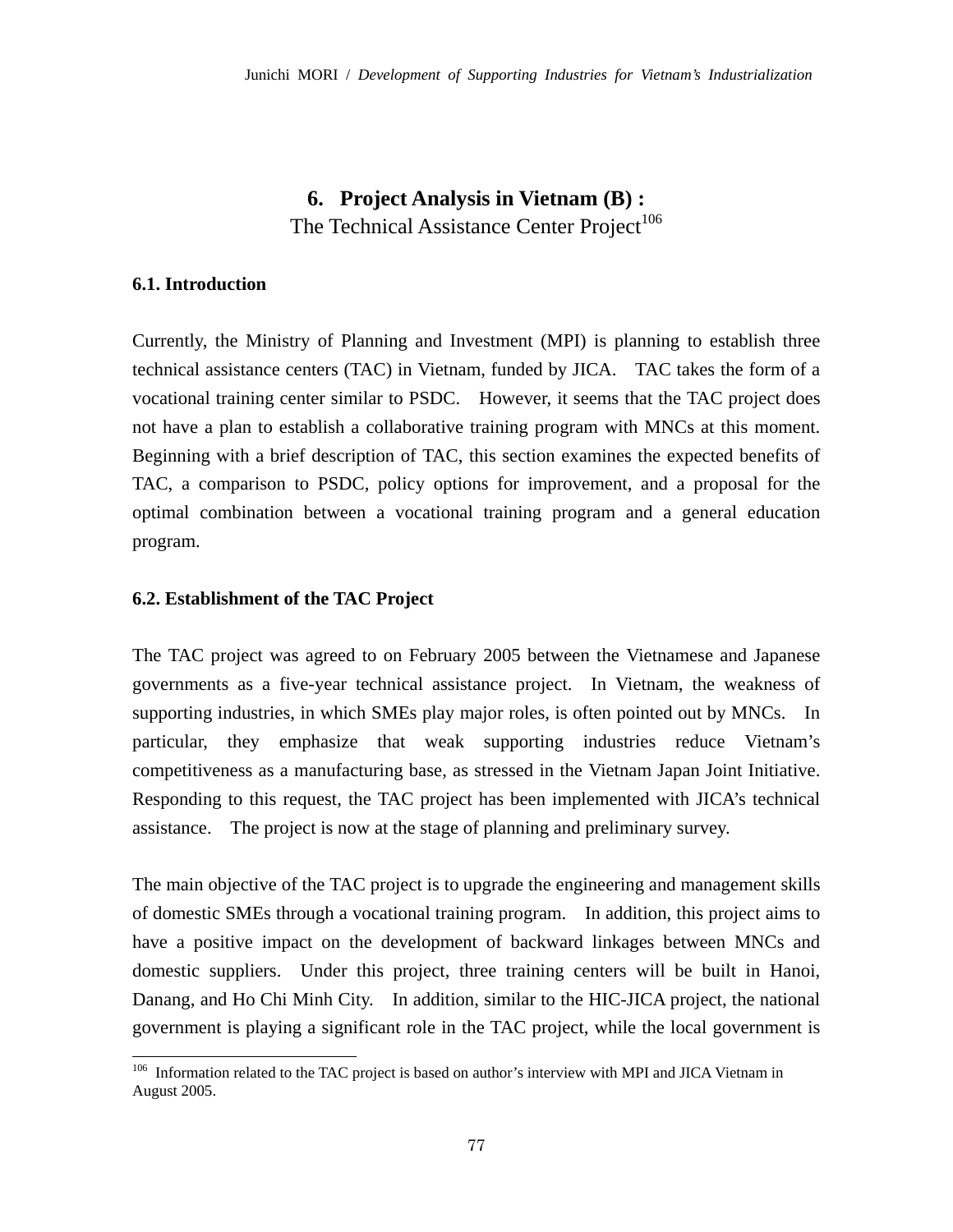# 6. Project Analysis in Vietnam (B) :

The Technical Assistance Center Project[106]

## 6.1. Introduction

Currently, the Ministry of Planning and Investment (MPI) is planning to establish three technical assistance centers (TAC) in Vietnam, funded by JICA. TAC takes the form of a vocational training center similar to PSDC. However, it seems that the TAC project does not have a plan to establish a collaborative training program with MNCs at this moment. Beginning with a brief description of TAC, this section examines the expected benefits of TAC, a comparison to PSDC, policy options for improvement, and a proposal for the optimal combination between a vocational training program and a general education program.

## 6.2. Establishment of the TAC Project

The TAC project was agreed to on February 2005 between the Vietnamese and Japanese governments as a five-year technical assistance project. In Vietnam, the weakness of supporting industries, in which SMEs play major roles, is often pointed out by MNCs. In particular, they emphasize that weak supporting industries reduce Vietnam's competitiveness as a manufacturing base, as stressed in the Vietnam Japan Joint Initiative. Responding to this request, the TAC project has been implemented with JICA's technical assistance. The project is now at the stage of planning and preliminary survey.

The main objective of the TAC project is to upgrade the engineering and management skills of domestic SMEs through a vocational training program. In addition, this project aims to have a positive impact on the development of backward linkages between MNCs and domestic suppliers. Under this project, three training centers will be built in Hanoi, Danang, and Ho Chi Minh City. In addition, similar to the HIC-JICA project, the national government is playing a significant role in the TAC project, while the local government is

---

[106] Information related to the TAC project is based on author's interview with MPI and JICA Vietnam in August 2005.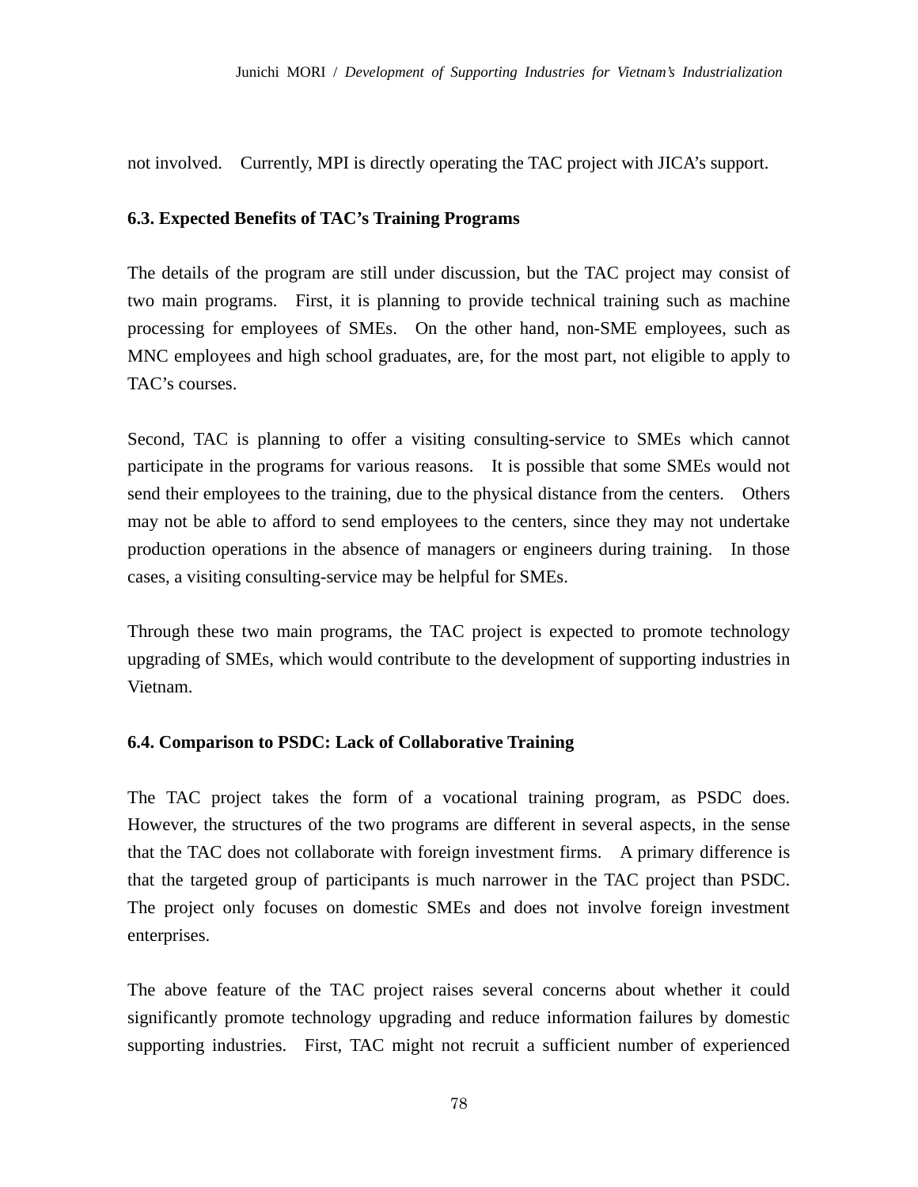not involved. Currently, MPI is directly operating the TAC project with JICA's support.

### 6.3. Expected Benefits of TAC's Training Programs

The details of the program are still under discussion, but the TAC project may consist of two main programs. First, it is planning to provide technical training such as machine processing for employees of SMEs. On the other hand, non-SME employees, such as MNC employees and high school graduates, are, for the most part, not eligible to apply to TAC's courses.

Second, TAC is planning to offer a visiting consulting-service to SMEs which cannot participate in the programs for various reasons. It is possible that some SMEs would not send their employees to the training, due to the physical distance from the centers. Others may not be able to afford to send employees to the centers, since they may not undertake production operations in the absence of managers or engineers during training. In those cases, a visiting consulting-service may be helpful for SMEs.

Through these two main programs, the TAC project is expected to promote technology upgrading of SMEs, which would contribute to the development of supporting industries in Vietnam.

### 6.4. Comparison to PSDC: Lack of Collaborative Training

The TAC project takes the form of a vocational training program, as PSDC does. However, the structures of the two programs are different in several aspects, in the sense that the TAC does not collaborate with foreign investment firms. A primary difference is that the targeted group of participants is much narrower in the TAC project than PSDC. The project only focuses on domestic SMEs and does not involve foreign investment enterprises.

The above feature of the TAC project raises several concerns about whether it could significantly promote technology upgrading and reduce information failures by domestic supporting industries. First, TAC might not recruit a sufficient number of experienced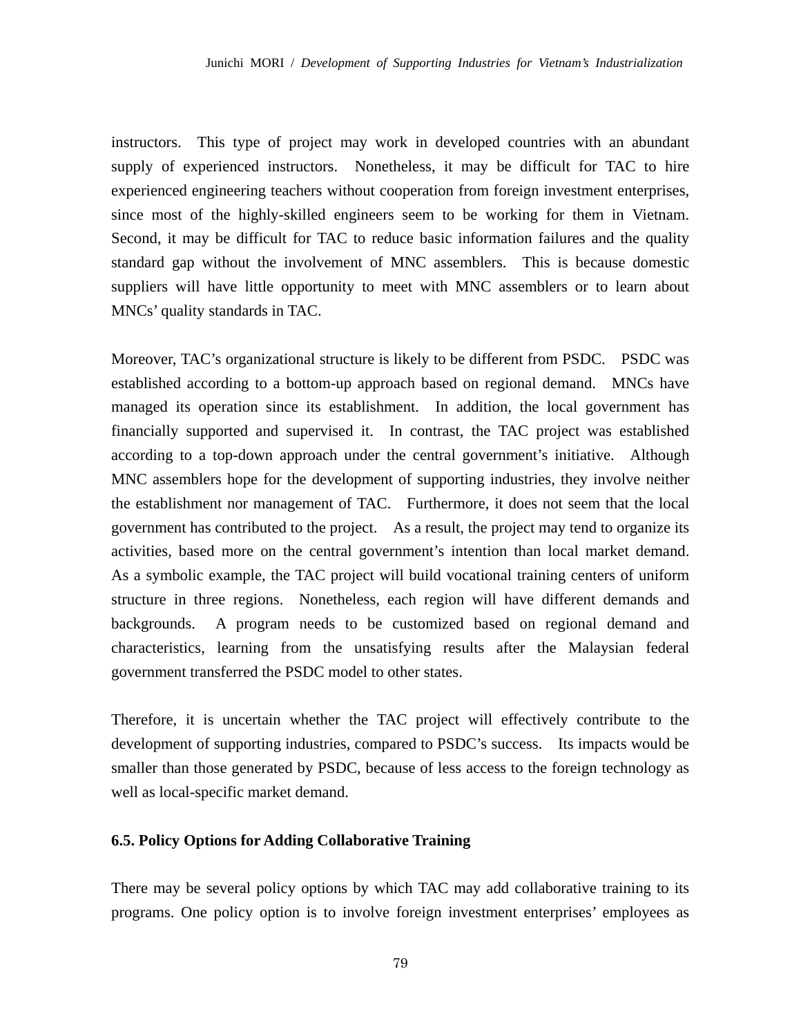instructors. This type of project may work in developed countries with an abundant supply of experienced instructors. Nonetheless, it may be difficult for TAC to hire experienced engineering teachers without cooperation from foreign investment enterprises, since most of the highly-skilled engineers seem to be working for them in Vietnam. Second, it may be difficult for TAC to reduce basic information failures and the quality standard gap without the involvement of MNC assemblers. This is because domestic suppliers will have little opportunity to meet with MNC assemblers or to learn about MNCs' quality standards in TAC.

Moreover, TAC's organizational structure is likely to be different from PSDC. PSDC was established according to a bottom-up approach based on regional demand. MNCs have managed its operation since its establishment. In addition, the local government has financially supported and supervised it. In contrast, the TAC project was established according to a top-down approach under the central government's initiative. Although MNC assemblers hope for the development of supporting industries, they involve neither the establishment nor management of TAC. Furthermore, it does not seem that the local government has contributed to the project. As a result, the project may tend to organize its activities, based more on the central government's intention than local market demand. As a symbolic example, the TAC project will build vocational training centers of uniform structure in three regions. Nonetheless, each region will have different demands and backgrounds. A program needs to be customized based on regional demand and characteristics, learning from the unsatisfying results after the Malaysian federal government transferred the PSDC model to other states.

Therefore, it is uncertain whether the TAC project will effectively contribute to the development of supporting industries, compared to PSDC's success. Its impacts would be smaller than those generated by PSDC, because of less access to the foreign technology as well as local-specific market demand.

### 6.5. Policy Options for Adding Collaborative Training

There may be several policy options by which TAC may add collaborative training to its programs. One policy option is to involve foreign investment enterprises' employees as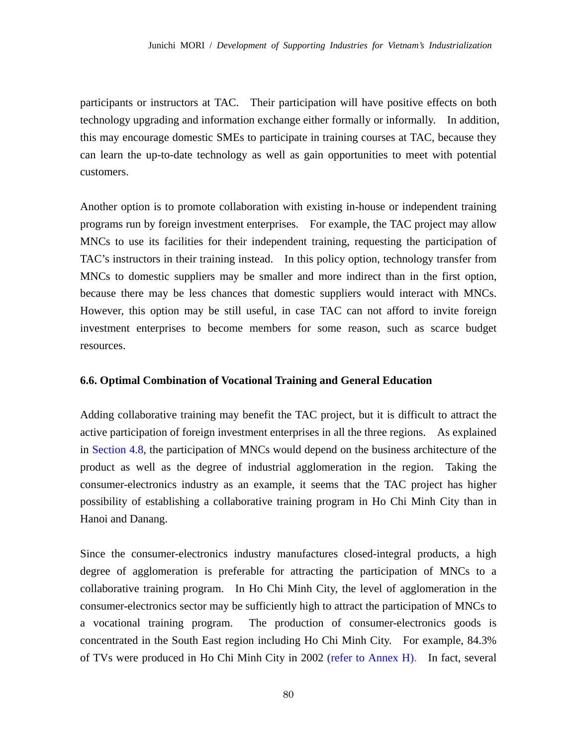participants or instructors at TAC. Their participation will have positive effects on both technology upgrading and information exchange either formally or informally. In addition, this may encourage domestic SMEs to participate in training courses at TAC, because they can learn the up-to-date technology as well as gain opportunities to meet with potential customers.

Another option is to promote collaboration with existing in-house or independent training programs run by foreign investment enterprises. For example, the TAC project may allow MNCs to use its facilities for their independent training, requesting the participation of TAC's instructors in their training instead. In this policy option, technology transfer from MNCs to domestic suppliers may be smaller and more indirect than in the first option, because there may be less chances that domestic suppliers would interact with MNCs. However, this option may be still useful, in case TAC can not afford to invite foreign investment enterprises to become members for some reason, such as scarce budget resources.

### 6.6. Optimal Combination of Vocational Training and General Education

Adding collaborative training may benefit the TAC project, but it is difficult to attract the active participation of foreign investment enterprises in all the three regions. As explained in Section 4.8, the participation of MNCs would depend on the business architecture of the product as well as the degree of industrial agglomeration in the region. Taking the consumer-electronics industry as an example, it seems that the TAC project has higher possibility of establishing a collaborative training program in Ho Chi Minh City than in Hanoi and Danang.

Since the consumer-electronics industry manufactures closed-integral products, a high degree of agglomeration is preferable for attracting the participation of MNCs to a collaborative training program. In Ho Chi Minh City, the level of agglomeration in the consumer-electronics sector may be sufficiently high to attract the participation of MNCs to a vocational training program. The production of consumer-electronics goods is concentrated in the South East region including Ho Chi Minh City. For example, 84.3% of TVs were produced in Ho Chi Minh City in 2002 (refer to Annex H). In fact, several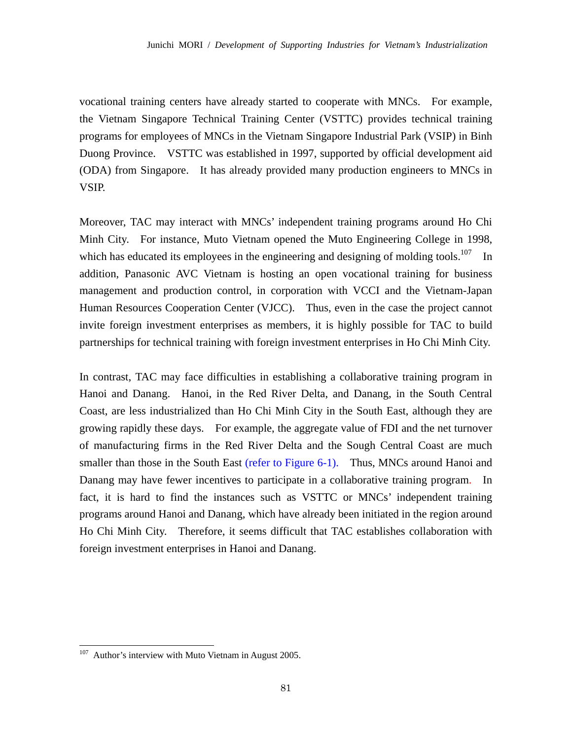vocational training centers have already started to cooperate with MNCs. For example, the Vietnam Singapore Technical Training Center (VSTTC) provides technical training programs for employees of MNCs in the Vietnam Singapore Industrial Park (VSIP) in Binh Duong Province. VSTTC was established in 1997, supported by official development aid (ODA) from Singapore. It has already provided many production engineers to MNCs in VSIP.

Moreover, TAC may interact with MNCs' independent training programs around Ho Chi Minh City. For instance, Muto Vietnam opened the Muto Engineering College in 1998, which has educated its employees in the engineering and designing of molding tools.[107] In addition, Panasonic AVC Vietnam is hosting an open vocational training for business management and production control, in corporation with VCCI and the Vietnam-Japan Human Resources Cooperation Center (VJCC). Thus, even in the case the project cannot invite foreign investment enterprises as members, it is highly possible for TAC to build partnerships for technical training with foreign investment enterprises in Ho Chi Minh City.

In contrast, TAC may face difficulties in establishing a collaborative training program in Hanoi and Danang. Hanoi, in the Red River Delta, and Danang, in the South Central Coast, are less industrialized than Ho Chi Minh City in the South East, although they are growing rapidly these days. For example, the aggregate value of FDI and the net turnover of manufacturing firms in the Red River Delta and the Sough Central Coast are much smaller than those in the South East (refer to Figure 6-1). Thus, MNCs around Hanoi and Danang may have fewer incentives to participate in a collaborative training program. In fact, it is hard to find the instances such as VSTTC or MNCs' independent training programs around Hanoi and Danang, which have already been initiated in the region around Ho Chi Minh City. Therefore, it seems difficult that TAC establishes collaboration with foreign investment enterprises in Hanoi and Danang.

---

[107] Author's interview with Muto Vietnam in August 2005.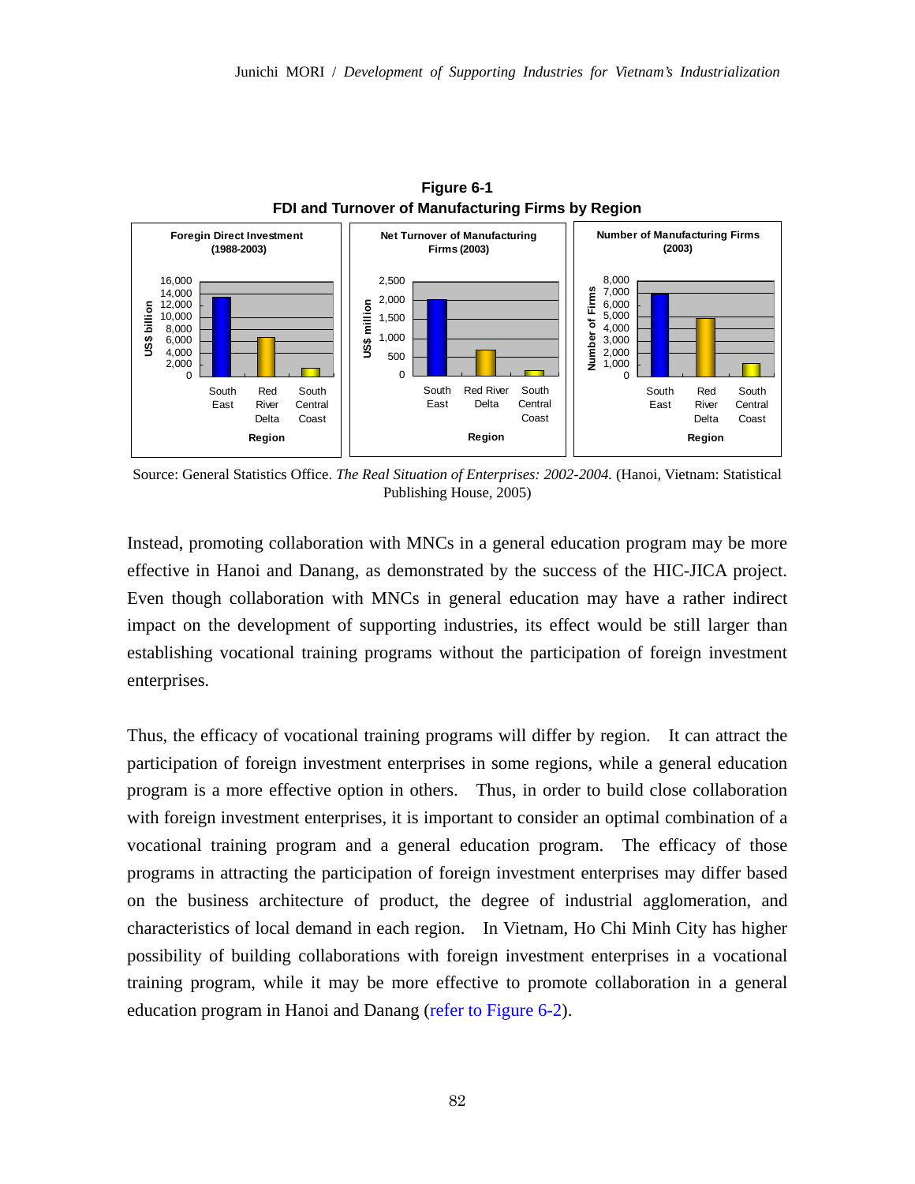**Figure 6-1**
**FDI and Turnover of Manufacturing Firms by Region**

Source: General Statistics Office. *The Real Situation of Enterprises: 2002-2004.* (Hanoi, Vietnam: Statistical Publishing House, 2005)

Instead, promoting collaboration with MNCs in a general education program may be more effective in Hanoi and Danang, as demonstrated by the success of the HIC-JICA project. Even though collaboration with MNCs in general education may have a rather indirect impact on the development of supporting industries, its effect would be still larger than establishing vocational training programs without the participation of foreign investment enterprises.

Thus, the efficacy of vocational training programs will differ by region. It can attract the participation of foreign investment enterprises in some regions, while a general education program is a more effective option in others. Thus, in order to build close collaboration with foreign investment enterprises, it is important to consider an optimal combination of a vocational training program and a general education program. The efficacy of those programs in attracting the participation of foreign investment enterprises may differ based on the business architecture of product, the degree of industrial agglomeration, and characteristics of local demand in each region. In Vietnam, Ho Chi Minh City has higher possibility of building collaborations with foreign investment enterprises in a vocational training program, while it may be more effective to promote collaboration in a general education program in Hanoi and Danang (refer to Figure 6-2).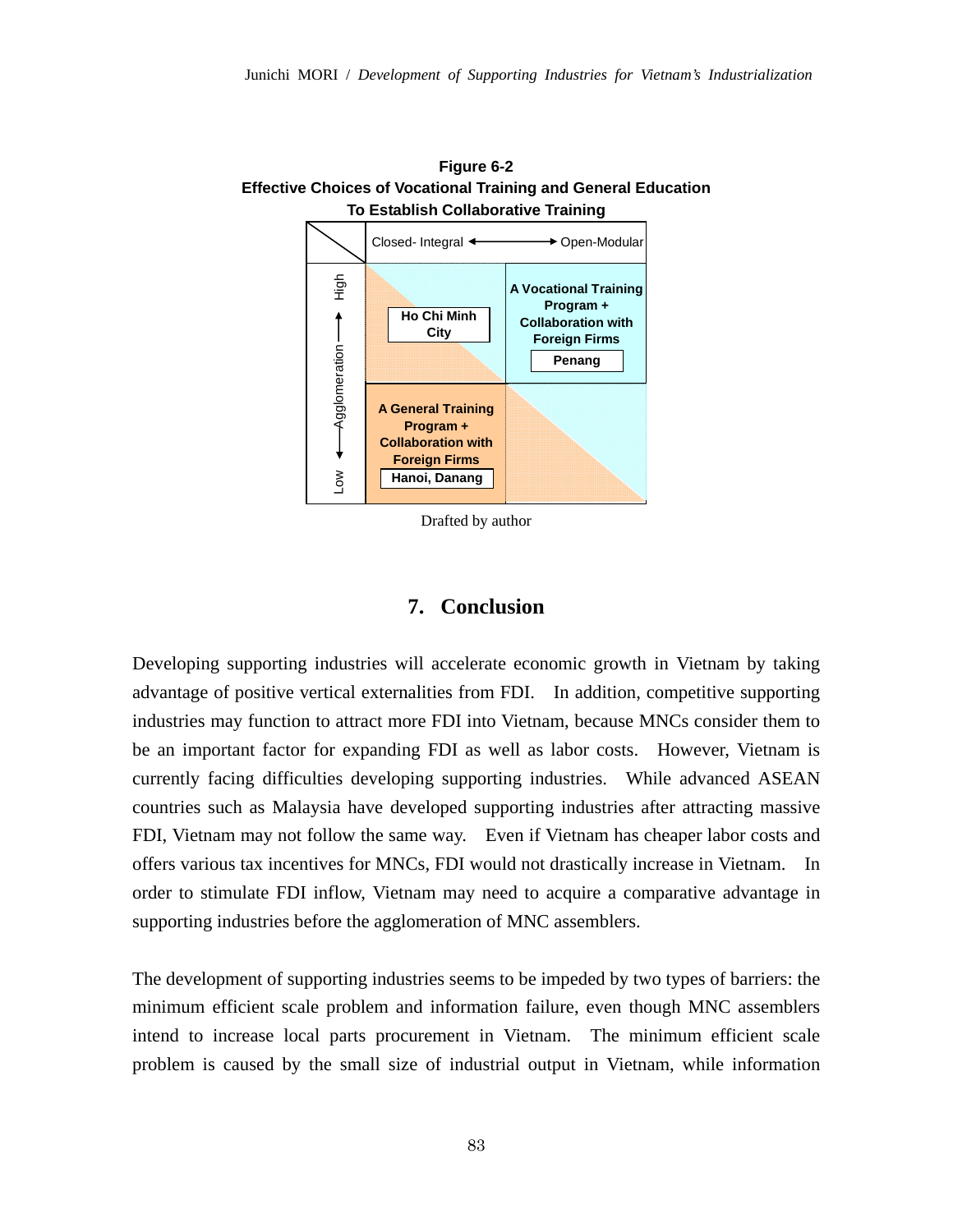**Figure 6-2**
**Effective Choices of Vocational Training and General Education To Establish Collaborative Training**

| Agglomeration \ | Closed- Integral ←→ Open-Modular | |
|---|---|---|
| High | **Ho Chi Minh City** | **A Vocational Training Program + Collaboration with Foreign Firms** **Penang** |
| Low | **A General Training Program + Collaboration with Foreign Firms** **Hanoi, Danang** | |

Drafted by author

## 7. Conclusion

Developing supporting industries will accelerate economic growth in Vietnam by taking advantage of positive vertical externalities from FDI. In addition, competitive supporting industries may function to attract more FDI into Vietnam, because MNCs consider them to be an important factor for expanding FDI as well as labor costs. However, Vietnam is currently facing difficulties developing supporting industries. While advanced ASEAN countries such as Malaysia have developed supporting industries after attracting massive FDI, Vietnam may not follow the same way. Even if Vietnam has cheaper labor costs and offers various tax incentives for MNCs, FDI would not drastically increase in Vietnam. In order to stimulate FDI inflow, Vietnam may need to acquire a comparative advantage in supporting industries before the agglomeration of MNC assemblers.

The development of supporting industries seems to be impeded by two types of barriers: the minimum efficient scale problem and information failure, even though MNC assemblers intend to increase local parts procurement in Vietnam. The minimum efficient scale problem is caused by the small size of industrial output in Vietnam, while information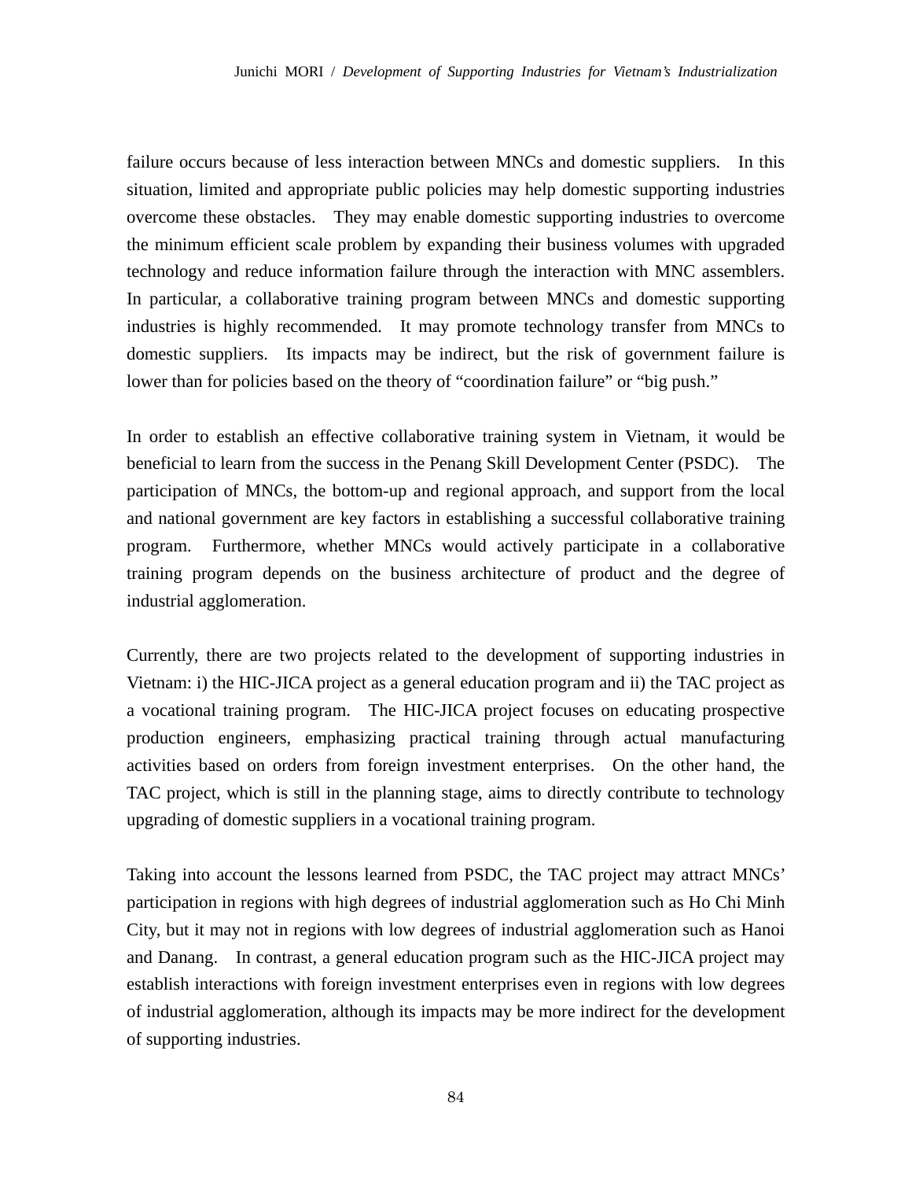failure occurs because of less interaction between MNCs and domestic suppliers. In this situation, limited and appropriate public policies may help domestic supporting industries overcome these obstacles. They may enable domestic supporting industries to overcome the minimum efficient scale problem by expanding their business volumes with upgraded technology and reduce information failure through the interaction with MNC assemblers. In particular, a collaborative training program between MNCs and domestic supporting industries is highly recommended. It may promote technology transfer from MNCs to domestic suppliers. Its impacts may be indirect, but the risk of government failure is lower than for policies based on the theory of "coordination failure" or "big push."

In order to establish an effective collaborative training system in Vietnam, it would be beneficial to learn from the success in the Penang Skill Development Center (PSDC). The participation of MNCs, the bottom-up and regional approach, and support from the local and national government are key factors in establishing a successful collaborative training program. Furthermore, whether MNCs would actively participate in a collaborative training program depends on the business architecture of product and the degree of industrial agglomeration.

Currently, there are two projects related to the development of supporting industries in Vietnam: i) the HIC-JICA project as a general education program and ii) the TAC project as a vocational training program. The HIC-JICA project focuses on educating prospective production engineers, emphasizing practical training through actual manufacturing activities based on orders from foreign investment enterprises. On the other hand, the TAC project, which is still in the planning stage, aims to directly contribute to technology upgrading of domestic suppliers in a vocational training program.

Taking into account the lessons learned from PSDC, the TAC project may attract MNCs' participation in regions with high degrees of industrial agglomeration such as Ho Chi Minh City, but it may not in regions with low degrees of industrial agglomeration such as Hanoi and Danang. In contrast, a general education program such as the HIC-JICA project may establish interactions with foreign investment enterprises even in regions with low degrees of industrial agglomeration, although its impacts may be more indirect for the development of supporting industries.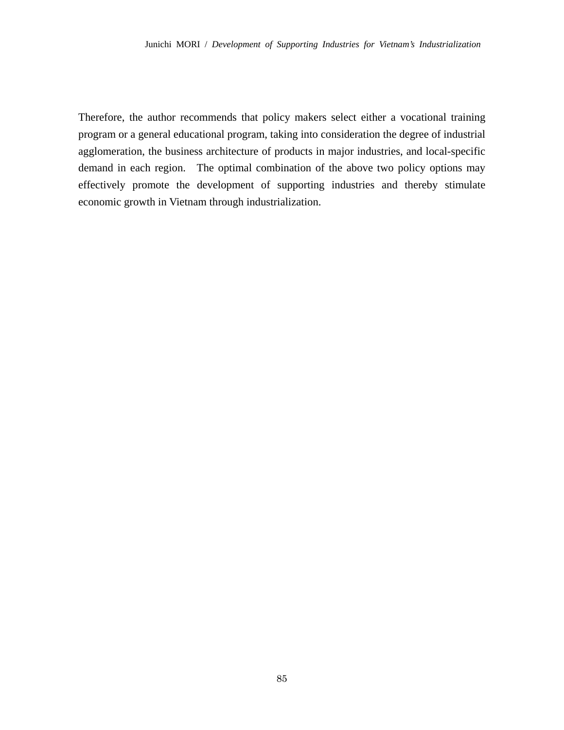Therefore, the author recommends that policy makers select either a vocational training program or a general educational program, taking into consideration the degree of industrial agglomeration, the business architecture of products in major industries, and local-specific demand in each region. The optimal combination of the above two policy options may effectively promote the development of supporting industries and thereby stimulate economic growth in Vietnam through industrialization.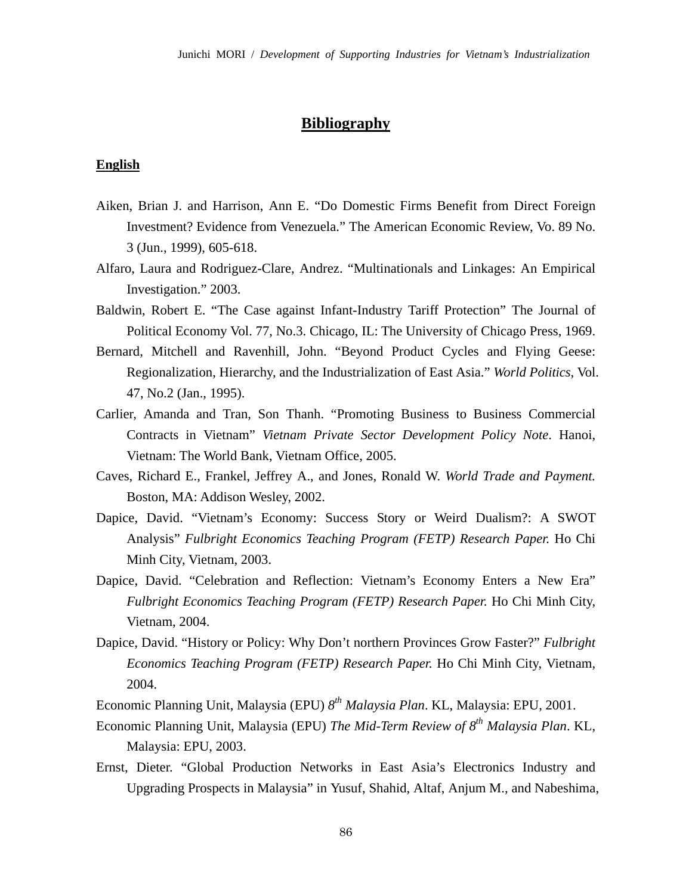# Bibliography

## English

Aiken, Brian J. and Harrison, Ann E. “Do Domestic Firms Benefit from Direct Foreign Investment? Evidence from Venezuela.” The American Economic Review, Vo. 89 No. 3 (Jun., 1999), 605-618.

Alfaro, Laura and Rodriguez-Clare, Andrez. “Multinationals and Linkages: An Empirical Investigation.” 2003.

Baldwin, Robert E. “The Case against Infant-Industry Tariff Protection” The Journal of Political Economy Vol. 77, No.3. Chicago, IL: The University of Chicago Press, 1969.

Bernard, Mitchell and Ravenhill, John. “Beyond Product Cycles and Flying Geese: Regionalization, Hierarchy, and the Industrialization of East Asia.” *World Politics*, Vol. 47, No.2 (Jan., 1995).

Carlier, Amanda and Tran, Son Thanh. “Promoting Business to Business Commercial Contracts in Vietnam” *Vietnam Private Sector Development Policy Note*. Hanoi, Vietnam: The World Bank, Vietnam Office, 2005.

Caves, Richard E., Frankel, Jeffrey A., and Jones, Ronald W. *World Trade and Payment.* Boston, MA: Addison Wesley, 2002.

Dapice, David. “Vietnam’s Economy: Success Story or Weird Dualism?: A SWOT Analysis” *Fulbright Economics Teaching Program (FETP) Research Paper.* Ho Chi Minh City, Vietnam, 2003.

Dapice, David. “Celebration and Reflection: Vietnam’s Economy Enters a New Era” *Fulbright Economics Teaching Program (FETP) Research Paper.* Ho Chi Minh City, Vietnam, 2004.

Dapice, David. “History or Policy: Why Don’t northern Provinces Grow Faster?” *Fulbright Economics Teaching Program (FETP) Research Paper.* Ho Chi Minh City, Vietnam, 2004.

Economic Planning Unit, Malaysia (EPU) *8th Malaysia Plan*. KL, Malaysia: EPU, 2001.

Economic Planning Unit, Malaysia (EPU) *The Mid-Term Review of 8th Malaysia Plan*. KL, Malaysia: EPU, 2003.

Ernst, Dieter. “Global Production Networks in East Asia’s Electronics Industry and Upgrading Prospects in Malaysia” in Yusuf, Shahid, Altaf, Anjum M., and Nabeshima,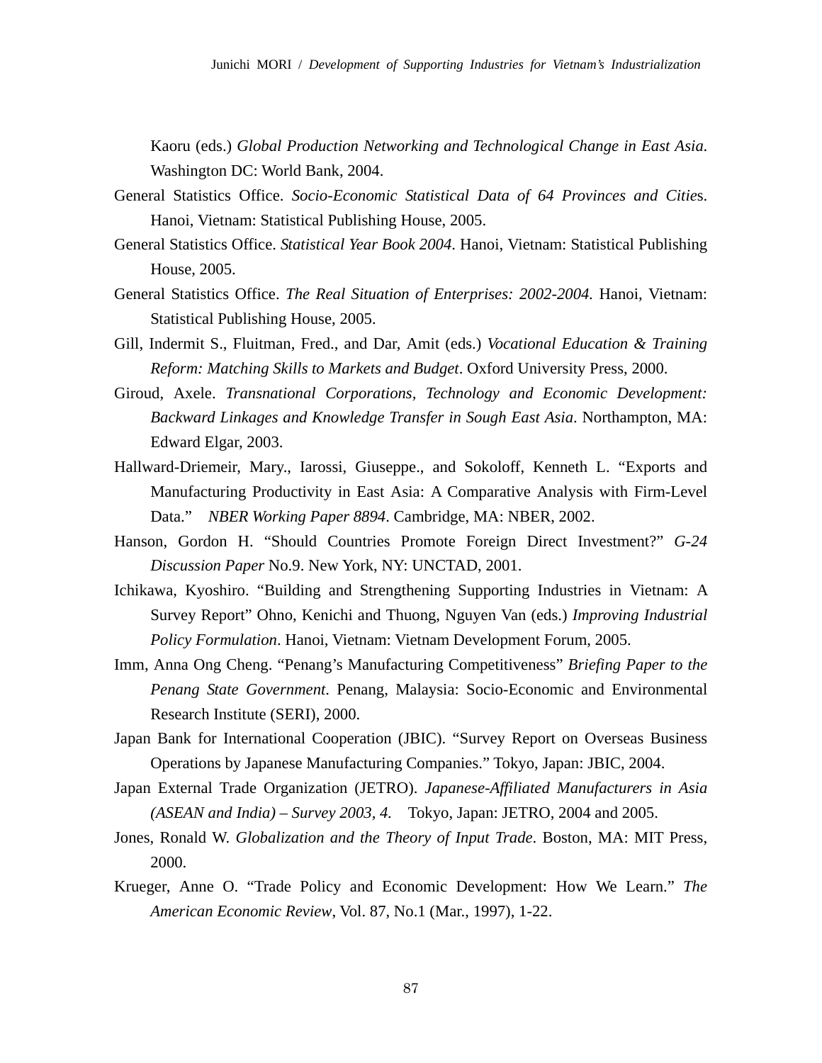Kaoru (eds.) *Global Production Networking and Technological Change in East Asia*. Washington DC: World Bank, 2004.

General Statistics Office. *Socio-Economic Statistical Data of 64 Provinces and Citie*s. Hanoi, Vietnam: Statistical Publishing House, 2005.

General Statistics Office. *Statistical Year Book 2004*. Hanoi, Vietnam: Statistical Publishing House, 2005.

General Statistics Office. *The Real Situation of Enterprises: 2002-2004.* Hanoi, Vietnam: Statistical Publishing House, 2005.

Gill, Indermit S., Fluitman, Fred., and Dar, Amit (eds.) *Vocational Education & Training Reform: Matching Skills to Markets and Budget*. Oxford University Press, 2000.

Giroud, Axele. *Transnational Corporations, Technology and Economic Development: Backward Linkages and Knowledge Transfer in Sough East Asia*. Northampton, MA: Edward Elgar, 2003.

Hallward-Driemeir, Mary., Iarossi, Giuseppe., and Sokoloff, Kenneth L. "Exports and Manufacturing Productivity in East Asia: A Comparative Analysis with Firm-Level Data." *NBER Working Paper 8894*. Cambridge, MA: NBER, 2002.

Hanson, Gordon H. "Should Countries Promote Foreign Direct Investment?" *G-24 Discussion Paper* No.9. New York, NY: UNCTAD, 2001.

Ichikawa, Kyoshiro. "Building and Strengthening Supporting Industries in Vietnam: A Survey Report" Ohno, Kenichi and Thuong, Nguyen Van (eds.) *Improving Industrial Policy Formulation*. Hanoi, Vietnam: Vietnam Development Forum, 2005.

Imm, Anna Ong Cheng. "Penang's Manufacturing Competitiveness" *Briefing Paper to the Penang State Government*. Penang, Malaysia: Socio-Economic and Environmental Research Institute (SERI), 2000.

Japan Bank for International Cooperation (JBIC). "Survey Report on Overseas Business Operations by Japanese Manufacturing Companies." Tokyo, Japan: JBIC, 2004.

Japan External Trade Organization (JETRO). *Japanese-Affiliated Manufacturers in Asia (ASEAN and India) – Survey 2003, 4.* Tokyo, Japan: JETRO, 2004 and 2005.

Jones, Ronald W. *Globalization and the Theory of Input Trade*. Boston, MA: MIT Press, 2000.

Krueger, Anne O. "Trade Policy and Economic Development: How We Learn." *The American Economic Review*, Vol. 87, No.1 (Mar., 1997), 1-22.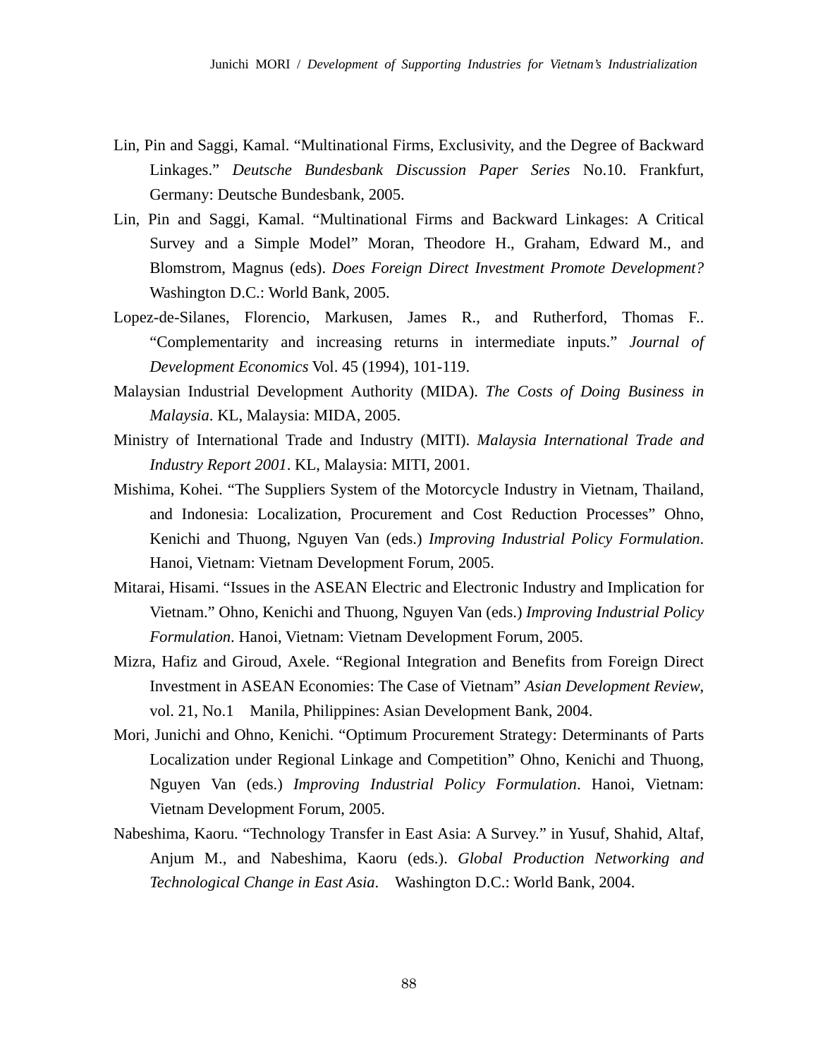Lin, Pin and Saggi, Kamal. "Multinational Firms, Exclusivity, and the Degree of Backward Linkages." *Deutsche Bundesbank Discussion Paper Series* No.10. Frankfurt, Germany: Deutsche Bundesbank, 2005.

Lin, Pin and Saggi, Kamal. "Multinational Firms and Backward Linkages: A Critical Survey and a Simple Model" Moran, Theodore H., Graham, Edward M., and Blomstrom, Magnus (eds). *Does Foreign Direct Investment Promote Development?* Washington D.C.: World Bank, 2005.

Lopez-de-Silanes, Florencio, Markusen, James R., and Rutherford, Thomas F.. "Complementarity and increasing returns in intermediate inputs." *Journal of Development Economics* Vol. 45 (1994), 101-119.

Malaysian Industrial Development Authority (MIDA). *The Costs of Doing Business in Malaysia*. KL, Malaysia: MIDA, 2005.

Ministry of International Trade and Industry (MITI). *Malaysia International Trade and Industry Report 2001*. KL, Malaysia: MITI, 2001.

Mishima, Kohei. "The Suppliers System of the Motorcycle Industry in Vietnam, Thailand, and Indonesia: Localization, Procurement and Cost Reduction Processes" Ohno, Kenichi and Thuong, Nguyen Van (eds.) *Improving Industrial Policy Formulation*. Hanoi, Vietnam: Vietnam Development Forum, 2005.

Mitarai, Hisami. "Issues in the ASEAN Electric and Electronic Industry and Implication for Vietnam." Ohno, Kenichi and Thuong, Nguyen Van (eds.) *Improving Industrial Policy Formulation*. Hanoi, Vietnam: Vietnam Development Forum, 2005.

Mizra, Hafiz and Giroud, Axele. "Regional Integration and Benefits from Foreign Direct Investment in ASEAN Economies: The Case of Vietnam" *Asian Development Review*, vol. 21, No.1 Manila, Philippines: Asian Development Bank, 2004.

Mori, Junichi and Ohno, Kenichi. "Optimum Procurement Strategy: Determinants of Parts Localization under Regional Linkage and Competition" Ohno, Kenichi and Thuong, Nguyen Van (eds.) *Improving Industrial Policy Formulation*. Hanoi, Vietnam: Vietnam Development Forum, 2005.

Nabeshima, Kaoru. "Technology Transfer in East Asia: A Survey." in Yusuf, Shahid, Altaf, Anjum M., and Nabeshima, Kaoru (eds.). *Global Production Networking and Technological Change in East Asia*. Washington D.C.: World Bank, 2004.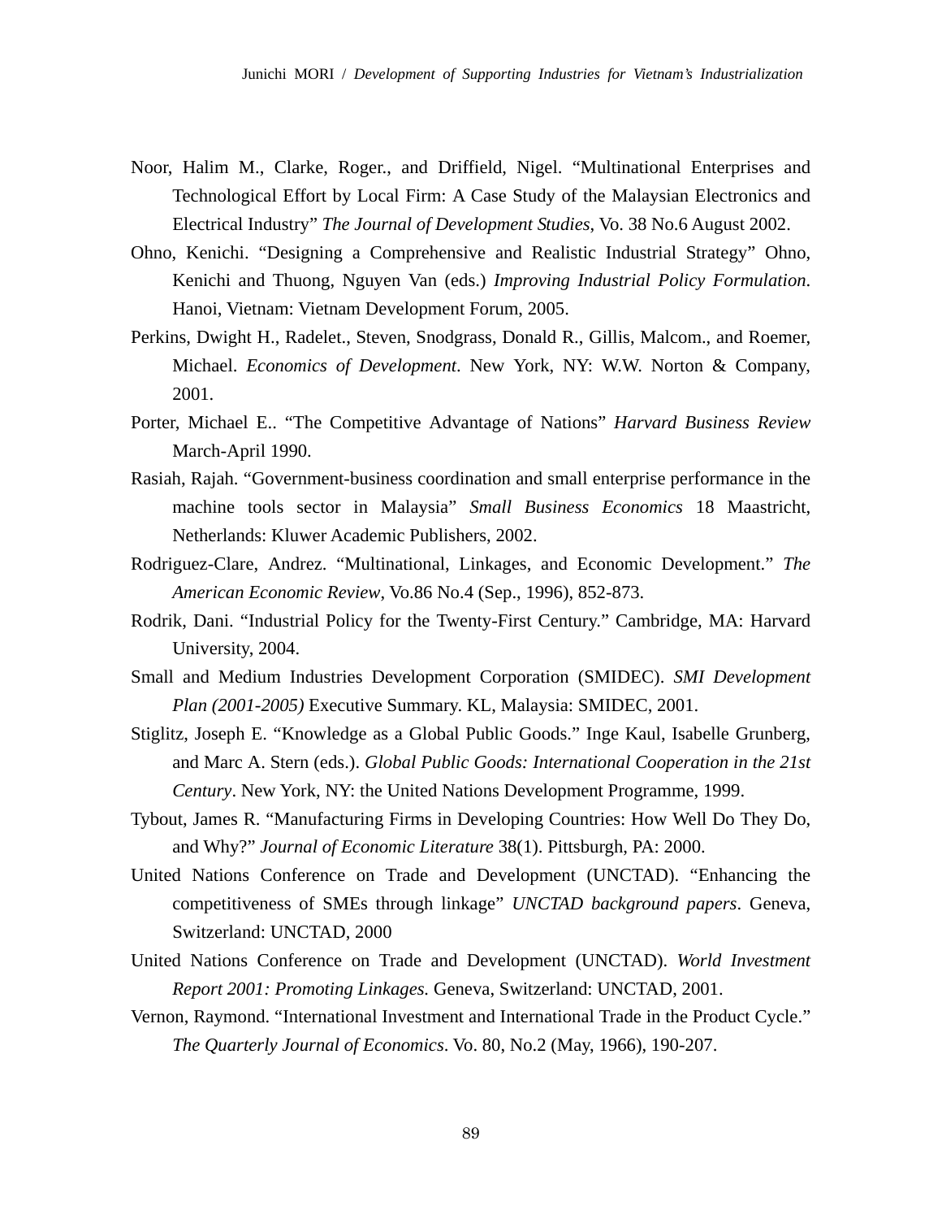Noor, Halim M., Clarke, Roger., and Driffield, Nigel. “Multinational Enterprises and Technological Effort by Local Firm: A Case Study of the Malaysian Electronics and Electrical Industry” *The Journal of Development Studies*, Vo. 38 No.6 August 2002.

Ohno, Kenichi. “Designing a Comprehensive and Realistic Industrial Strategy” Ohno, Kenichi and Thuong, Nguyen Van (eds.) *Improving Industrial Policy Formulation*. Hanoi, Vietnam: Vietnam Development Forum, 2005.

Perkins, Dwight H., Radelet., Steven, Snodgrass, Donald R., Gillis, Malcom., and Roemer, Michael. *Economics of Development*. New York, NY: W.W. Norton & Company, 2001.

Porter, Michael E.. “The Competitive Advantage of Nations” *Harvard Business Review* March-April 1990.

Rasiah, Rajah. “Government-business coordination and small enterprise performance in the machine tools sector in Malaysia” *Small Business Economics* 18 Maastricht, Netherlands: Kluwer Academic Publishers, 2002.

Rodriguez-Clare, Andrez. “Multinational, Linkages, and Economic Development.” *The American Economic Review*, Vo.86 No.4 (Sep., 1996), 852-873.

Rodrik, Dani. “Industrial Policy for the Twenty-First Century.” Cambridge, MA: Harvard University, 2004.

Small and Medium Industries Development Corporation (SMIDEC). *SMI Development Plan (2001-2005)* Executive Summary. KL, Malaysia: SMIDEC, 2001.

Stiglitz, Joseph E. “Knowledge as a Global Public Goods.” Inge Kaul, Isabelle Grunberg, and Marc A. Stern (eds.). *Global Public Goods: International Cooperation in the 21st Century*. New York, NY: the United Nations Development Programme, 1999.

Tybout, James R. “Manufacturing Firms in Developing Countries: How Well Do They Do, and Why?” *Journal of Economic Literature* 38(1). Pittsburgh, PA: 2000.

United Nations Conference on Trade and Development (UNCTAD). “Enhancing the competitiveness of SMEs through linkage” *UNCTAD background papers*. Geneva, Switzerland: UNCTAD, 2000

United Nations Conference on Trade and Development (UNCTAD). *World Investment Report 2001: Promoting Linkages.* Geneva, Switzerland: UNCTAD, 2001.

Vernon, Raymond. “International Investment and International Trade in the Product Cycle.” *The Quarterly Journal of Economics*. Vo. 80, No.2 (May, 1966), 190-207.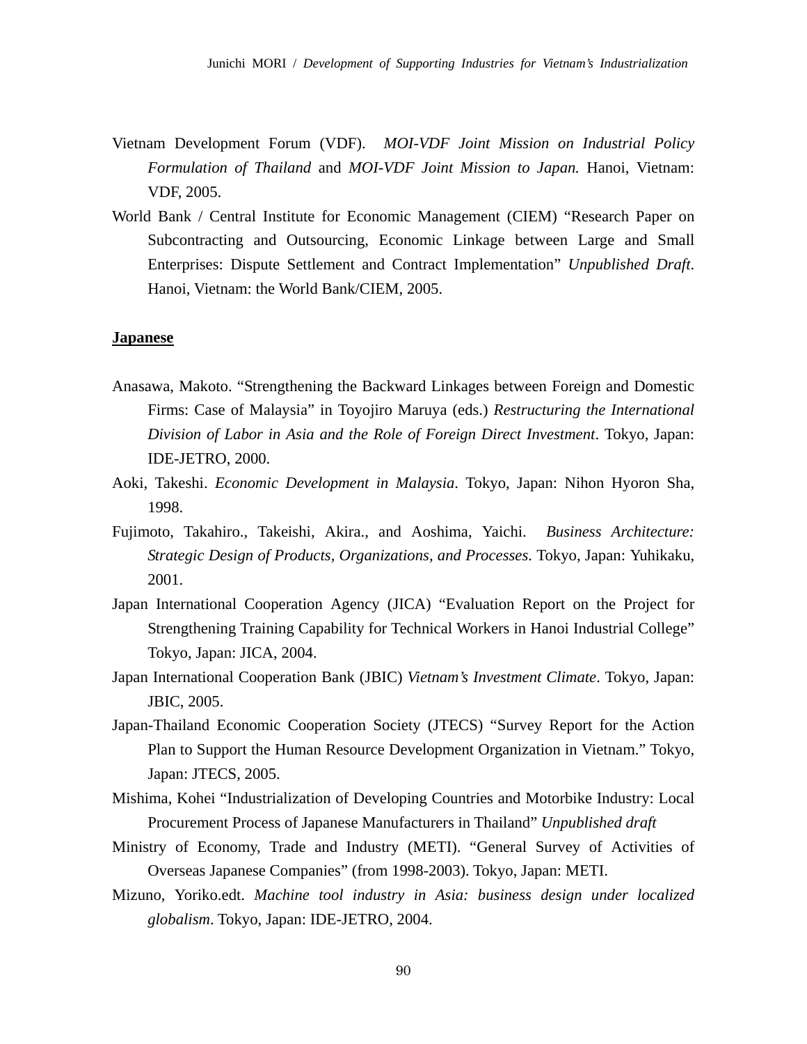Vietnam Development Forum (VDF). *MOI-VDF Joint Mission on Industrial Policy Formulation of Thailand* and *MOI-VDF Joint Mission to Japan.* Hanoi, Vietnam: VDF, 2005.

World Bank / Central Institute for Economic Management (CIEM) "Research Paper on Subcontracting and Outsourcing, Economic Linkage between Large and Small Enterprises: Dispute Settlement and Contract Implementation" *Unpublished Draft*. Hanoi, Vietnam: the World Bank/CIEM, 2005.

**Japanese**

Anasawa, Makoto. "Strengthening the Backward Linkages between Foreign and Domestic Firms: Case of Malaysia" in Toyojiro Maruya (eds.) *Restructuring the International Division of Labor in Asia and the Role of Foreign Direct Investment*. Tokyo, Japan: IDE-JETRO, 2000.

Aoki, Takeshi. *Economic Development in Malaysia*. Tokyo, Japan: Nihon Hyoron Sha, 1998.

Fujimoto, Takahiro., Takeishi, Akira., and Aoshima, Yaichi. *Business Architecture: Strategic Design of Products, Organizations, and Processes*. Tokyo, Japan: Yuhikaku, 2001.

Japan International Cooperation Agency (JICA) "Evaluation Report on the Project for Strengthening Training Capability for Technical Workers in Hanoi Industrial College" Tokyo, Japan: JICA, 2004.

Japan International Cooperation Bank (JBIC) *Vietnam's Investment Climate*. Tokyo, Japan: JBIC, 2005.

Japan-Thailand Economic Cooperation Society (JTECS) "Survey Report for the Action Plan to Support the Human Resource Development Organization in Vietnam." Tokyo, Japan: JTECS, 2005.

Mishima, Kohei "Industrialization of Developing Countries and Motorbike Industry: Local Procurement Process of Japanese Manufacturers in Thailand" *Unpublished draft*

Ministry of Economy, Trade and Industry (METI). "General Survey of Activities of Overseas Japanese Companies" (from 1998-2003). Tokyo, Japan: METI.

Mizuno, Yoriko.edt. *Machine tool industry in Asia: business design under localized globalism*. Tokyo, Japan: IDE-JETRO, 2004.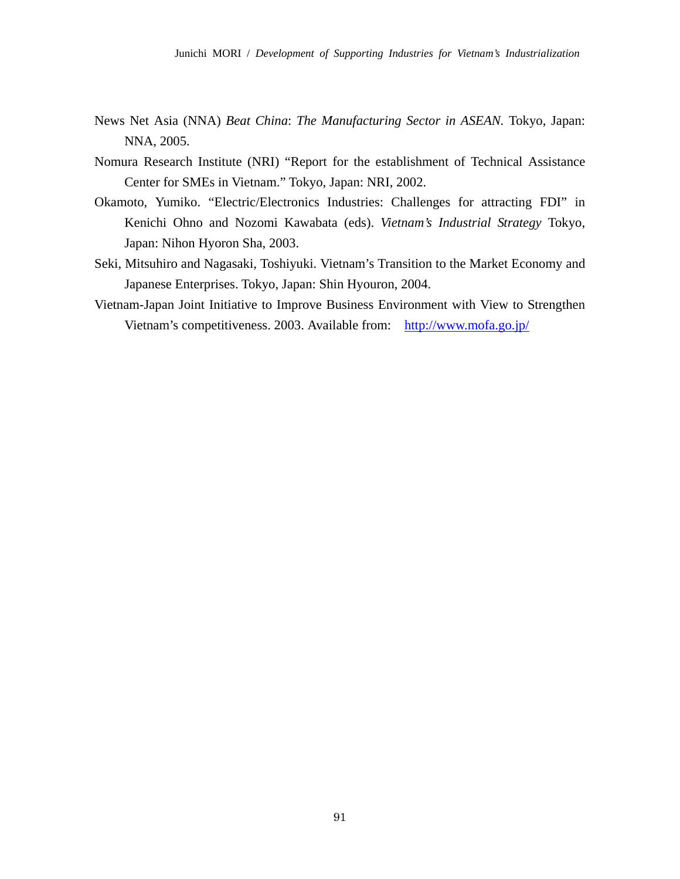News Net Asia (NNA) *Beat China*: *The Manufacturing Sector in ASEAN*. Tokyo, Japan: NNA, 2005.

Nomura Research Institute (NRI) "Report for the establishment of Technical Assistance Center for SMEs in Vietnam." Tokyo, Japan: NRI, 2002.

Okamoto, Yumiko. "Electric/Electronics Industries: Challenges for attracting FDI" in Kenichi Ohno and Nozomi Kawabata (eds). *Vietnam's Industrial Strategy* Tokyo, Japan: Nihon Hyoron Sha, 2003.

Seki, Mitsuhiro and Nagasaki, Toshiyuki. Vietnam's Transition to the Market Economy and Japanese Enterprises. Tokyo, Japan: Shin Hyouron, 2004.

Vietnam-Japan Joint Initiative to Improve Business Environment with View to Strengthen Vietnam's competitiveness. 2003. Available from: http://www.mofa.go.jp/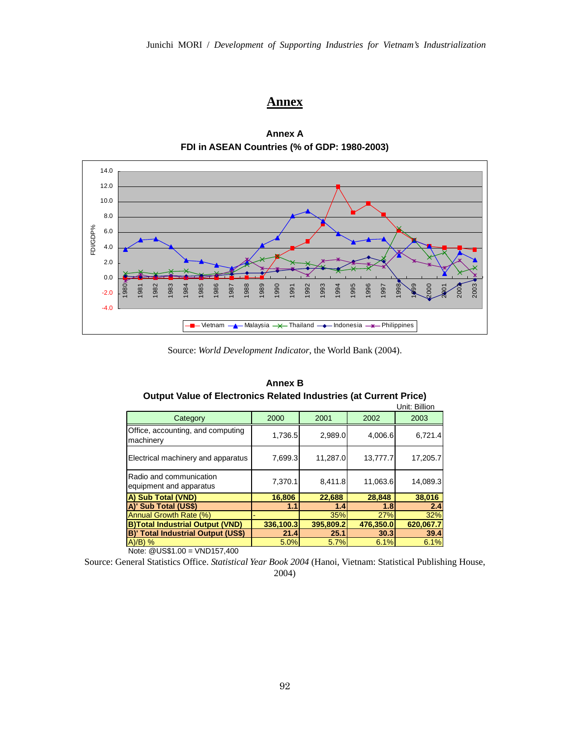# Annex

**Annex A**
**FDI in ASEAN Countries (% of GDP: 1980-2003)**

Source: *World Development Indicator*, the World Bank (2004).

**Annex B**
**Output Value of Electronics Related Industries (at Current Price)**

Unit: Billion

| Category | 2000 | 2001 | 2002 | 2003 |
|---|---|---|---|---|
| Office, accounting, and computing machinery | 1,736.5 | 2,989.0 | 4,006.6 | 6,721.4 |
| Electrical machinery and apparatus | 7,699.3 | 11,287.0 | 13,777.7 | 17,205.7 |
| Radio and communication equipment and apparatus | 7,370.1 | 8,411.8 | 11,063.6 | 14,089.3 |
| **A) Sub Total (VND)** | **16,806** | **22,688** | **28,848** | **38,016** |
| **A)' Sub Total (US$)** | **1.1** | **1.4** | **1.8** | **2.4** |
| Annual Growth Rate (%) | - | 35% | 27% | 32% |
| **B)Total Industrial Output (VND)** | **336,100.3** | **395,809.2** | **476,350.0** | **620,067.7** |
| **B)' Total Industrial Output (US$)** | **21.4** | **25.1** | **30.3** | **39.4** |
| A)/B) % | 5.0% | 5.7% | 6.1% | 6.1% |

Note: @US$1.00 = VND157,400

Source: General Statistics Office. *Statistical Year Book 2004* (Hanoi, Vietnam: Statistical Publishing House, 2004)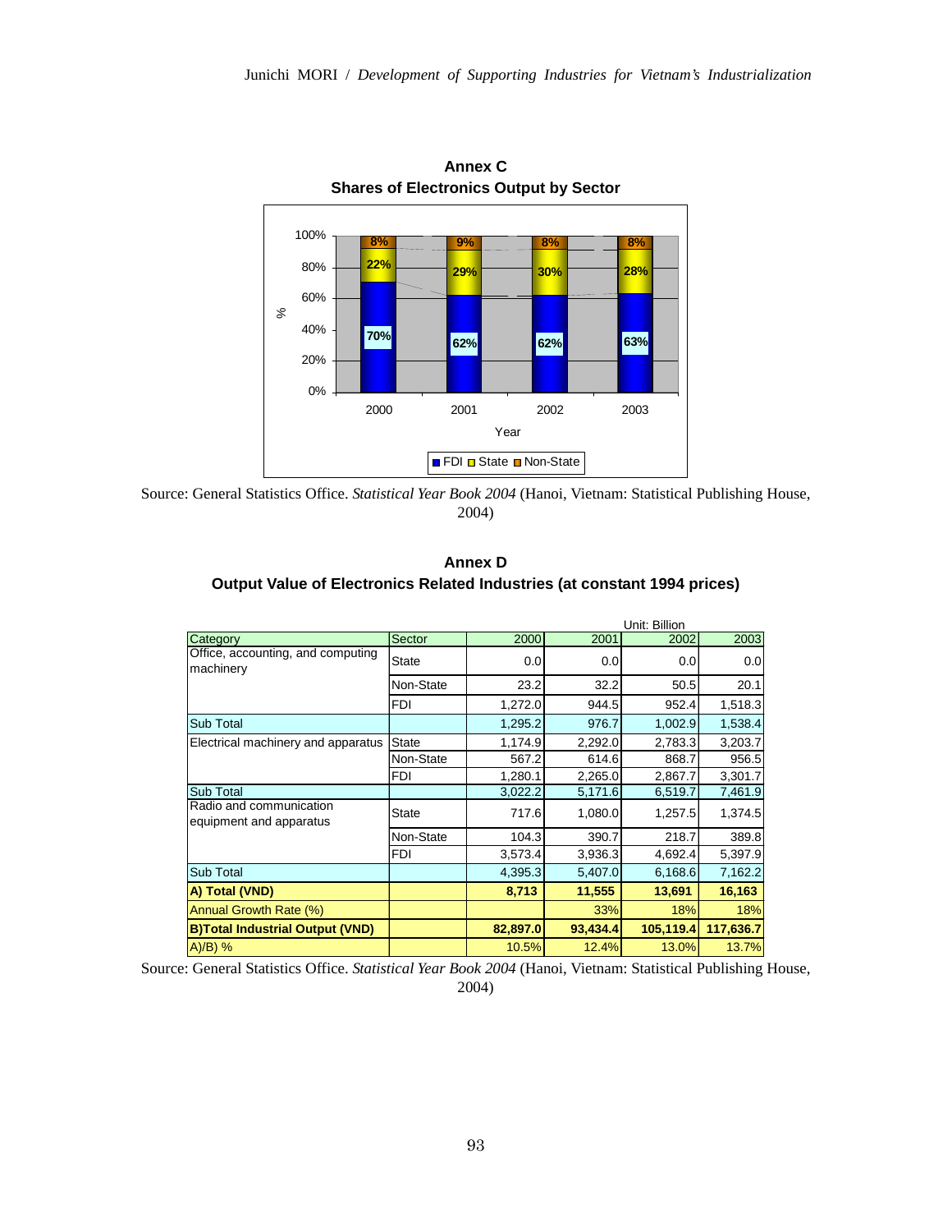## Annex C
## Shares of Electronics Output by Sector

| Year | FDI | State | Non-State |
|---|---|---|---|
| 2000 | 70% | 22% | 8% |
| 2001 | 62% | 29% | 9% |
| 2002 | 62% | 30% | 8% |
| 2003 | 63% | 28% | 8% |

Source: General Statistics Office. *Statistical Year Book 2004* (Hanoi, Vietnam: Statistical Publishing House, 2004)

## Annex D
## Output Value of Electronics Related Industries (at constant 1994 prices)

Unit: Billion

| Category | Sector | 2000 | 2001 | 2002 | 2003 |
|---|---|---|---|---|---|
| Office, accounting, and computing machinery | State | 0.0 | 0.0 | 0.0 | 0.0 |
| | Non-State | 23.2 | 32.2 | 50.5 | 20.1 |
| | FDI | 1,272.0 | 944.5 | 952.4 | 1,518.3 |
| Sub Total | | 1,295.2 | 976.7 | 1,002.9 | 1,538.4 |
| Electrical machinery and apparatus | State | 1,174.9 | 2,292.0 | 2,783.3 | 3,203.7 |
| | Non-State | 567.2 | 614.6 | 868.7 | 956.5 |
| | FDI | 1,280.1 | 2,265.0 | 2,867.7 | 3,301.7 |
| Sub Total | | 3,022.2 | 5,171.6 | 6,519.7 | 7,461.9 |
| Radio and communication equipment and apparatus | State | 717.6 | 1,080.0 | 1,257.5 | 1,374.5 |
| | Non-State | 104.3 | 390.7 | 218.7 | 389.8 |
| | FDI | 3,573.4 | 3,936.3 | 4,692.4 | 5,397.9 |
| Sub Total | | 4,395.3 | 5,407.0 | 6,168.6 | 7,162.2 |
| **A) Total (VND)** | | **8,713** | **11,555** | **13,691** | **16,163** |
| Annual Growth Rate (%) | | | 33% | 18% | 18% |
| **B)Total Industrial Output (VND)** | | **82,897.0** | **93,434.4** | **105,119.4** | **117,636.7** |
| A)/B) % | | 10.5% | 12.4% | 13.0% | 13.7% |

Source: General Statistics Office. *Statistical Year Book 2004* (Hanoi, Vietnam: Statistical Publishing House, 2004)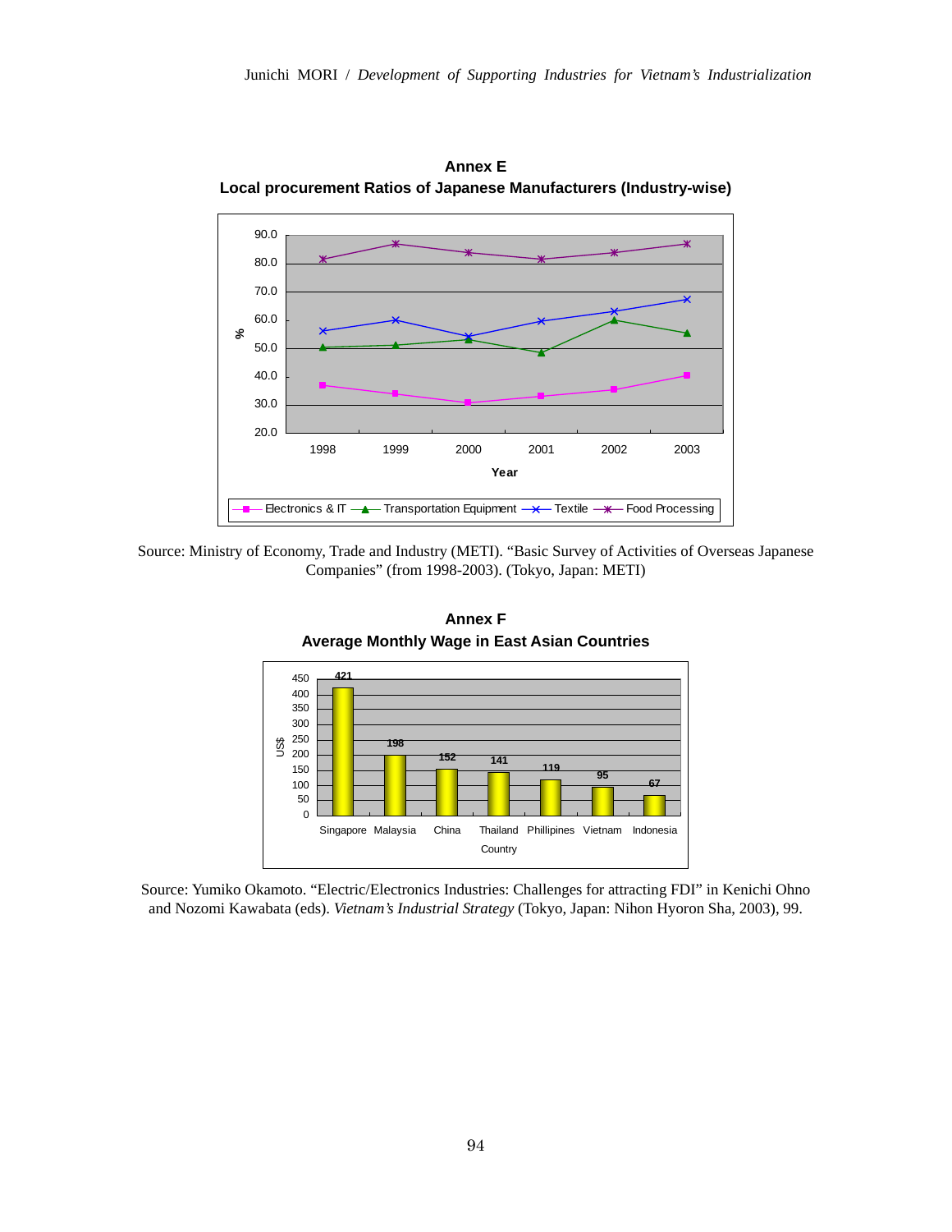**Annex E**

**Local procurement Ratios of Japanese Manufacturers (Industry-wise)**

Source: Ministry of Economy, Trade and Industry (METI). “Basic Survey of Activities of Overseas Japanese Companies” (from 1998-2003). (Tokyo, Japan: METI)

**Annex F**

**Average Monthly Wage in East Asian Countries**

| Country | US$ |
|---|---|
| Singapore | 421 |
| Malaysia | 198 |
| China | 152 |
| Thailand | 141 |
| Phillipines | 119 |
| Vietnam | 95 |
| Indonesia | 67 |

Source: Yumiko Okamoto. “Electric/Electronics Industries: Challenges for attracting FDI” in Kenichi Ohno and Nozomi Kawabata (eds). *Vietnam’s Industrial Strategy* (Tokyo, Japan: Nihon Hyoron Sha, 2003), 99.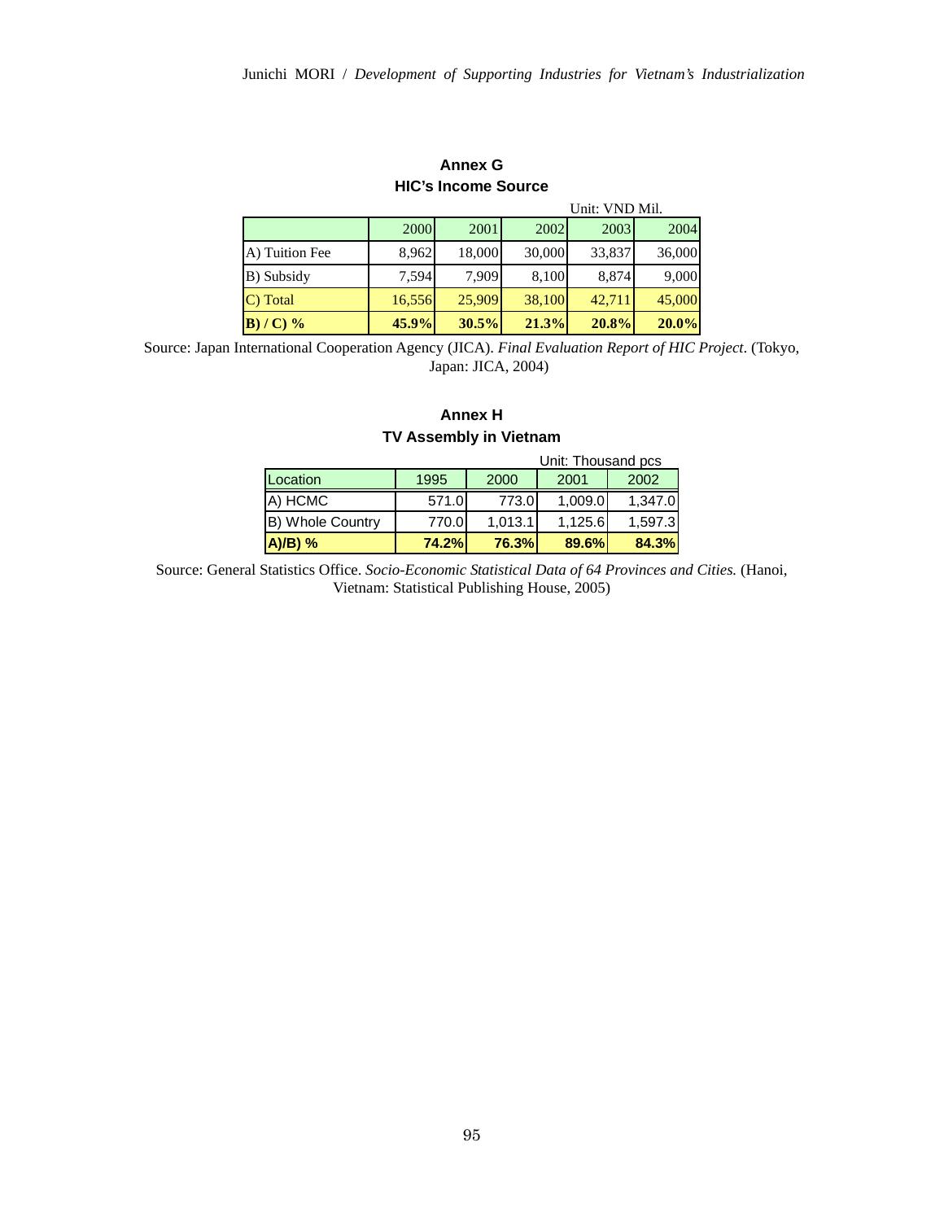## Annex G
## HIC's Income Source

Unit: VND Mil.

| | 2000 | 2001 | 2002 | 2003 | 2004 |
|---|---|---|---|---|---|
| A) Tuition Fee | 8,962 | 18,000 | 30,000 | 33,837 | 36,000 |
| B) Subsidy | 7,594 | 7,909 | 8,100 | 8,874 | 9,000 |
| C) Total | 16,556 | 25,909 | 38,100 | 42,711 | 45,000 |
| **B) / C) %** | **45.9%** | **30.5%** | **21.3%** | **20.8%** | **20.0%** |

Source: Japan International Cooperation Agency (JICA). *Final Evaluation Report of HIC Project*. (Tokyo, Japan: JICA, 2004)

## Annex H
## TV Assembly in Vietnam

Unit: Thousand pcs

| Location | 1995 | 2000 | 2001 | 2002 |
|---|---|---|---|---|
| A) HCMC | 571.0 | 773.0 | 1,009.0 | 1,347.0 |
| B) Whole Country | 770.0 | 1,013.1 | 1,125.6 | 1,597.3 |
| **A)/B) %** | **74.2%** | **76.3%** | **89.6%** | **84.3%** |

Source: General Statistics Office. *Socio-Economic Statistical Data of 64 Provinces and Cities.* (Hanoi, Vietnam: Statistical Publishing House, 2005)